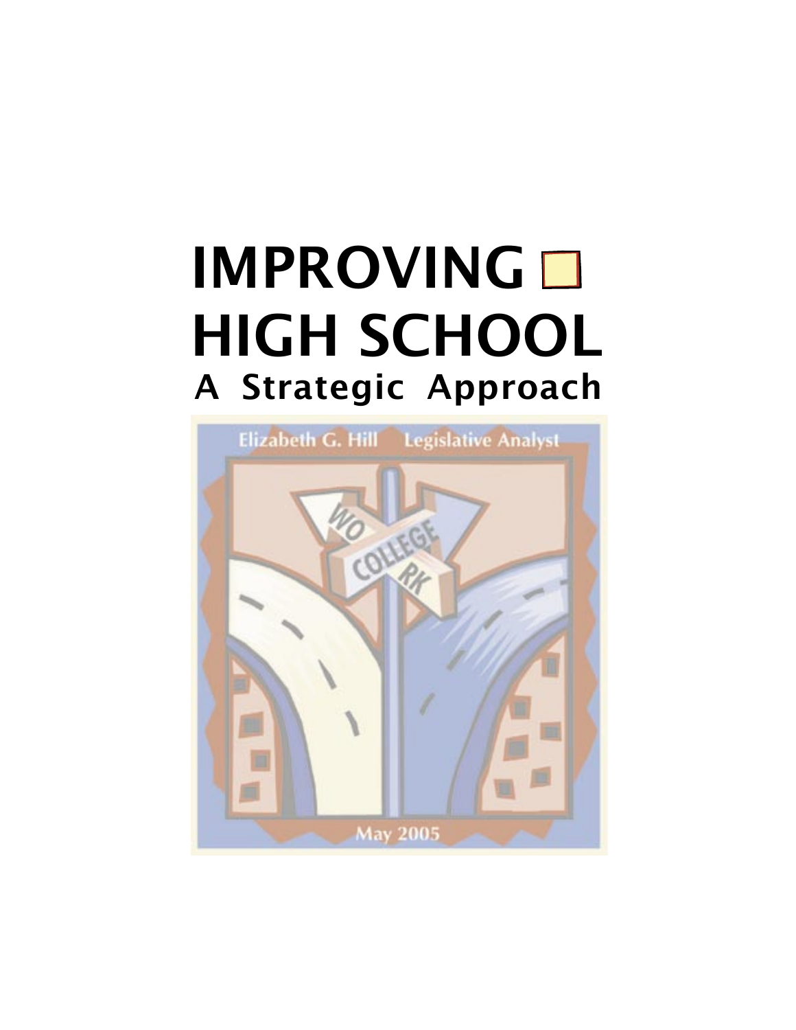# IMPROVING HIGH SCHOOL

## A Strategic Approach

Elizabeth G. Hill Legislative Analyst

May 2005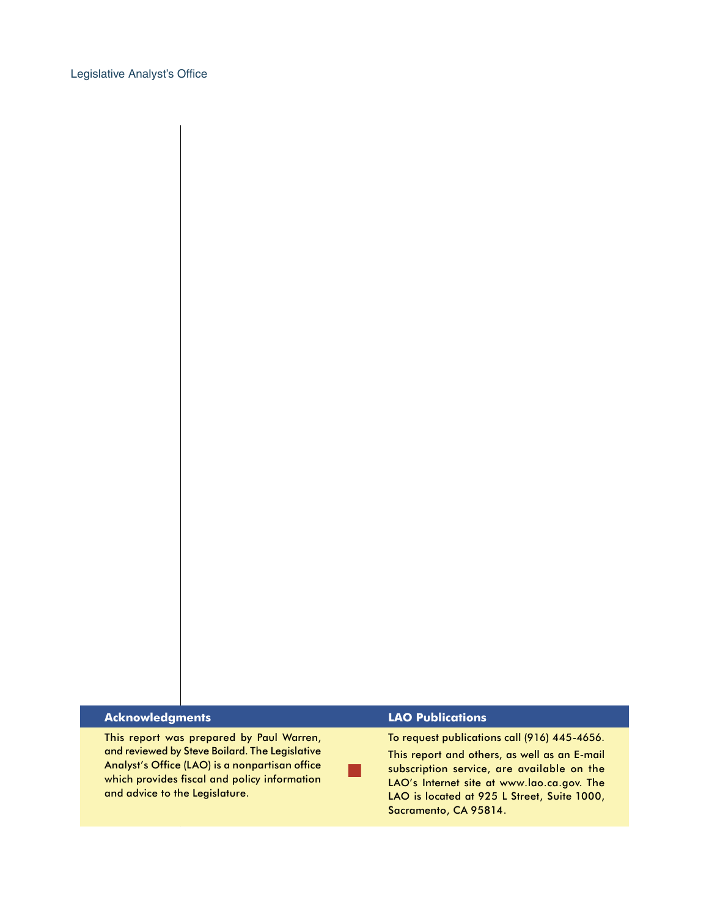### Acknowledgments

This report was prepared by Paul Warren, and reviewed by Steve Boilard. The Legislative Analyst's Office (LAO) is a nonpartisan office which provides fiscal and policy information and advice to the Legislature.

### LAO Publications

To request publications call (916) 445-4656.

This report and others, as well as an E-mail subscription service, are available on the LAO's Internet site at www.lao.ca.gov. The LAO is located at 925 L Street, Suite 1000, Sacramento, CA 95814.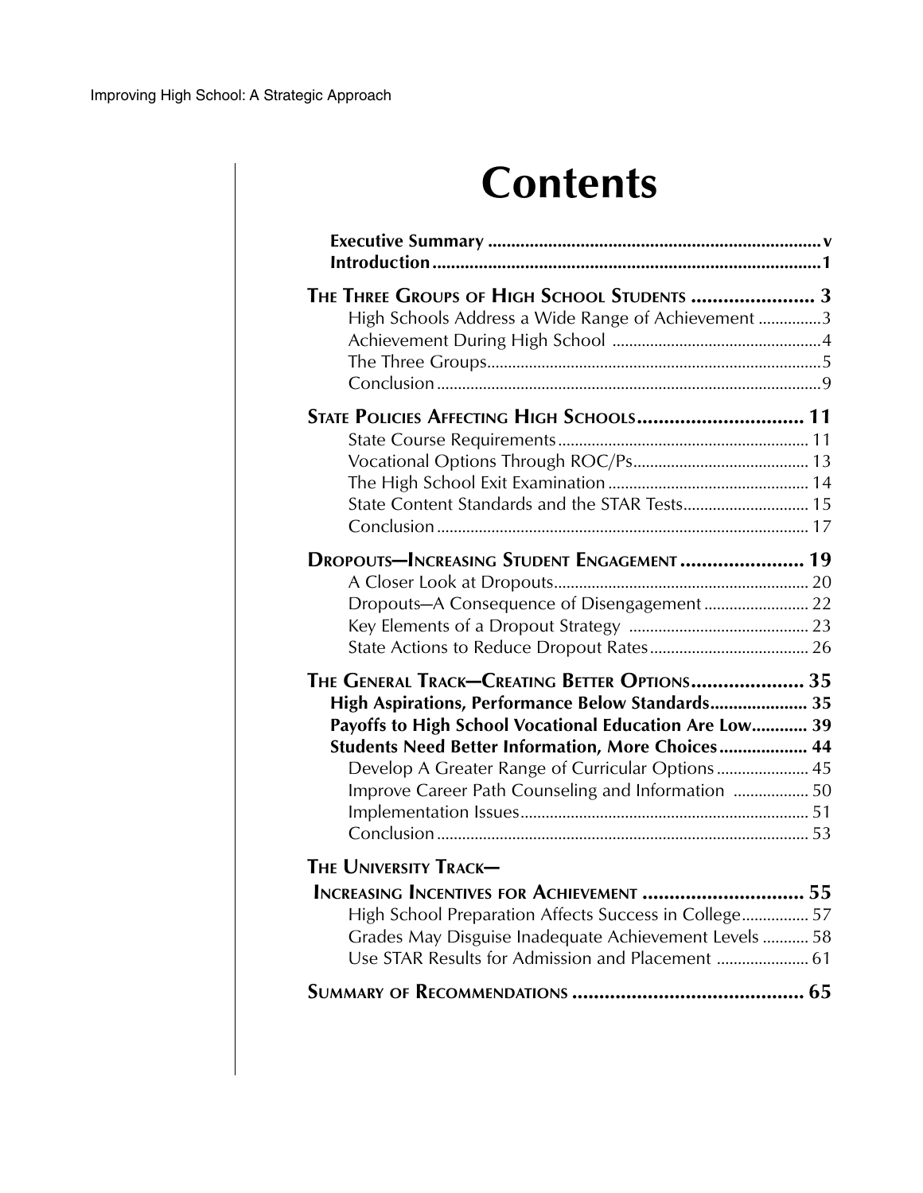# Contents

**Executive Summary** ........................................................................ v
**Introduction** .................................................................................... 1

**THE THREE GROUPS OF HIGH SCHOOL STUDENTS** ...................... 3
- High Schools Address a Wide Range of Achievement ............... 3
- Achievement During High School ................................................. 4
- The Three Groups ............................................................................ 5
- Conclusion ......................................................................................... 9

**STATE POLICIES AFFECTING HIGH SCHOOLS** ............................... 11
- State Course Requirements ........................................................... 11
- Vocational Options Through ROC/Ps .......................................... 13
- The High School Exit Examination ............................................... 14
- State Content Standards and the STAR Tests ............................. 15
- Conclusion ....................................................................................... 17

**DROPOUTS—INCREASING STUDENT ENGAGEMENT** ...................... 19
- A Closer Look at Dropouts ............................................................ 20
- Dropouts—A Consequence of Disengagement .......................... 22
- Key Elements of a Dropout Strategy .......................................... 23
- State Actions to Reduce Dropout Rates ...................................... 26

**THE GENERAL TRACK—CREATING BETTER OPTIONS** ..................... 35
- **High Aspirations, Performance Below Standards** ..................... 35
- **Payoffs to High School Vocational Education Are Low** ............ 39
- **Students Need Better Information, More Choices** ................... 44
  - Develop A Greater Range of Curricular Options ...................... 45
  - Improve Career Path Counseling and Information .................. 50
  - Implementation Issues .................................................................. 51
  - Conclusion ....................................................................................... 53

**THE UNIVERSITY TRACK— INCREASING INCENTIVES FOR ACHIEVEMENT** .............................. 55
- High School Preparation Affects Success in College ................ 57
- Grades May Disguise Inadequate Achievement Levels ........... 58
- Use STAR Results for Admission and Placement ...................... 61

**SUMMARY OF RECOMMENDATIONS** ........................................... 65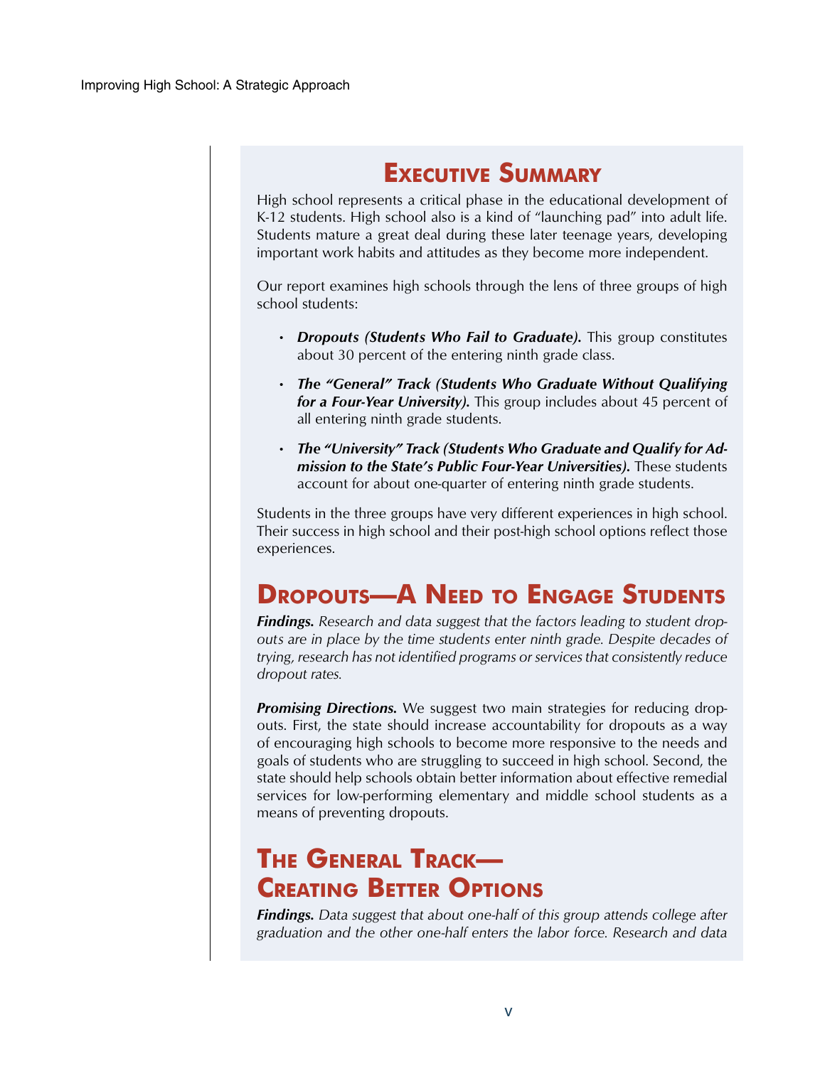# Executive Summary

High school represents a critical phase in the educational development of K-12 students. High school also is a kind of "launching pad" into adult life. Students mature a great deal during these later teenage years, developing important work habits and attitudes as they become more independent.

Our report examines high schools through the lens of three groups of high school students:

- ***Dropouts (Students Who Fail to Graduate).*** This group constitutes about 30 percent of the entering ninth grade class.
- ***The "General" Track (Students Who Graduate Without Qualifying for a Four-Year University).*** This group includes about 45 percent of all entering ninth grade students.
- ***The "University" Track (Students Who Graduate and Qualify for Admission to the State's Public Four-Year Universities).*** These students account for about one-quarter of entering ninth grade students.

Students in the three groups have very different experiences in high school. Their success in high school and their post-high school options reflect those experiences.

## Dropouts—A Need to Engage Students

***Findings.*** *Research and data suggest that the factors leading to student dropouts are in place by the time students enter ninth grade. Despite decades of trying, research has not identified programs or services that consistently reduce dropout rates.*

***Promising Directions.*** We suggest two main strategies for reducing dropouts. First, the state should increase accountability for dropouts as a way of encouraging high schools to become more responsive to the needs and goals of students who are struggling to succeed in high school. Second, the state should help schools obtain better information about effective remedial services for low-performing elementary and middle school students as a means of preventing dropouts.

## The General Track—Creating Better Options

***Findings.*** *Data suggest that about one-half of this group attends college after graduation and the other one-half enters the labor force. Research and data*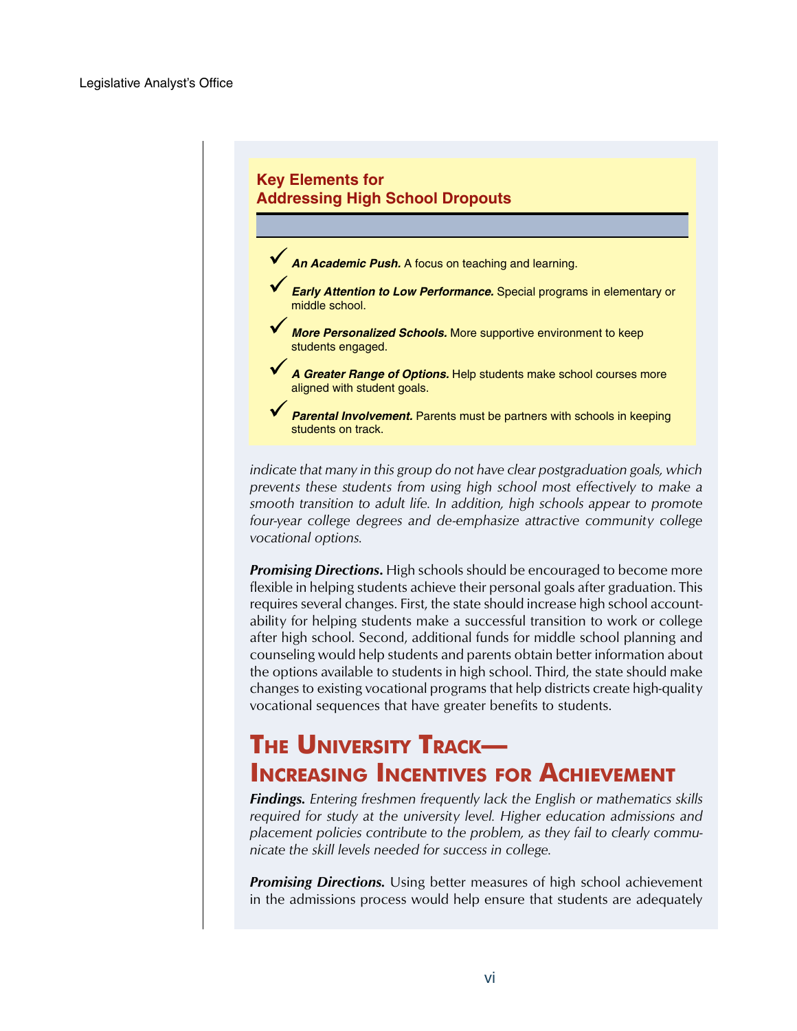**Key Elements for Addressing High School Dropouts**

- ✓ ***An Academic Push.*** A focus on teaching and learning.
- ✓ ***Early Attention to Low Performance.*** Special programs in elementary or middle school.
- ✓ ***More Personalized Schools.*** More supportive environment to keep students engaged.
- ✓ ***A Greater Range of Options.*** Help students make school courses more aligned with student goals.
- ✓ ***Parental Involvement.*** Parents must be partners with schools in keeping students on track.

*indicate that many in this group do not have clear postgraduation goals, which prevents these students from using high school most effectively to make a smooth transition to adult life. In addition, high schools appear to promote four-year college degrees and de-emphasize attractive community college vocational options.*

***Promising Directions.*** High schools should be encouraged to become more flexible in helping students achieve their personal goals after graduation. This requires several changes. First, the state should increase high school accountability for helping students make a successful transition to work or college after high school. Second, additional funds for middle school planning and counseling would help students and parents obtain better information about the options available to students in high school. Third, the state should make changes to existing vocational programs that help districts create high-quality vocational sequences that have greater benefits to students.

## The University Track—Increasing Incentives for Achievement

***Findings.*** *Entering freshmen frequently lack the English or mathematics skills required for study at the university level. Higher education admissions and placement policies contribute to the problem, as they fail to clearly communicate the skill levels needed for success in college.*

***Promising Directions.*** Using better measures of high school achievement in the admissions process would help ensure that students are adequately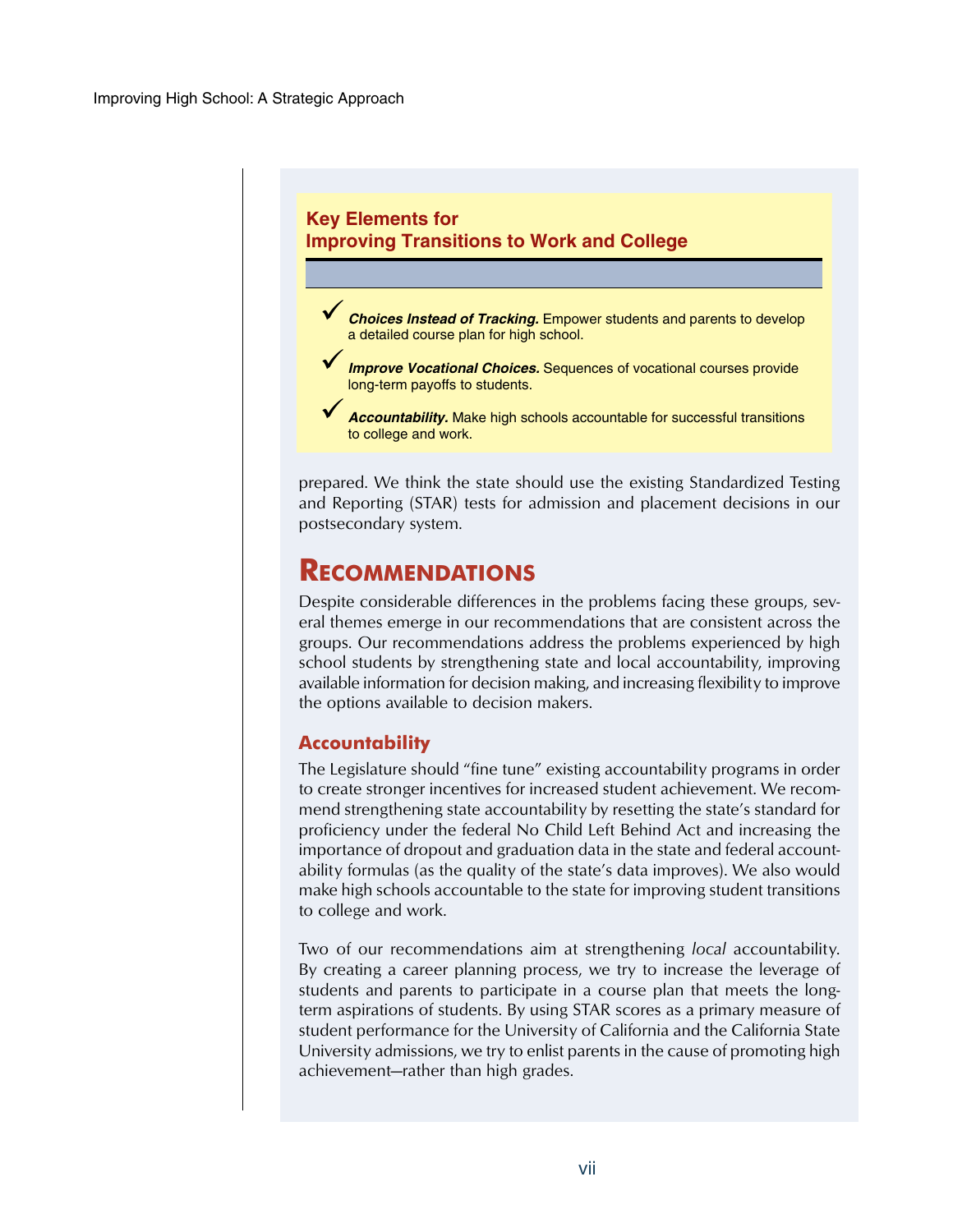**Key Elements for Improving Transitions to Work and College**

- ✓ ***Choices Instead of Tracking.*** Empower students and parents to develop a detailed course plan for high school.
- ✓ ***Improve Vocational Choices.*** Sequences of vocational courses provide long-term payoffs to students.
- ✓ ***Accountability.*** Make high schools accountable for successful transitions to college and work.

prepared. We think the state should use the existing Standardized Testing and Reporting (STAR) tests for admission and placement decisions in our postsecondary system.

## Recommendations

Despite considerable differences in the problems facing these groups, several themes emerge in our recommendations that are consistent across the groups. Our recommendations address the problems experienced by high school students by strengthening state and local accountability, improving available information for decision making, and increasing flexibility to improve the options available to decision makers.

### Accountability

The Legislature should "fine tune" existing accountability programs in order to create stronger incentives for increased student achievement. We recommend strengthening state accountability by resetting the state's standard for proficiency under the federal No Child Left Behind Act and increasing the importance of dropout and graduation data in the state and federal accountability formulas (as the quality of the state's data improves). We also would make high schools accountable to the state for improving student transitions to college and work.

Two of our recommendations aim at strengthening *local* accountability. By creating a career planning process, we try to increase the leverage of students and parents to participate in a course plan that meets the long-term aspirations of students. By using STAR scores as a primary measure of student performance for the University of California and the California State University admissions, we try to enlist parents in the cause of promoting high achievement—rather than high grades.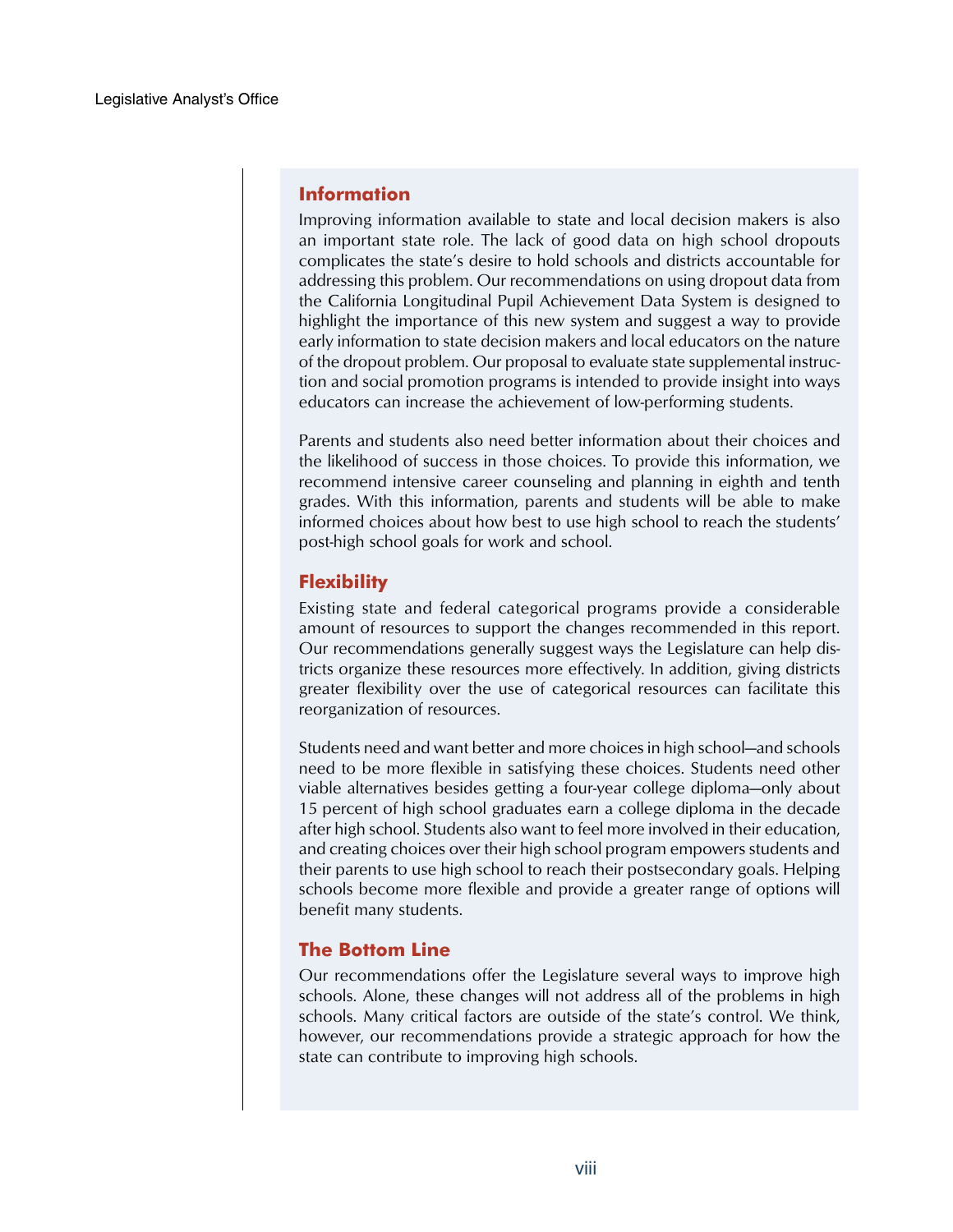### Information

Improving information available to state and local decision makers is also an important state role. The lack of good data on high school dropouts complicates the state's desire to hold schools and districts accountable for addressing this problem. Our recommendations on using dropout data from the California Longitudinal Pupil Achievement Data System is designed to highlight the importance of this new system and suggest a way to provide early information to state decision makers and local educators on the nature of the dropout problem. Our proposal to evaluate state supplemental instruction and social promotion programs is intended to provide insight into ways educators can increase the achievement of low-performing students.

Parents and students also need better information about their choices and the likelihood of success in those choices. To provide this information, we recommend intensive career counseling and planning in eighth and tenth grades. With this information, parents and students will be able to make informed choices about how best to use high school to reach the students' post-high school goals for work and school.

### Flexibility

Existing state and federal categorical programs provide a considerable amount of resources to support the changes recommended in this report. Our recommendations generally suggest ways the Legislature can help districts organize these resources more effectively. In addition, giving districts greater flexibility over the use of categorical resources can facilitate this reorganization of resources.

Students need and want better and more choices in high school—and schools need to be more flexible in satisfying these choices. Students need other viable alternatives besides getting a four-year college diploma—only about 15 percent of high school graduates earn a college diploma in the decade after high school. Students also want to feel more involved in their education, and creating choices over their high school program empowers students and their parents to use high school to reach their postsecondary goals. Helping schools become more flexible and provide a greater range of options will benefit many students.

### The Bottom Line

Our recommendations offer the Legislature several ways to improve high schools. Alone, these changes will not address all of the problems in high schools. Many critical factors are outside of the state's control. We think, however, our recommendations provide a strategic approach for how the state can contribute to improving high schools.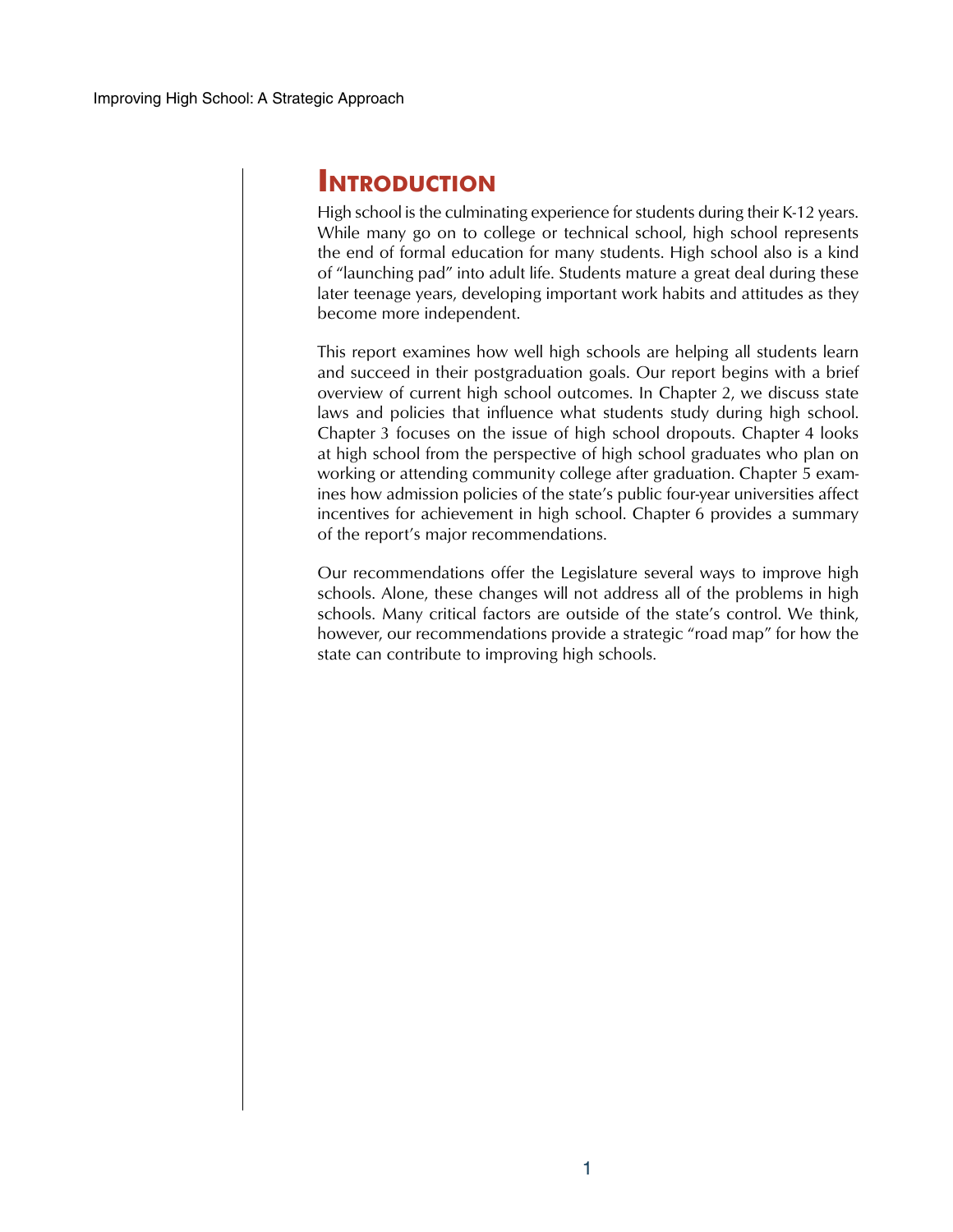# Introduction

High school is the culminating experience for students during their K-12 years. While many go on to college or technical school, high school represents the end of formal education for many students. High school also is a kind of "launching pad" into adult life. Students mature a great deal during these later teenage years, developing important work habits and attitudes as they become more independent.

This report examines how well high schools are helping all students learn and succeed in their postgraduation goals. Our report begins with a brief overview of current high school outcomes. In Chapter 2, we discuss state laws and policies that influence what students study during high school. Chapter 3 focuses on the issue of high school dropouts. Chapter 4 looks at high school from the perspective of high school graduates who plan on working or attending community college after graduation. Chapter 5 examines how admission policies of the state's public four-year universities affect incentives for achievement in high school. Chapter 6 provides a summary of the report's major recommendations.

Our recommendations offer the Legislature several ways to improve high schools. Alone, these changes will not address all of the problems in high schools. Many critical factors are outside of the state's control. We think, however, our recommendations provide a strategic "road map" for how the state can contribute to improving high schools.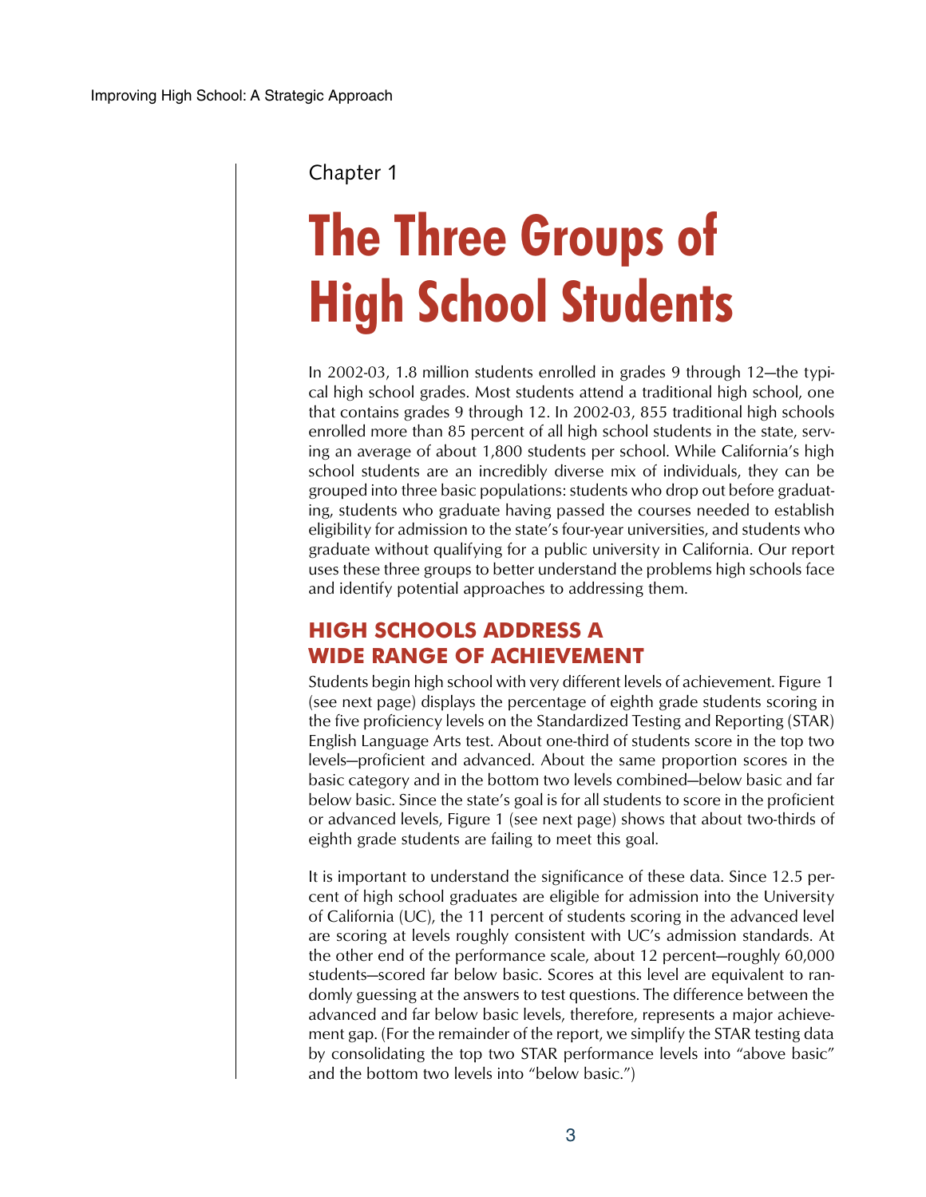Chapter 1

# The Three Groups of High School Students

In 2002-03, 1.8 million students enrolled in grades 9 through 12—the typical high school grades. Most students attend a traditional high school, one that contains grades 9 through 12. In 2002-03, 855 traditional high schools enrolled more than 85 percent of all high school students in the state, serving an average of about 1,800 students per school. While California's high school students are an incredibly diverse mix of individuals, they can be grouped into three basic populations: students who drop out before graduating, students who graduate having passed the courses needed to establish eligibility for admission to the state's four-year universities, and students who graduate without qualifying for a public university in California. Our report uses these three groups to better understand the problems high schools face and identify potential approaches to addressing them.

## HIGH SCHOOLS ADDRESS A WIDE RANGE OF ACHIEVEMENT

Students begin high school with very different levels of achievement. Figure 1 (see next page) displays the percentage of eighth grade students scoring in the five proficiency levels on the Standardized Testing and Reporting (STAR) English Language Arts test. About one-third of students score in the top two levels—proficient and advanced. About the same proportion scores in the basic category and in the bottom two levels combined—below basic and far below basic. Since the state's goal is for all students to score in the proficient or advanced levels, Figure 1 (see next page) shows that about two-thirds of eighth grade students are failing to meet this goal.

It is important to understand the significance of these data. Since 12.5 percent of high school graduates are eligible for admission into the University of California (UC), the 11 percent of students scoring in the advanced level are scoring at levels roughly consistent with UC's admission standards. At the other end of the performance scale, about 12 percent—roughly 60,000 students—scored far below basic. Scores at this level are equivalent to randomly guessing at the answers to test questions. The difference between the advanced and far below basic levels, therefore, represents a major achievement gap. (For the remainder of the report, we simplify the STAR testing data by consolidating the top two STAR performance levels into "above basic" and the bottom two levels into "below basic.")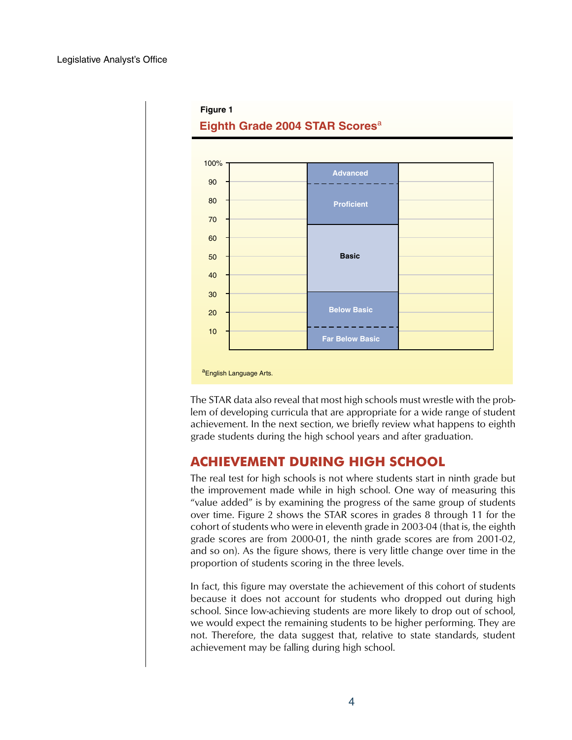**Figure 1**

**Eighth Grade 2004 STAR Scores[a]**

[a]English Language Arts.

The STAR data also reveal that most high schools must wrestle with the problem of developing curricula that are appropriate for a wide range of student achievement. In the next section, we briefly review what happens to eighth grade students during the high school years and after graduation.

## ACHIEVEMENT DURING HIGH SCHOOL

The real test for high schools is not where students start in ninth grade but the improvement made while in high school. One way of measuring this "value added" is by examining the progress of the same group of students over time. Figure 2 shows the STAR scores in grades 8 through 11 for the cohort of students who were in eleventh grade in 2003-04 (that is, the eighth grade scores are from 2000-01, the ninth grade scores are from 2001-02, and so on). As the figure shows, there is very little change over time in the proportion of students scoring in the three levels.

In fact, this figure may overstate the achievement of this cohort of students because it does not account for students who dropped out during high school. Since low-achieving students are more likely to drop out of school, we would expect the remaining students to be higher performing. They are not. Therefore, the data suggest that, relative to state standards, student achievement may be falling during high school.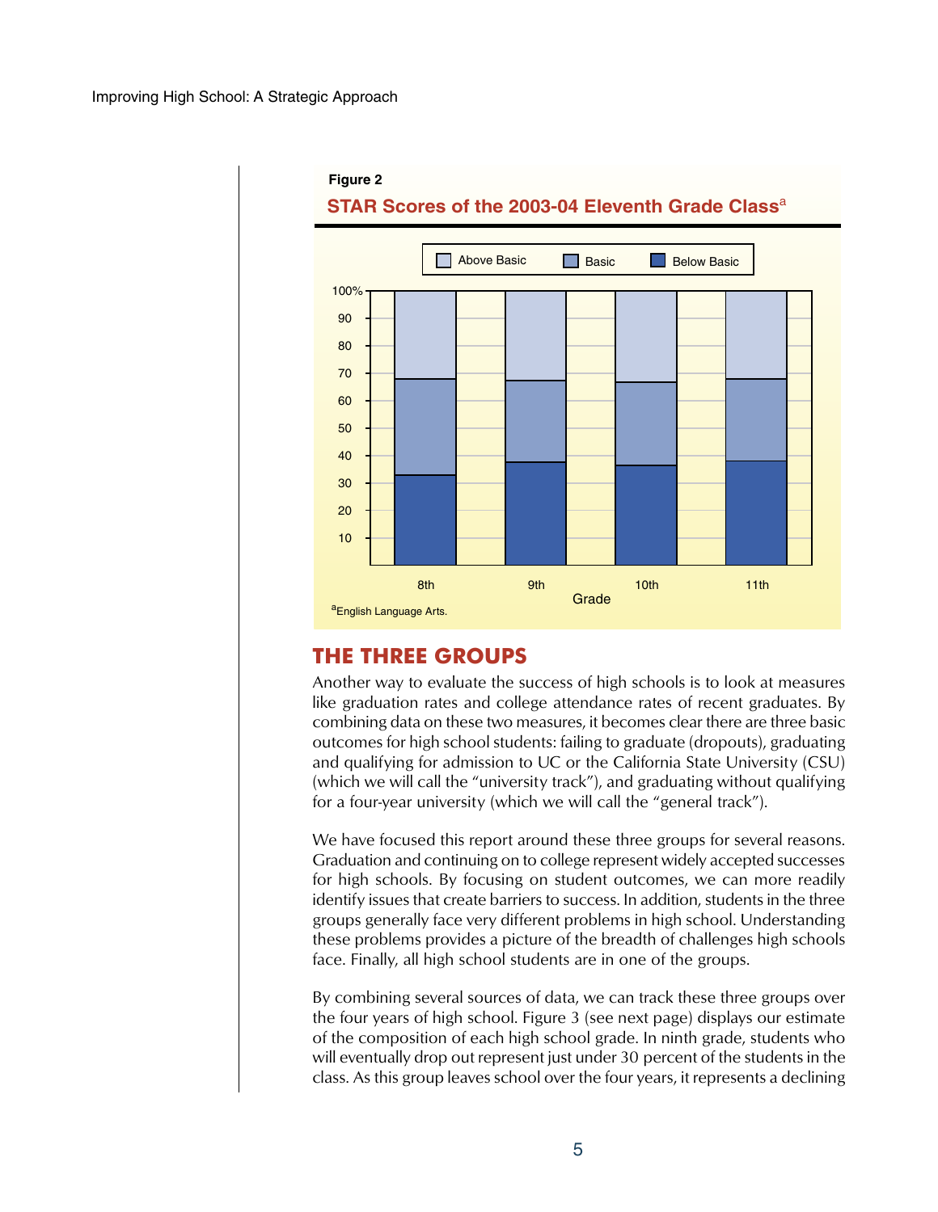**Figure 2**

**STAR Scores of the 2003-04 Eleventh Grade Class**[a]

[a]English Language Arts.

## THE THREE GROUPS

Another way to evaluate the success of high schools is to look at measures like graduation rates and college attendance rates of recent graduates. By combining data on these two measures, it becomes clear there are three basic outcomes for high school students: failing to graduate (dropouts), graduating and qualifying for admission to UC or the California State University (CSU) (which we will call the "university track"), and graduating without qualifying for a four-year university (which we will call the "general track").

We have focused this report around these three groups for several reasons. Graduation and continuing on to college represent widely accepted successes for high schools. By focusing on student outcomes, we can more readily identify issues that create barriers to success. In addition, students in the three groups generally face very different problems in high school. Understanding these problems provides a picture of the breadth of challenges high schools face. Finally, all high school students are in one of the groups.

By combining several sources of data, we can track these three groups over the four years of high school. Figure 3 (see next page) displays our estimate of the composition of each high school grade. In ninth grade, students who will eventually drop out represent just under 30 percent of the students in the class. As this group leaves school over the four years, it represents a declining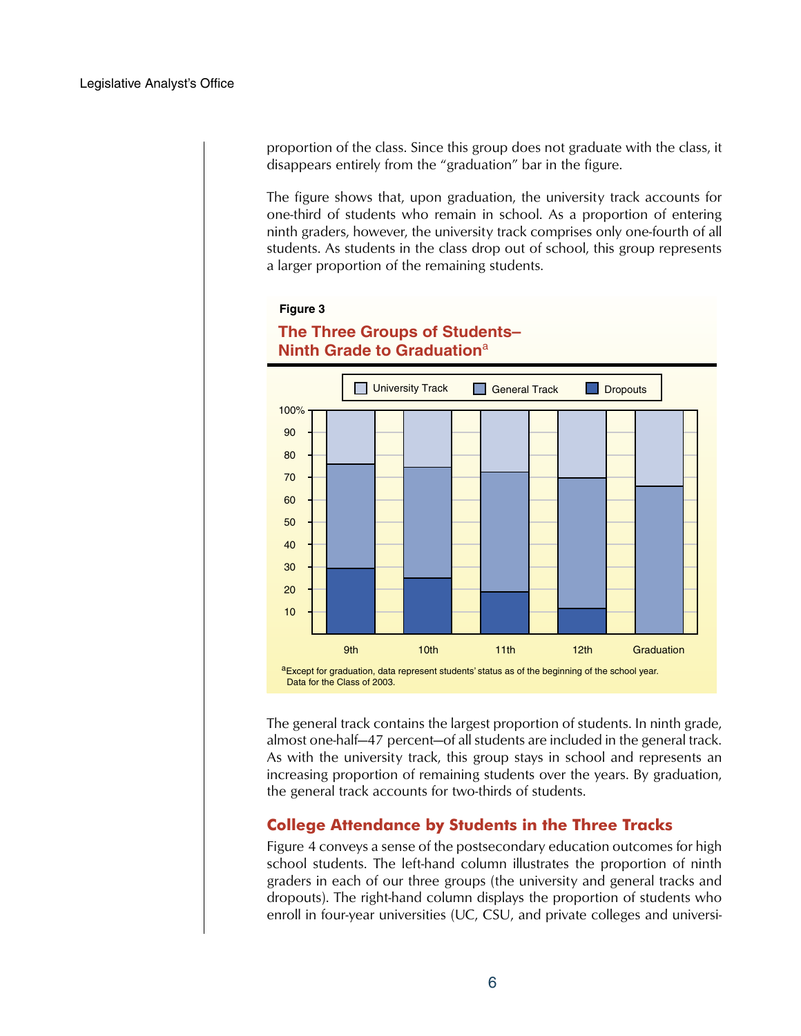proportion of the class. Since this group does not graduate with the class, it disappears entirely from the "graduation" bar in the figure.

The figure shows that, upon graduation, the university track accounts for one-third of students who remain in school. As a proportion of entering ninth graders, however, the university track comprises only one-fourth of all students. As students in the class drop out of school, this group represents a larger proportion of the remaining students.

**Figure 3**

**The Three Groups of Students–Ninth Grade to Graduation[a]**

University Track | General Track | Dropouts

100% | 90 | 80 | 70 | 60 | 50 | 40 | 30 | 20 | 10

9th | 10th | 11th | 12th | Graduation

[a]Except for graduation, data represent students' status as of the beginning of the school year. Data for the Class of 2003.

The general track contains the largest proportion of students. In ninth grade, almost one-half—47 percent—of all students are included in the general track. As with the university track, this group stays in school and represents an increasing proportion of remaining students over the years. By graduation, the general track accounts for two-thirds of students.

## College Attendance by Students in the Three Tracks

Figure 4 conveys a sense of the postsecondary education outcomes for high school students. The left-hand column illustrates the proportion of ninth graders in each of our three groups (the university and general tracks and dropouts). The right-hand column displays the proportion of students who enroll in four-year universities (UC, CSU, and private colleges and universi-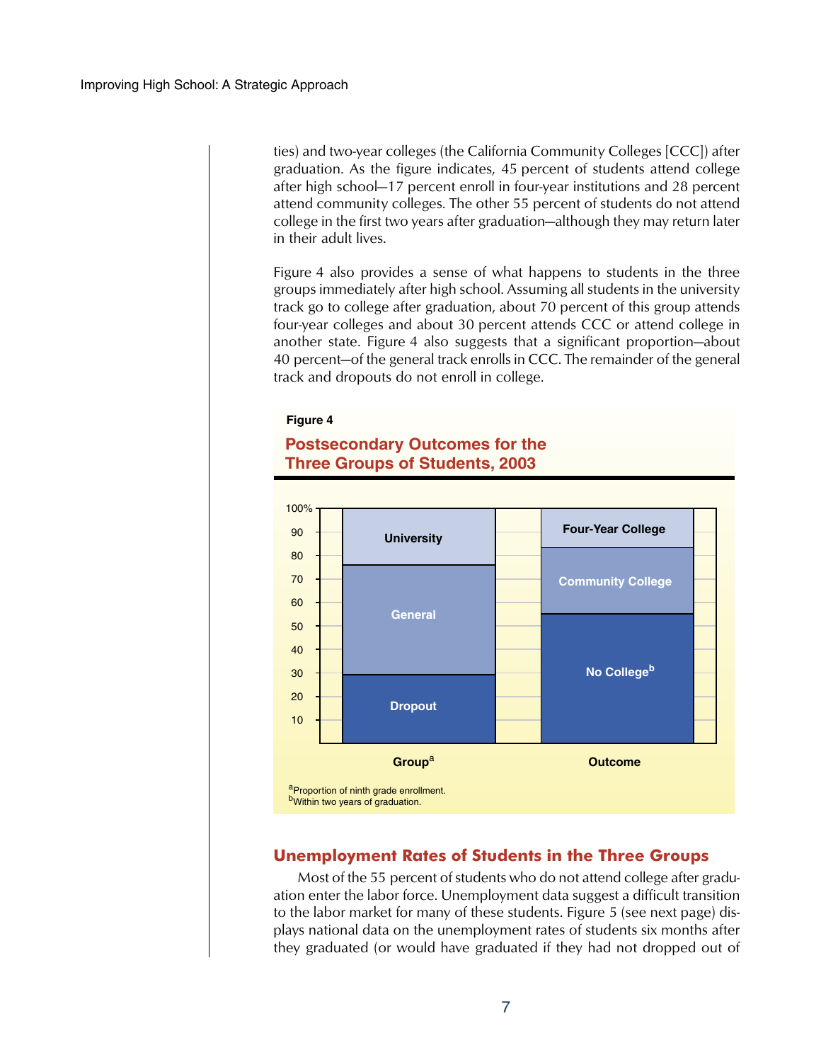ties) and two-year colleges (the California Community Colleges [CCC]) after graduation. As the figure indicates, 45 percent of students attend college after high school—17 percent enroll in four-year institutions and 28 percent attend community colleges. The other 55 percent of students do not attend college in the first two years after graduation—although they may return later in their adult lives.

Figure 4 also provides a sense of what happens to students in the three groups immediately after high school. Assuming all students in the university track go to college after graduation, about 70 percent of this group attends four-year colleges and about 30 percent attends CCC or attend college in another state. Figure 4 also suggests that a significant proportion—about 40 percent—of the general track enrolls in CCC. The remainder of the general track and dropouts do not enroll in college.

**Figure 4**

**Postsecondary Outcomes for the Three Groups of Students, 2003**

| | Group[a] | Outcome |
|---|---|---|
| Top segment | University | Four-Year College |
| Middle segment | General | Community College |
| Bottom segment | Dropout | No College[b] |

[a]Proportion of ninth grade enrollment.
[b]Within two years of graduation.

## Unemployment Rates of Students in the Three Groups

Most of the 55 percent of students who do not attend college after graduation enter the labor force. Unemployment data suggest a difficult transition to the labor market for many of these students. Figure 5 (see next page) displays national data on the unemployment rates of students six months after they graduated (or would have graduated if they had not dropped out of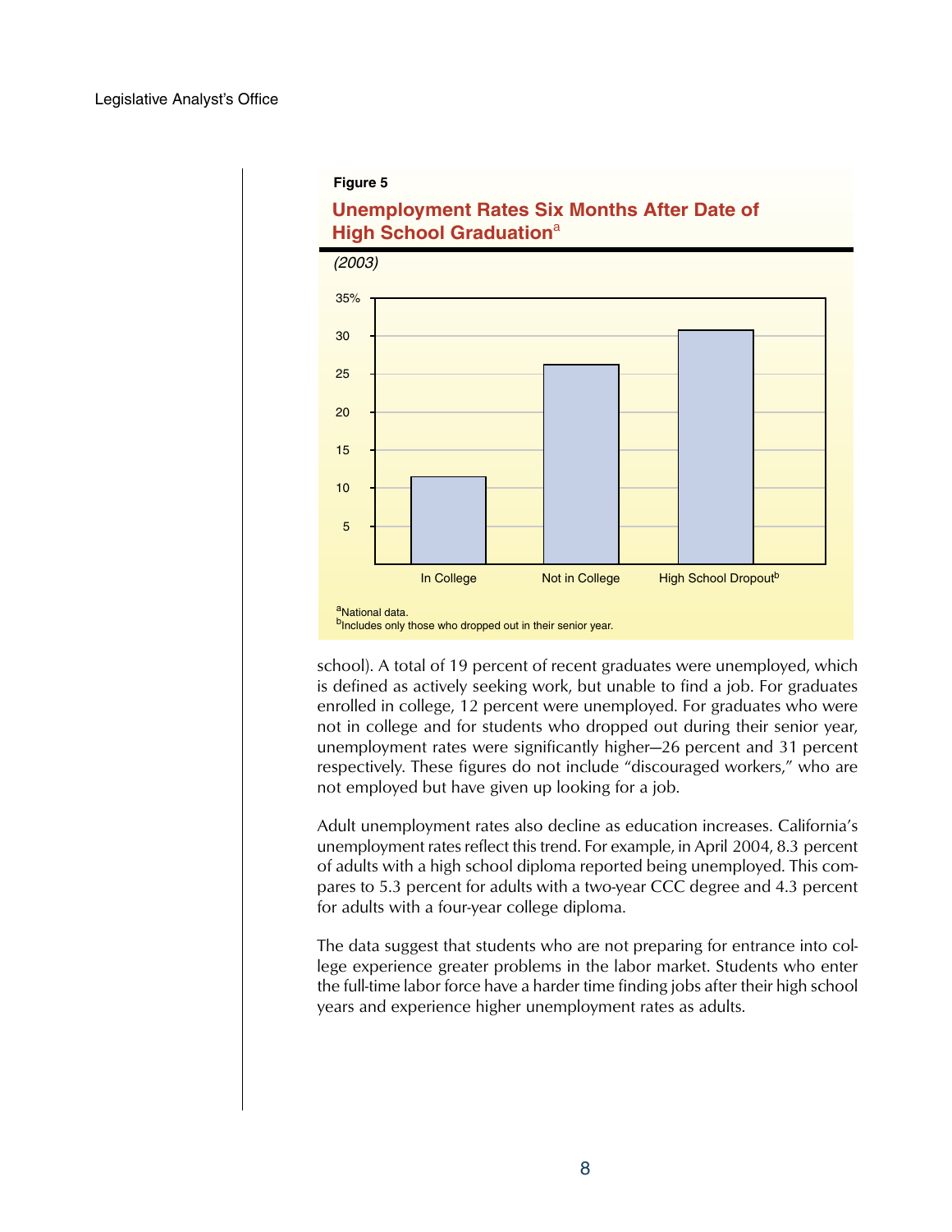**Figure 5**

## Unemployment Rates Six Months After Date of High School Graduation[a]

*(2003)*

[a]National data.

[b]Includes only those who dropped out in their senior year.

school). A total of 19 percent of recent graduates were unemployed, which is defined as actively seeking work, but unable to find a job. For graduates enrolled in college, 12 percent were unemployed. For graduates who were not in college and for students who dropped out during their senior year, unemployment rates were significantly higher—26 percent and 31 percent respectively. These figures do not include "discouraged workers," who are not employed but have given up looking for a job.

Adult unemployment rates also decline as education increases. California's unemployment rates reflect this trend. For example, in April 2004, 8.3 percent of adults with a high school diploma reported being unemployed. This compares to 5.3 percent for adults with a two-year CCC degree and 4.3 percent for adults with a four-year college diploma.

The data suggest that students who are not preparing for entrance into college experience greater problems in the labor market. Students who enter the full-time labor force have a harder time finding jobs after their high school years and experience higher unemployment rates as adults.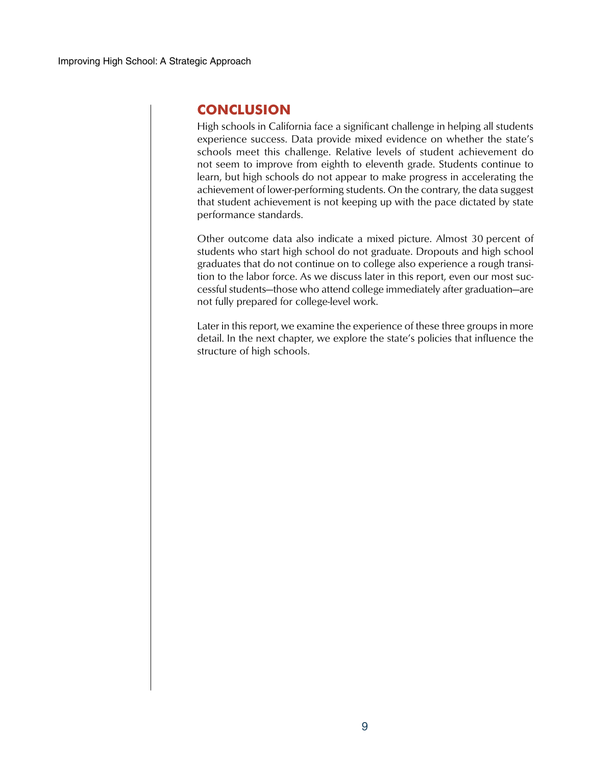## CONCLUSION

High schools in California face a significant challenge in helping all students experience success. Data provide mixed evidence on whether the state's schools meet this challenge. Relative levels of student achievement do not seem to improve from eighth to eleventh grade. Students continue to learn, but high schools do not appear to make progress in accelerating the achievement of lower-performing students. On the contrary, the data suggest that student achievement is not keeping up with the pace dictated by state performance standards.

Other outcome data also indicate a mixed picture. Almost 30 percent of students who start high school do not graduate. Dropouts and high school graduates that do not continue on to college also experience a rough transition to the labor force. As we discuss later in this report, even our most successful students—those who attend college immediately after graduation—are not fully prepared for college-level work.

Later in this report, we examine the experience of these three groups in more detail. In the next chapter, we explore the state's policies that influence the structure of high schools.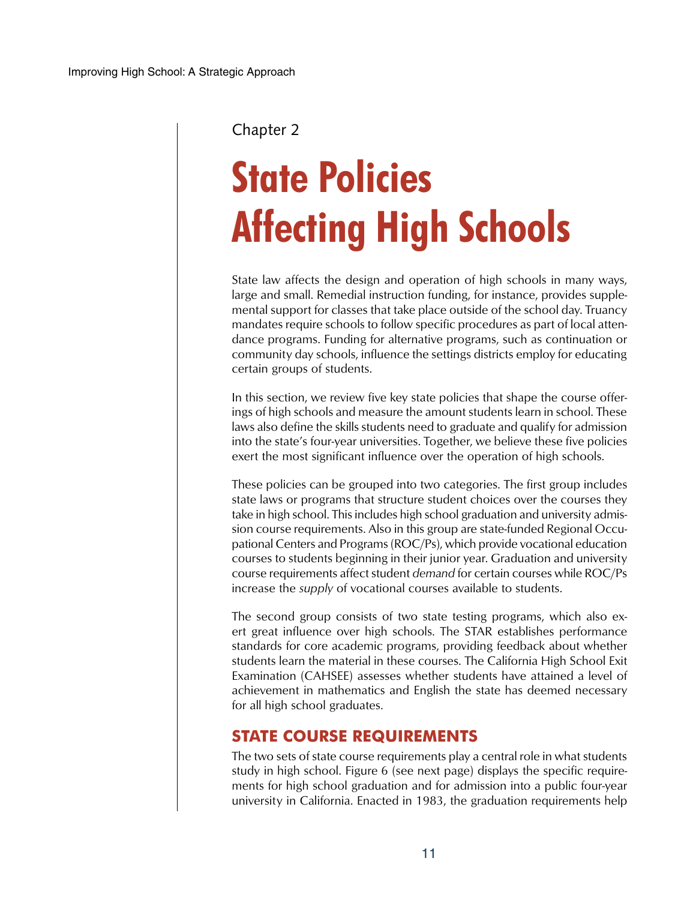Chapter 2

# State Policies Affecting High Schools

State law affects the design and operation of high schools in many ways, large and small. Remedial instruction funding, for instance, provides supplemental support for classes that take place outside of the school day. Truancy mandates require schools to follow specific procedures as part of local attendance programs. Funding for alternative programs, such as continuation or community day schools, influence the settings districts employ for educating certain groups of students.

In this section, we review five key state policies that shape the course offerings of high schools and measure the amount students learn in school. These laws also define the skills students need to graduate and qualify for admission into the state's four-year universities. Together, we believe these five policies exert the most significant influence over the operation of high schools.

These policies can be grouped into two categories. The first group includes state laws or programs that structure student choices over the courses they take in high school. This includes high school graduation and university admission course requirements. Also in this group are state-funded Regional Occupational Centers and Programs (ROC/Ps), which provide vocational education courses to students beginning in their junior year. Graduation and university course requirements affect student *demand* for certain courses while ROC/Ps increase the *supply* of vocational courses available to students.

The second group consists of two state testing programs, which also exert great influence over high schools. The STAR establishes performance standards for core academic programs, providing feedback about whether students learn the material in these courses. The California High School Exit Examination (CAHSEE) assesses whether students have attained a level of achievement in mathematics and English the state has deemed necessary for all high school graduates.

## STATE COURSE REQUIREMENTS

The two sets of state course requirements play a central role in what students study in high school. Figure 6 (see next page) displays the specific requirements for high school graduation and for admission into a public four-year university in California. Enacted in 1983, the graduation requirements help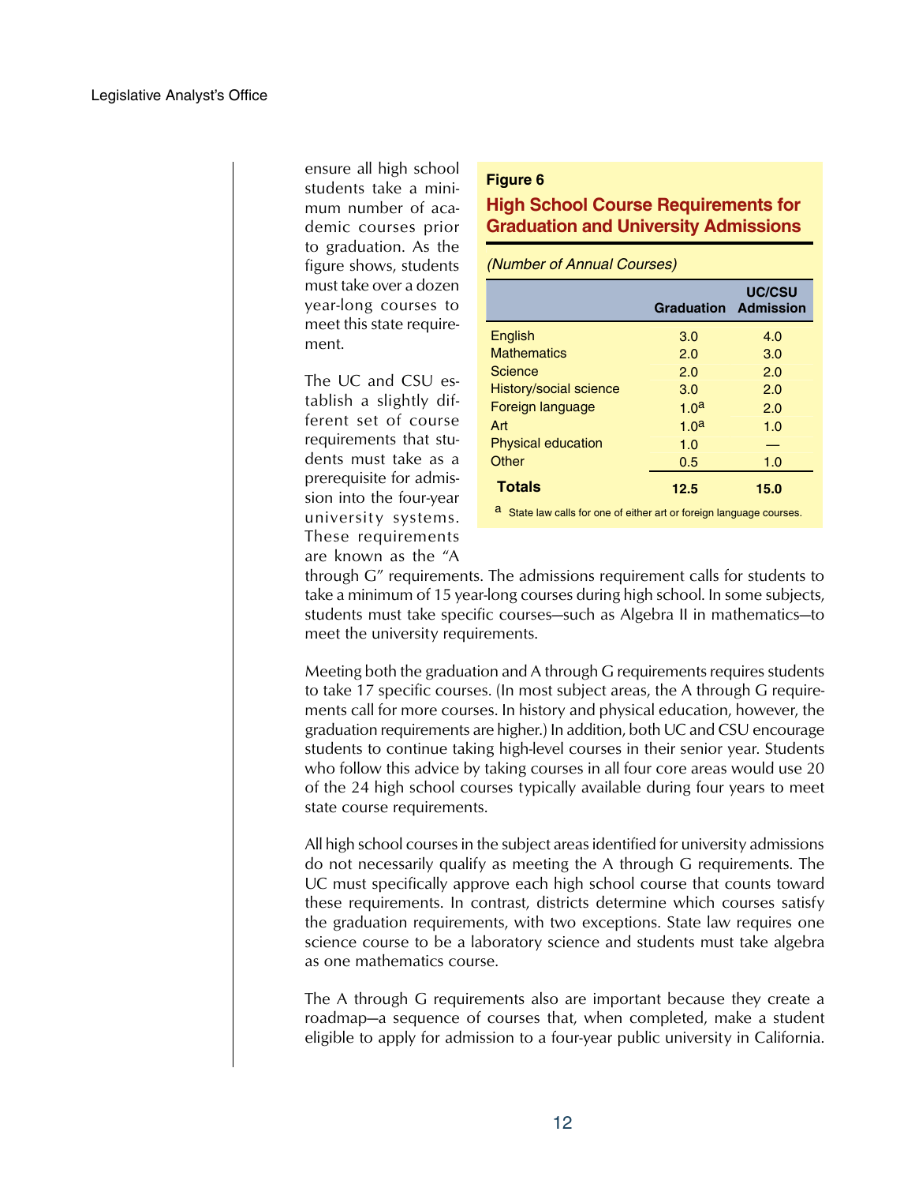ensure all high school students take a minimum number of academic courses prior to graduation. As the figure shows, students must take over a dozen year-long courses to meet this state requirement.

**Figure 6**

**High School Course Requirements for Graduation and University Admissions**

*(Number of Annual Courses)*

| | Graduation | UC/CSU Admission |
|---|---|---|
| English | 3.0 | 4.0 |
| Mathematics | 2.0 | 3.0 |
| Science | 2.0 | 2.0 |
| History/social science | 3.0 | 2.0 |
| Foreign language | 1.0[a] | 2.0 |
| Art | 1.0[a] | 1.0 |
| Physical education | 1.0 | — |
| Other | 0.5 | 1.0 |
| **Totals** | **12.5** | **15.0** |

[a] State law calls for one of either art or foreign language courses.

The UC and CSU establish a slightly different set of course requirements that students must take as a prerequisite for admission into the four-year university systems. These requirements are known as the "A through G" requirements. The admissions requirement calls for students to take a minimum of 15 year-long courses during high school. In some subjects, students must take specific courses—such as Algebra II in mathematics—to meet the university requirements.

Meeting both the graduation and A through G requirements requires students to take 17 specific courses. (In most subject areas, the A through G requirements call for more courses. In history and physical education, however, the graduation requirements are higher.) In addition, both UC and CSU encourage students to continue taking high-level courses in their senior year. Students who follow this advice by taking courses in all four core areas would use 20 of the 24 high school courses typically available during four years to meet state course requirements.

All high school courses in the subject areas identified for university admissions do not necessarily qualify as meeting the A through G requirements. The UC must specifically approve each high school course that counts toward these requirements. In contrast, districts determine which courses satisfy the graduation requirements, with two exceptions. State law requires one science course to be a laboratory science and students must take algebra as one mathematics course.

The A through G requirements also are important because they create a roadmap—a sequence of courses that, when completed, make a student eligible to apply for admission to a four-year public university in California.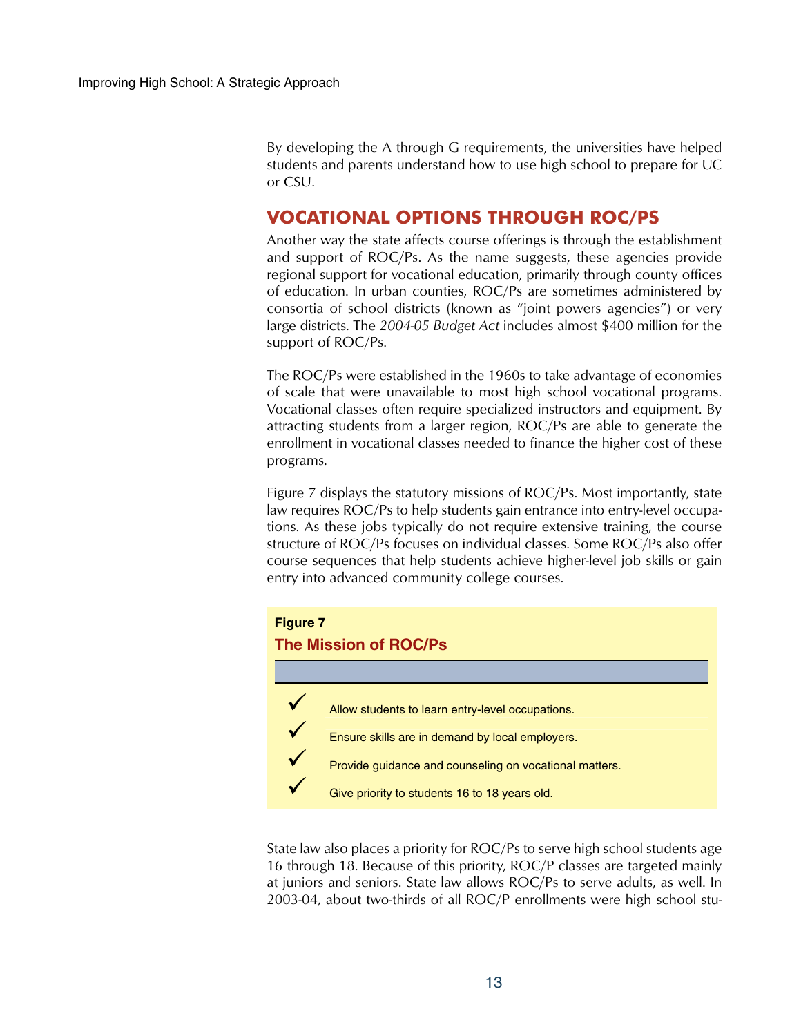By developing the A through G requirements, the universities have helped students and parents understand how to use high school to prepare for UC or CSU.

## VOCATIONAL OPTIONS THROUGH ROC/PS

Another way the state affects course offerings is through the establishment and support of ROC/Ps. As the name suggests, these agencies provide regional support for vocational education, primarily through county offices of education. In urban counties, ROC/Ps are sometimes administered by consortia of school districts (known as "joint powers agencies") or very large districts. The *2004-05 Budget Act* includes almost $400 million for the support of ROC/Ps.

The ROC/Ps were established in the 1960s to take advantage of economies of scale that were unavailable to most high school vocational programs. Vocational classes often require specialized instructors and equipment. By attracting students from a larger region, ROC/Ps are able to generate the enrollment in vocational classes needed to finance the higher cost of these programs.

Figure 7 displays the statutory missions of ROC/Ps. Most importantly, state law requires ROC/Ps to help students gain entrance into entry-level occupations. As these jobs typically do not require extensive training, the course structure of ROC/Ps focuses on individual classes. Some ROC/Ps also offer course sequences that help students achieve higher-level job skills or gain entry into advanced community college courses.

**Figure 7**

**The Mission of ROC/Ps**

- ✓ Allow students to learn entry-level occupations.
- ✓ Ensure skills are in demand by local employers.
- ✓ Provide guidance and counseling on vocational matters.
- ✓ Give priority to students 16 to 18 years old.

State law also places a priority for ROC/Ps to serve high school students age 16 through 18. Because of this priority, ROC/P classes are targeted mainly at juniors and seniors. State law allows ROC/Ps to serve adults, as well. In 2003-04, about two-thirds of all ROC/P enrollments were high school stu-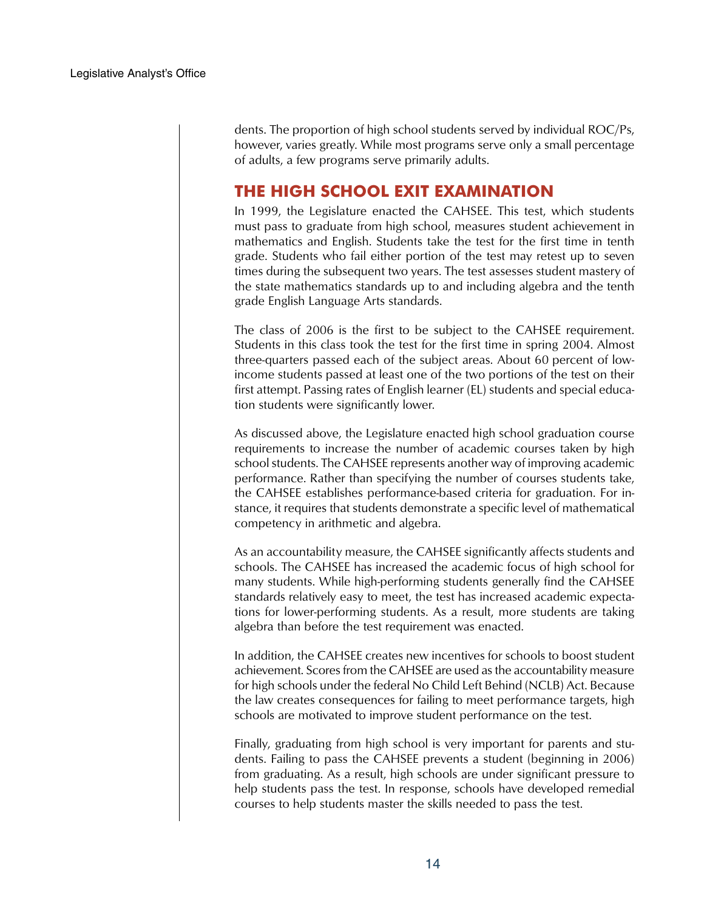dents. The proportion of high school students served by individual ROC/Ps, however, varies greatly. While most programs serve only a small percentage of adults, a few programs serve primarily adults.

## THE HIGH SCHOOL EXIT EXAMINATION

In 1999, the Legislature enacted the CAHSEE. This test, which students must pass to graduate from high school, measures student achievement in mathematics and English. Students take the test for the first time in tenth grade. Students who fail either portion of the test may retest up to seven times during the subsequent two years. The test assesses student mastery of the state mathematics standards up to and including algebra and the tenth grade English Language Arts standards.

The class of 2006 is the first to be subject to the CAHSEE requirement. Students in this class took the test for the first time in spring 2004. Almost three-quarters passed each of the subject areas. About 60 percent of low-income students passed at least one of the two portions of the test on their first attempt. Passing rates of English learner (EL) students and special education students were significantly lower.

As discussed above, the Legislature enacted high school graduation course requirements to increase the number of academic courses taken by high school students. The CAHSEE represents another way of improving academic performance. Rather than specifying the number of courses students take, the CAHSEE establishes performance-based criteria for graduation. For instance, it requires that students demonstrate a specific level of mathematical competency in arithmetic and algebra.

As an accountability measure, the CAHSEE significantly affects students and schools. The CAHSEE has increased the academic focus of high school for many students. While high-performing students generally find the CAHSEE standards relatively easy to meet, the test has increased academic expectations for lower-performing students. As a result, more students are taking algebra than before the test requirement was enacted.

In addition, the CAHSEE creates new incentives for schools to boost student achievement. Scores from the CAHSEE are used as the accountability measure for high schools under the federal No Child Left Behind (NCLB) Act. Because the law creates consequences for failing to meet performance targets, high schools are motivated to improve student performance on the test.

Finally, graduating from high school is very important for parents and students. Failing to pass the CAHSEE prevents a student (beginning in 2006) from graduating. As a result, high schools are under significant pressure to help students pass the test. In response, schools have developed remedial courses to help students master the skills needed to pass the test.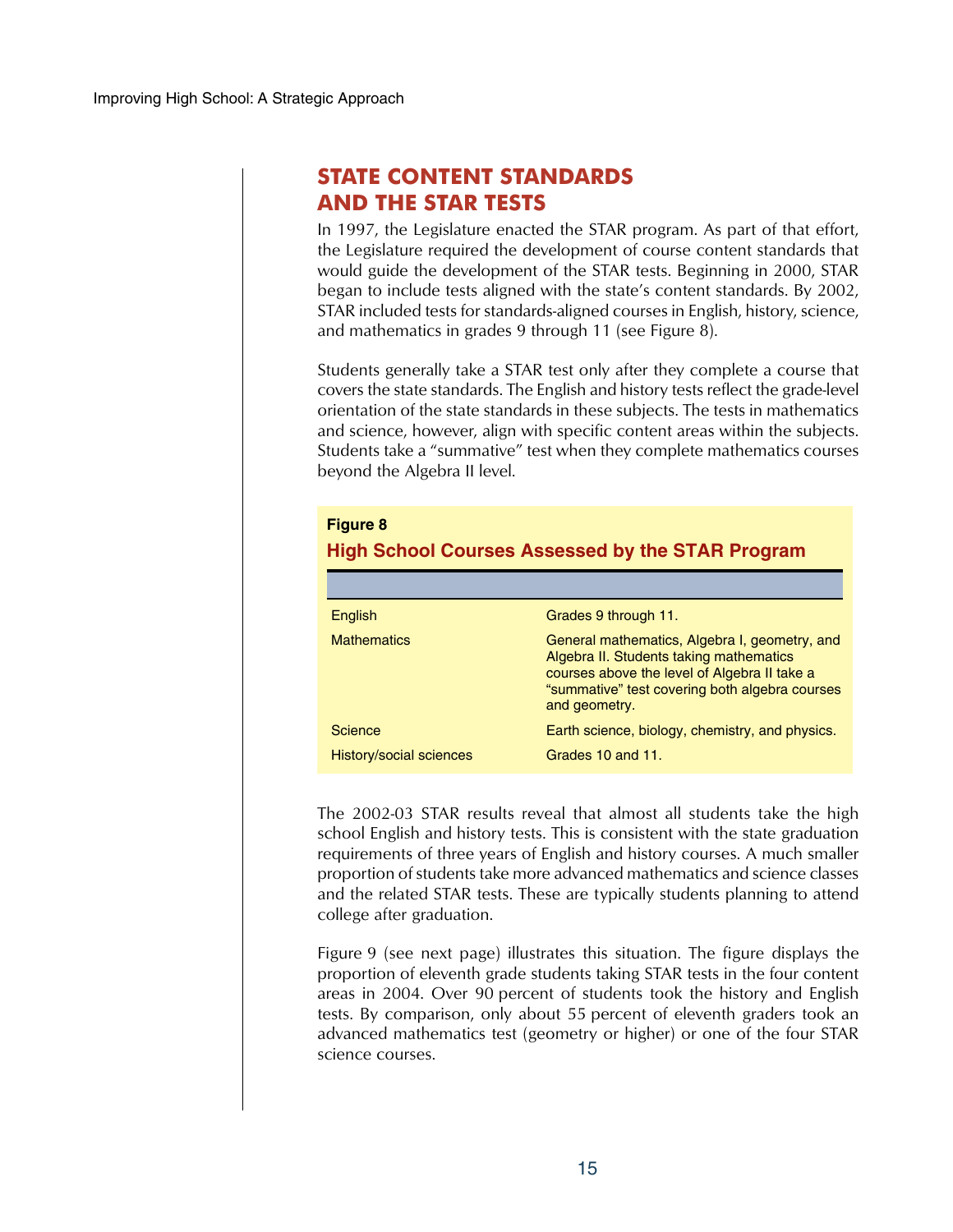## STATE CONTENT STANDARDS AND THE STAR TESTS

In 1997, the Legislature enacted the STAR program. As part of that effort, the Legislature required the development of course content standards that would guide the development of the STAR tests. Beginning in 2000, STAR began to include tests aligned with the state's content standards. By 2002, STAR included tests for standards-aligned courses in English, history, science, and mathematics in grades 9 through 11 (see Figure 8).

Students generally take a STAR test only after they complete a course that covers the state standards. The English and history tests reflect the grade-level orientation of the state standards in these subjects. The tests in mathematics and science, however, align with specific content areas within the subjects. Students take a "summative" test when they complete mathematics courses beyond the Algebra II level.

**Figure 8**

**High School Courses Assessed by the STAR Program**

| | |
|---|---|
| English | Grades 9 through 11. |
| Mathematics | General mathematics, Algebra I, geometry, and Algebra II. Students taking mathematics courses above the level of Algebra II take a "summative" test covering both algebra courses and geometry. |
| Science | Earth science, biology, chemistry, and physics. |
| History/social sciences | Grades 10 and 11. |

The 2002-03 STAR results reveal that almost all students take the high school English and history tests. This is consistent with the state graduation requirements of three years of English and history courses. A much smaller proportion of students take more advanced mathematics and science classes and the related STAR tests. These are typically students planning to attend college after graduation.

Figure 9 (see next page) illustrates this situation. The figure displays the proportion of eleventh grade students taking STAR tests in the four content areas in 2004. Over 90 percent of students took the history and English tests. By comparison, only about 55 percent of eleventh graders took an advanced mathematics test (geometry or higher) or one of the four STAR science courses.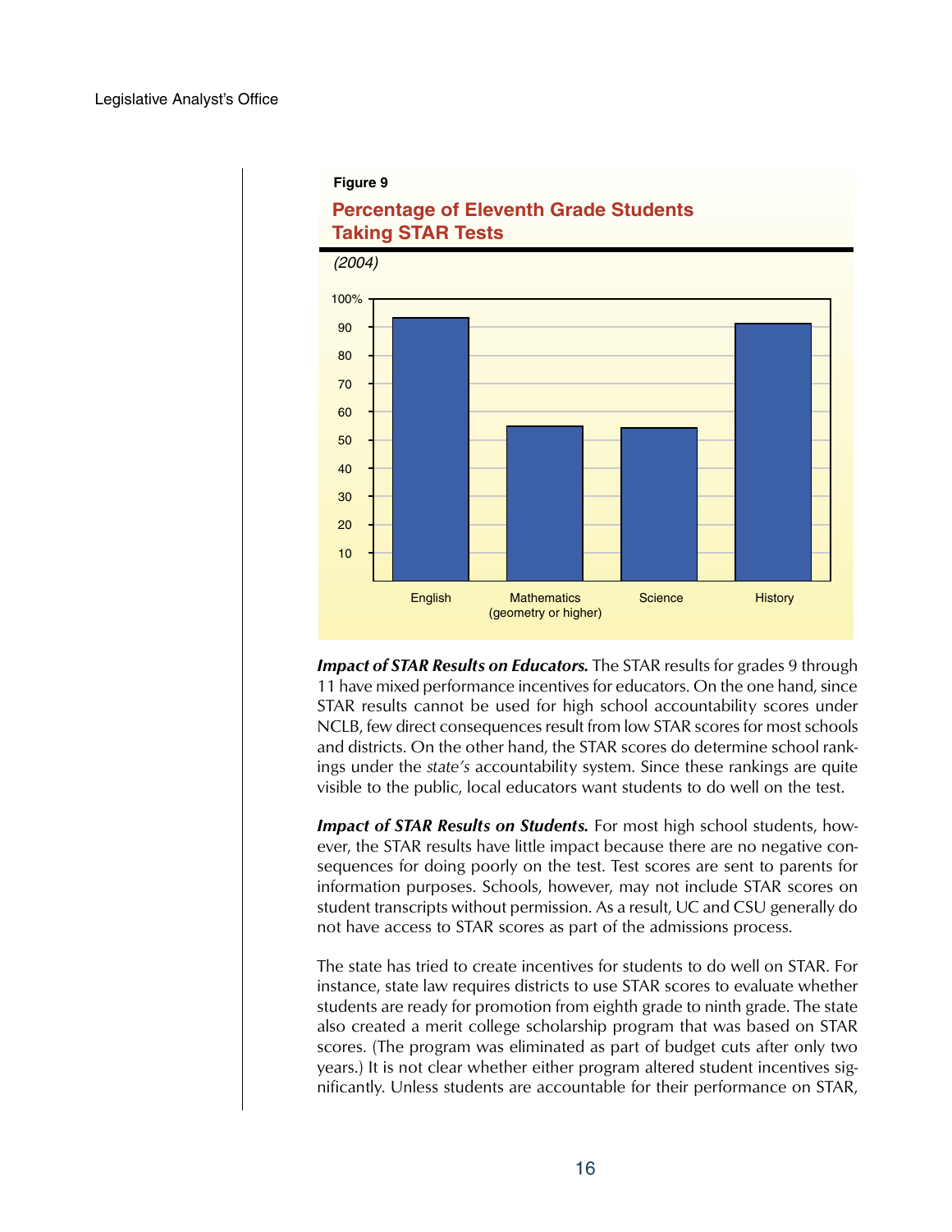**Figure 9**

**Percentage of Eleventh Grade Students Taking STAR Tests**

*(2004)*

***Impact of STAR Results on Educators.*** The STAR results for grades 9 through 11 have mixed performance incentives for educators. On the one hand, since STAR results cannot be used for high school accountability scores under NCLB, few direct consequences result from low STAR scores for most schools and districts. On the other hand, the STAR scores do determine school rankings under the *state's* accountability system. Since these rankings are quite visible to the public, local educators want students to do well on the test.

***Impact of STAR Results on Students.*** For most high school students, however, the STAR results have little impact because there are no negative consequences for doing poorly on the test. Test scores are sent to parents for information purposes. Schools, however, may not include STAR scores on student transcripts without permission. As a result, UC and CSU generally do not have access to STAR scores as part of the admissions process.

The state has tried to create incentives for students to do well on STAR. For instance, state law requires districts to use STAR scores to evaluate whether students are ready for promotion from eighth grade to ninth grade. The state also created a merit college scholarship program that was based on STAR scores. (The program was eliminated as part of budget cuts after only two years.) It is not clear whether either program altered student incentives significantly. Unless students are accountable for their performance on STAR,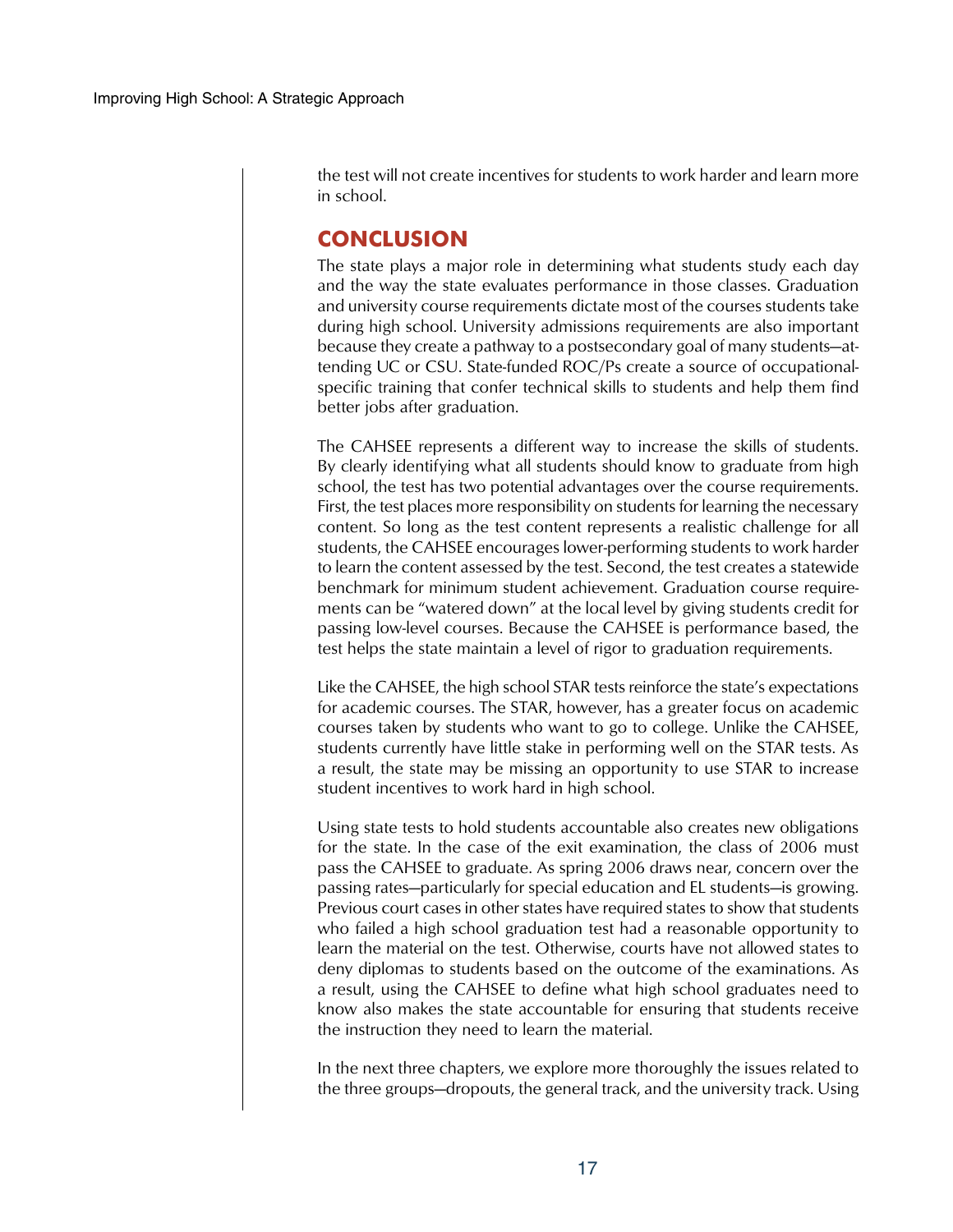the test will not create incentives for students to work harder and learn more in school.

## CONCLUSION

The state plays a major role in determining what students study each day and the way the state evaluates performance in those classes. Graduation and university course requirements dictate most of the courses students take during high school. University admissions requirements are also important because they create a pathway to a postsecondary goal of many students—attending UC or CSU. State-funded ROC/Ps create a source of occupational-specific training that confer technical skills to students and help them find better jobs after graduation.

The CAHSEE represents a different way to increase the skills of students. By clearly identifying what all students should know to graduate from high school, the test has two potential advantages over the course requirements. First, the test places more responsibility on students for learning the necessary content. So long as the test content represents a realistic challenge for all students, the CAHSEE encourages lower-performing students to work harder to learn the content assessed by the test. Second, the test creates a statewide benchmark for minimum student achievement. Graduation course requirements can be "watered down" at the local level by giving students credit for passing low-level courses. Because the CAHSEE is performance based, the test helps the state maintain a level of rigor to graduation requirements.

Like the CAHSEE, the high school STAR tests reinforce the state's expectations for academic courses. The STAR, however, has a greater focus on academic courses taken by students who want to go to college. Unlike the CAHSEE, students currently have little stake in performing well on the STAR tests. As a result, the state may be missing an opportunity to use STAR to increase student incentives to work hard in high school.

Using state tests to hold students accountable also creates new obligations for the state. In the case of the exit examination, the class of 2006 must pass the CAHSEE to graduate. As spring 2006 draws near, concern over the passing rates—particularly for special education and EL students—is growing. Previous court cases in other states have required states to show that students who failed a high school graduation test had a reasonable opportunity to learn the material on the test. Otherwise, courts have not allowed states to deny diplomas to students based on the outcome of the examinations. As a result, using the CAHSEE to define what high school graduates need to know also makes the state accountable for ensuring that students receive the instruction they need to learn the material.

In the next three chapters, we explore more thoroughly the issues related to the three groups—dropouts, the general track, and the university track. Using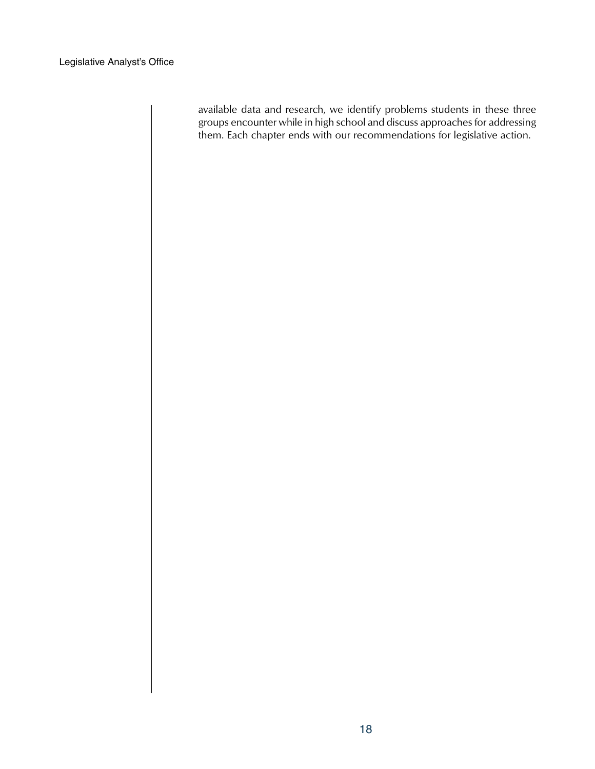available data and research, we identify problems students in these three groups encounter while in high school and discuss approaches for addressing them. Each chapter ends with our recommendations for legislative action.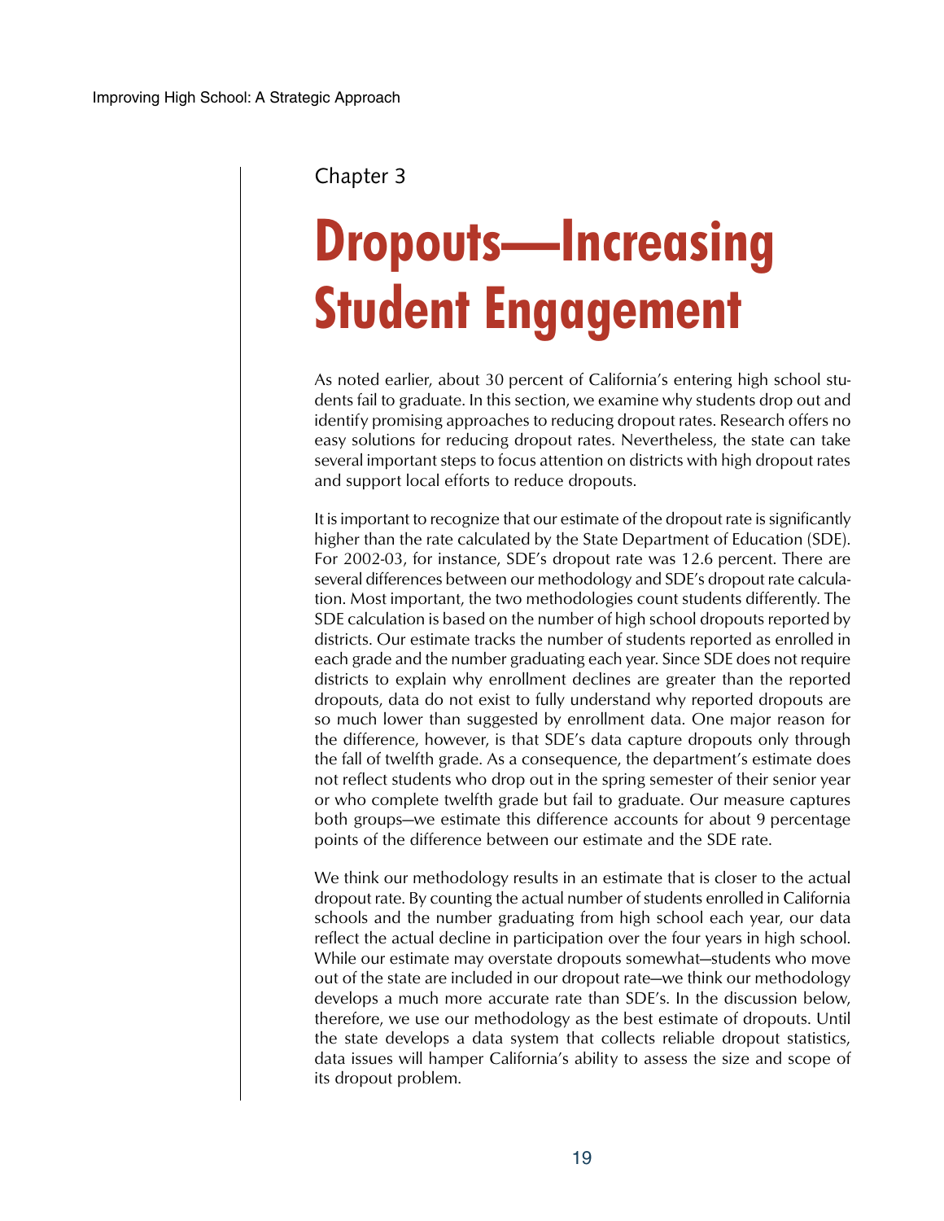Chapter 3

# Dropouts—Increasing Student Engagement

As noted earlier, about 30 percent of California's entering high school students fail to graduate. In this section, we examine why students drop out and identify promising approaches to reducing dropout rates. Research offers no easy solutions for reducing dropout rates. Nevertheless, the state can take several important steps to focus attention on districts with high dropout rates and support local efforts to reduce dropouts.

It is important to recognize that our estimate of the dropout rate is significantly higher than the rate calculated by the State Department of Education (SDE). For 2002-03, for instance, SDE's dropout rate was 12.6 percent. There are several differences between our methodology and SDE's dropout rate calculation. Most important, the two methodologies count students differently. The SDE calculation is based on the number of high school dropouts reported by districts. Our estimate tracks the number of students reported as enrolled in each grade and the number graduating each year. Since SDE does not require districts to explain why enrollment declines are greater than the reported dropouts, data do not exist to fully understand why reported dropouts are so much lower than suggested by enrollment data. One major reason for the difference, however, is that SDE's data capture dropouts only through the fall of twelfth grade. As a consequence, the department's estimate does not reflect students who drop out in the spring semester of their senior year or who complete twelfth grade but fail to graduate. Our measure captures both groups—we estimate this difference accounts for about 9 percentage points of the difference between our estimate and the SDE rate.

We think our methodology results in an estimate that is closer to the actual dropout rate. By counting the actual number of students enrolled in California schools and the number graduating from high school each year, our data reflect the actual decline in participation over the four years in high school. While our estimate may overstate dropouts somewhat—students who move out of the state are included in our dropout rate—we think our methodology develops a much more accurate rate than SDE's. In the discussion below, therefore, we use our methodology as the best estimate of dropouts. Until the state develops a data system that collects reliable dropout statistics, data issues will hamper California's ability to assess the size and scope of its dropout problem.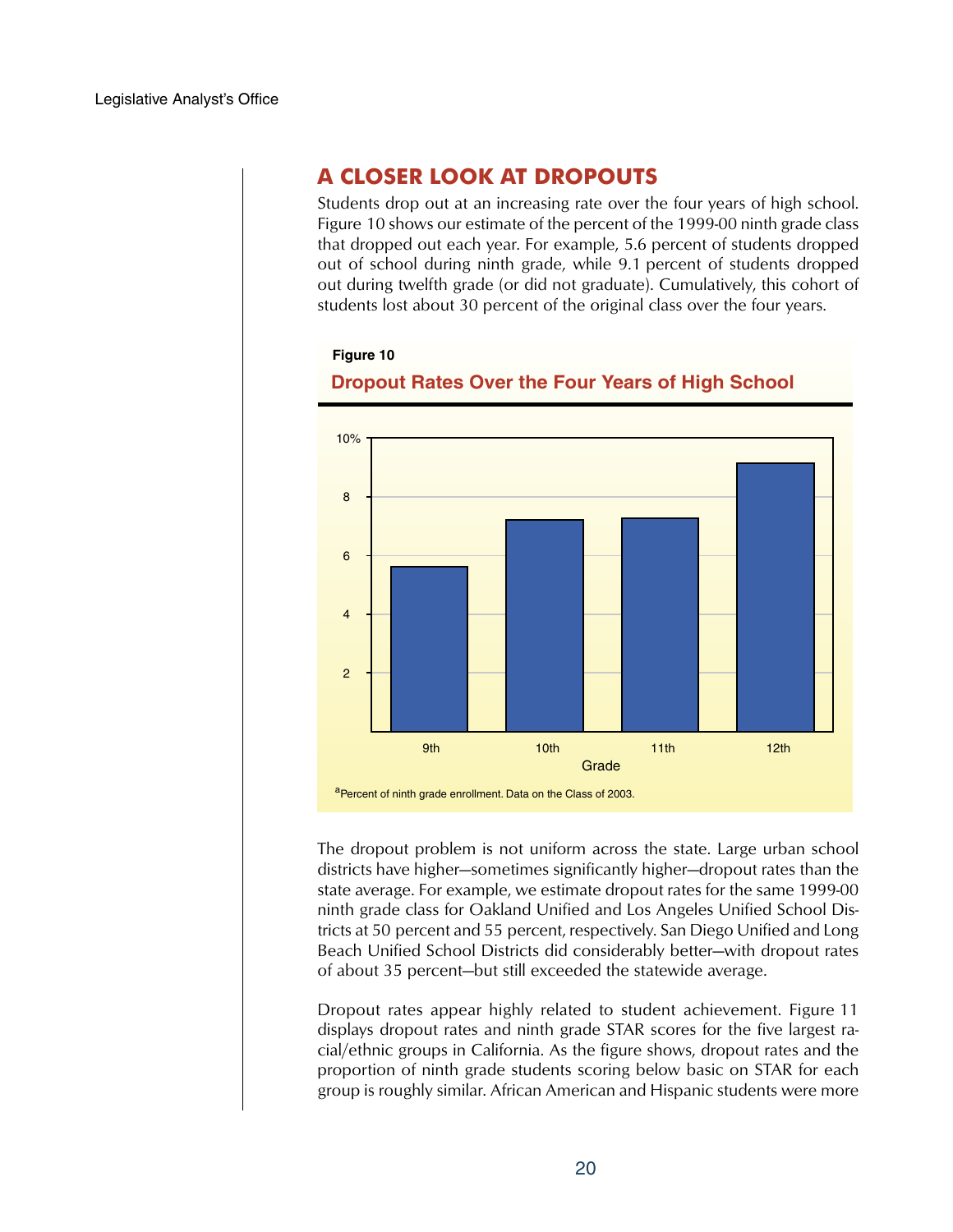## A CLOSER LOOK AT DROPOUTS

Students drop out at an increasing rate over the four years of high school. Figure 10 shows our estimate of the percent of the 1999-00 ninth grade class that dropped out each year. For example, 5.6 percent of students dropped out of school during ninth grade, while 9.1 percent of students dropped out during twelfth grade (or did not graduate). Cumulatively, this cohort of students lost about 30 percent of the original class over the four years.

**Figure 10**

**Dropout Rates Over the Four Years of High School**

[a]Percent of ninth grade enrollment. Data on the Class of 2003.

The dropout problem is not uniform across the state. Large urban school districts have higher—sometimes significantly higher—dropout rates than the state average. For example, we estimate dropout rates for the same 1999-00 ninth grade class for Oakland Unified and Los Angeles Unified School Districts at 50 percent and 55 percent, respectively. San Diego Unified and Long Beach Unified School Districts did considerably better—with dropout rates of about 35 percent—but still exceeded the statewide average.

Dropout rates appear highly related to student achievement. Figure 11 displays dropout rates and ninth grade STAR scores for the five largest racial/ethnic groups in California. As the figure shows, dropout rates and the proportion of ninth grade students scoring below basic on STAR for each group is roughly similar. African American and Hispanic students were more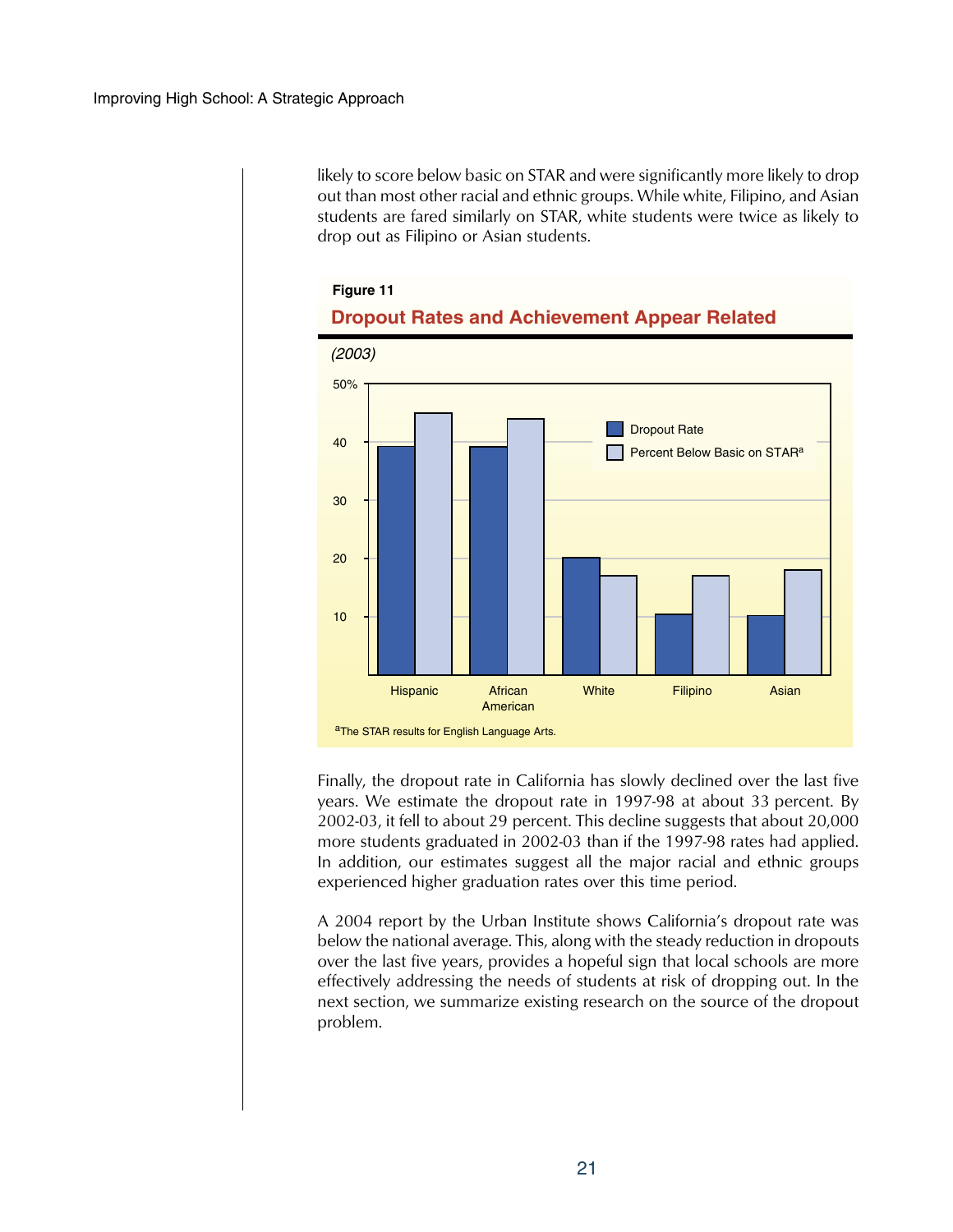likely to score below basic on STAR and were significantly more likely to drop out than most other racial and ethnic groups. While white, Filipino, and Asian students are fared similarly on STAR, white students were twice as likely to drop out as Filipino or Asian students.

**Figure 11**

**Dropout Rates and Achievement Appear Related**

*(2003)*

[a]The STAR results for English Language Arts.

Finally, the dropout rate in California has slowly declined over the last five years. We estimate the dropout rate in 1997-98 at about 33 percent. By 2002-03, it fell to about 29 percent. This decline suggests that about 20,000 more students graduated in 2002-03 than if the 1997-98 rates had applied. In addition, our estimates suggest all the major racial and ethnic groups experienced higher graduation rates over this time period.

A 2004 report by the Urban Institute shows California's dropout rate was below the national average. This, along with the steady reduction in dropouts over the last five years, provides a hopeful sign that local schools are more effectively addressing the needs of students at risk of dropping out. In the next section, we summarize existing research on the source of the dropout problem.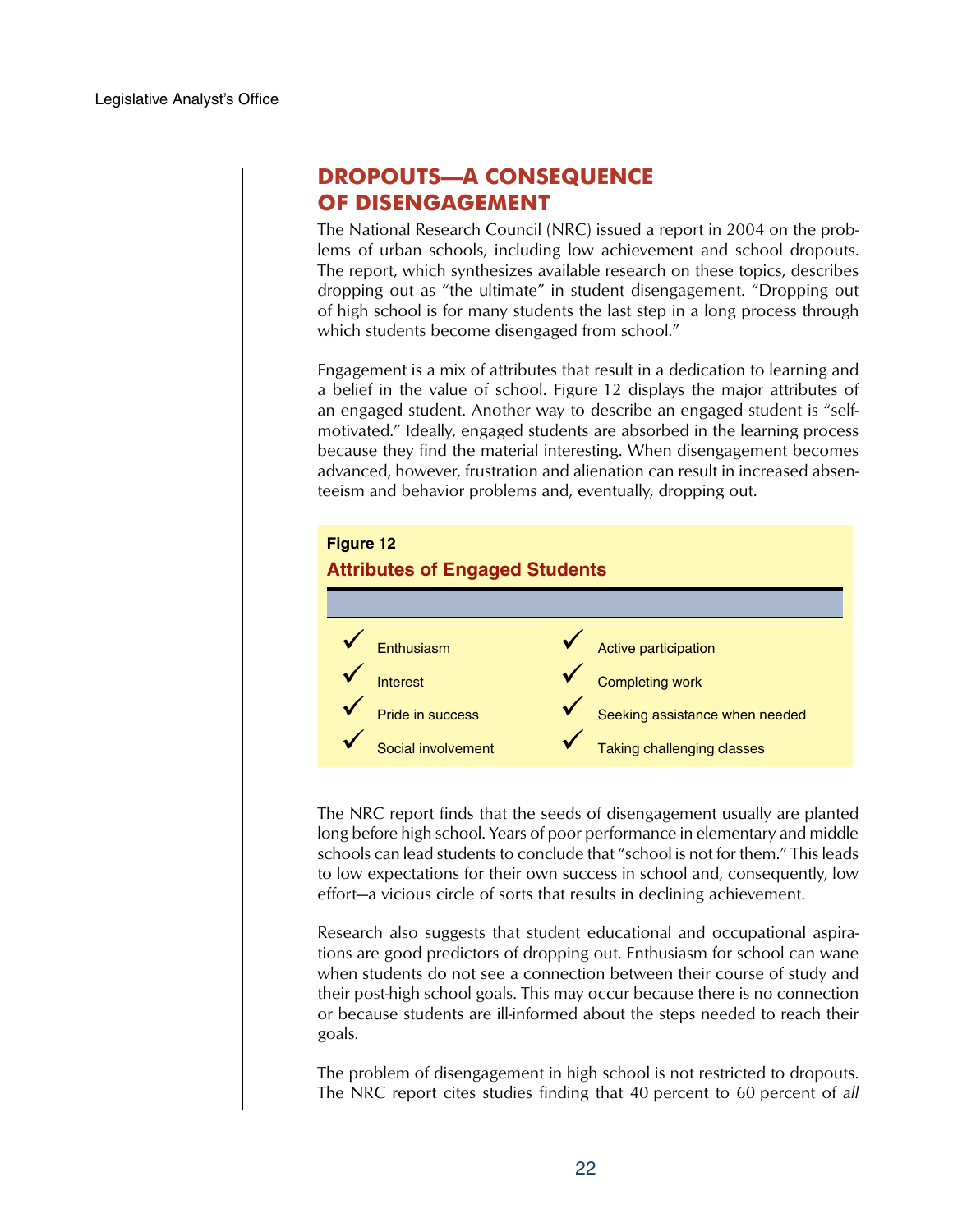## DROPOUTS—A CONSEQUENCE OF DISENGAGEMENT

The National Research Council (NRC) issued a report in 2004 on the problems of urban schools, including low achievement and school dropouts. The report, which synthesizes available research on these topics, describes dropping out as "the ultimate" in student disengagement. "Dropping out of high school is for many students the last step in a long process through which students become disengaged from school."

Engagement is a mix of attributes that result in a dedication to learning and a belief in the value of school. Figure 12 displays the major attributes of an engaged student. Another way to describe an engaged student is "self-motivated." Ideally, engaged students are absorbed in the learning process because they find the material interesting. When disengagement becomes advanced, however, frustration and alienation can result in increased absenteeism and behavior problems and, eventually, dropping out.

**Figure 12**

**Attributes of Engaged Students**

| | |
|---|---|
| ✓ Enthusiasm | ✓ Active participation |
| ✓ Interest | ✓ Completing work |
| ✓ Pride in success | ✓ Seeking assistance when needed |
| ✓ Social involvement | ✓ Taking challenging classes |

The NRC report finds that the seeds of disengagement usually are planted long before high school. Years of poor performance in elementary and middle schools can lead students to conclude that "school is not for them." This leads to low expectations for their own success in school and, consequently, low effort—a vicious circle of sorts that results in declining achievement.

Research also suggests that student educational and occupational aspirations are good predictors of dropping out. Enthusiasm for school can wane when students do not see a connection between their course of study and their post-high school goals. This may occur because there is no connection or because students are ill-informed about the steps needed to reach their goals.

The problem of disengagement in high school is not restricted to dropouts. The NRC report cites studies finding that 40 percent to 60 percent of *all*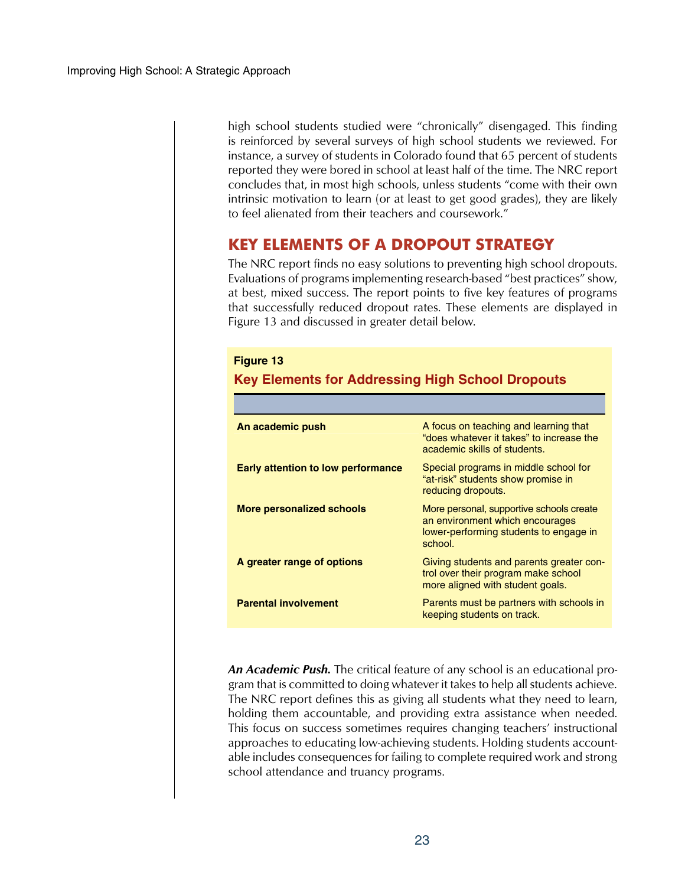high school students studied were "chronically" disengaged. This finding is reinforced by several surveys of high school students we reviewed. For instance, a survey of students in Colorado found that 65 percent of students reported they were bored in school at least half of the time. The NRC report concludes that, in most high schools, unless students "come with their own intrinsic motivation to learn (or at least to get good grades), they are likely to feel alienated from their teachers and coursework."

## KEY ELEMENTS OF A DROPOUT STRATEGY

The NRC report finds no easy solutions to preventing high school dropouts. Evaluations of programs implementing research-based "best practices" show, at best, mixed success. The report points to five key features of programs that successfully reduced dropout rates. These elements are displayed in Figure 13 and discussed in greater detail below.

**Figure 13**

**Key Elements for Addressing High School Dropouts**

| | |
|---|---|
| **An academic push** | A focus on teaching and learning that "does whatever it takes" to increase the academic skills of students. |
| **Early attention to low performance** | Special programs in middle school for "at-risk" students show promise in reducing dropouts. |
| **More personalized schools** | More personal, supportive schools create an environment which encourages lower-performing students to engage in school. |
| **A greater range of options** | Giving students and parents greater control over their program make school more aligned with student goals. |
| **Parental involvement** | Parents must be partners with schools in keeping students on track. |

***An Academic Push.*** The critical feature of any school is an educational program that is committed to doing whatever it takes to help all students achieve. The NRC report defines this as giving all students what they need to learn, holding them accountable, and providing extra assistance when needed. This focus on success sometimes requires changing teachers' instructional approaches to educating low-achieving students. Holding students accountable includes consequences for failing to complete required work and strong school attendance and truancy programs.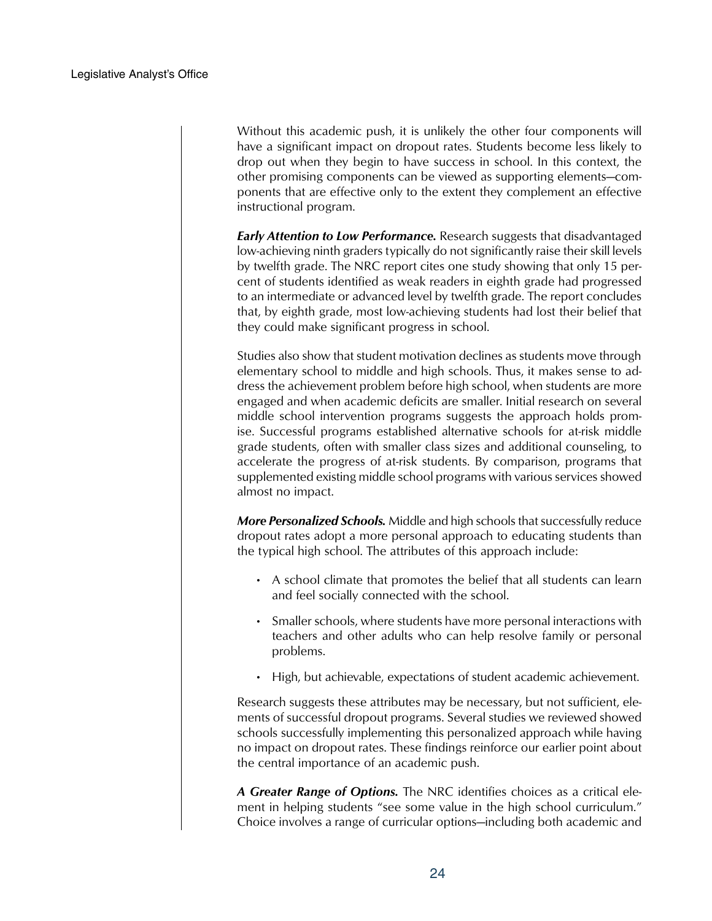Without this academic push, it is unlikely the other four components will have a significant impact on dropout rates. Students become less likely to drop out when they begin to have success in school. In this context, the other promising components can be viewed as supporting elements—components that are effective only to the extent they complement an effective instructional program.

***Early Attention to Low Performance.*** Research suggests that disadvantaged low-achieving ninth graders typically do not significantly raise their skill levels by twelfth grade. The NRC report cites one study showing that only 15 percent of students identified as weak readers in eighth grade had progressed to an intermediate or advanced level by twelfth grade. The report concludes that, by eighth grade, most low-achieving students had lost their belief that they could make significant progress in school.

Studies also show that student motivation declines as students move through elementary school to middle and high schools. Thus, it makes sense to address the achievement problem before high school, when students are more engaged and when academic deficits are smaller. Initial research on several middle school intervention programs suggests the approach holds promise. Successful programs established alternative schools for at-risk middle grade students, often with smaller class sizes and additional counseling, to accelerate the progress of at-risk students. By comparison, programs that supplemented existing middle school programs with various services showed almost no impact.

***More Personalized Schools.*** Middle and high schools that successfully reduce dropout rates adopt a more personal approach to educating students than the typical high school. The attributes of this approach include:

- A school climate that promotes the belief that all students can learn and feel socially connected with the school.
- Smaller schools, where students have more personal interactions with teachers and other adults who can help resolve family or personal problems.
- High, but achievable, expectations of student academic achievement.

Research suggests these attributes may be necessary, but not sufficient, elements of successful dropout programs. Several studies we reviewed showed schools successfully implementing this personalized approach while having no impact on dropout rates. These findings reinforce our earlier point about the central importance of an academic push.

***A Greater Range of Options.*** The NRC identifies choices as a critical element in helping students "see some value in the high school curriculum." Choice involves a range of curricular options—including both academic and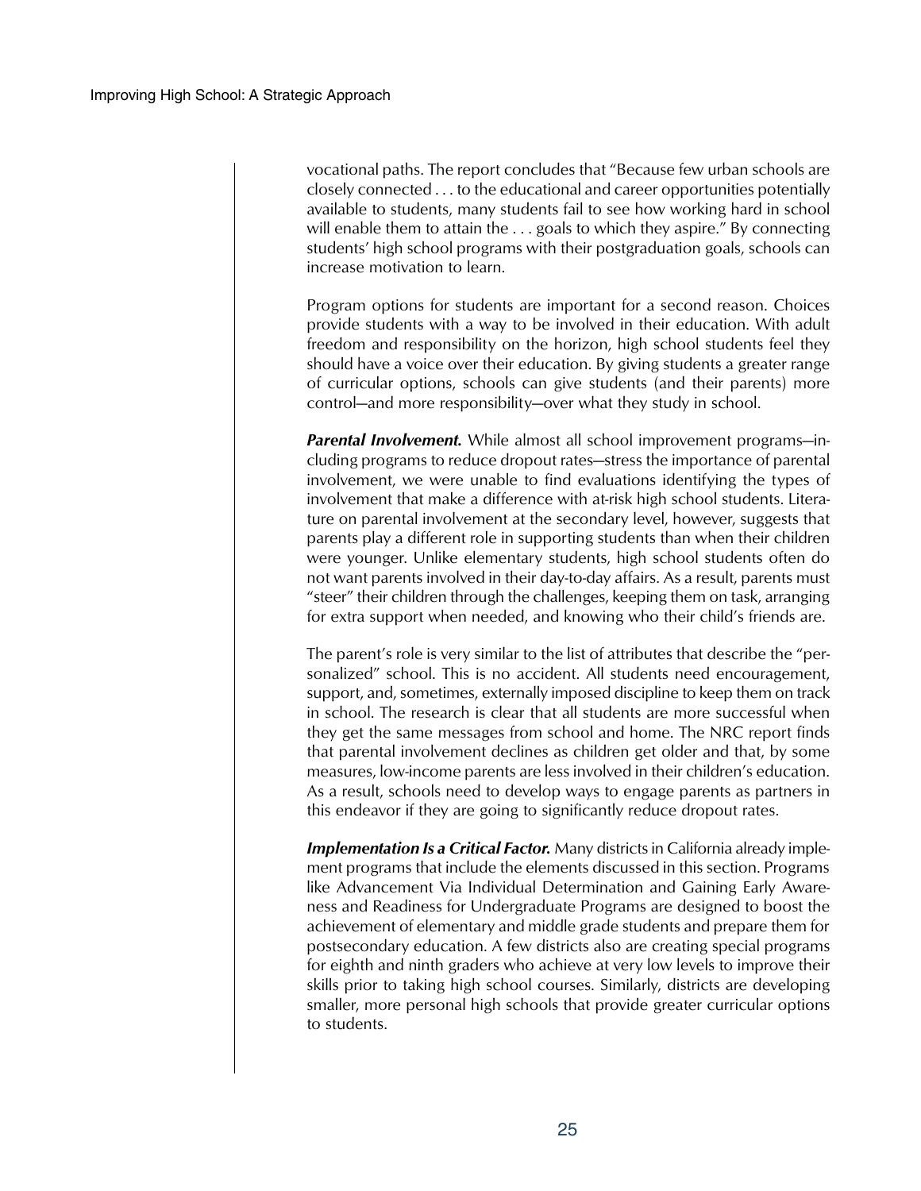vocational paths. The report concludes that "Because few urban schools are closely connected . . . to the educational and career opportunities potentially available to students, many students fail to see how working hard in school will enable them to attain the . . . goals to which they aspire." By connecting students' high school programs with their postgraduation goals, schools can increase motivation to learn.

Program options for students are important for a second reason. Choices provide students with a way to be involved in their education. With adult freedom and responsibility on the horizon, high school students feel they should have a voice over their education. By giving students a greater range of curricular options, schools can give students (and their parents) more control—and more responsibility—over what they study in school.

***Parental Involvement.*** While almost all school improvement programs—including programs to reduce dropout rates—stress the importance of parental involvement, we were unable to find evaluations identifying the types of involvement that make a difference with at-risk high school students. Literature on parental involvement at the secondary level, however, suggests that parents play a different role in supporting students than when their children were younger. Unlike elementary students, high school students often do not want parents involved in their day-to-day affairs. As a result, parents must "steer" their children through the challenges, keeping them on task, arranging for extra support when needed, and knowing who their child's friends are.

The parent's role is very similar to the list of attributes that describe the "personalized" school. This is no accident. All students need encouragement, support, and, sometimes, externally imposed discipline to keep them on track in school. The research is clear that all students are more successful when they get the same messages from school and home. The NRC report finds that parental involvement declines as children get older and that, by some measures, low-income parents are less involved in their children's education. As a result, schools need to develop ways to engage parents as partners in this endeavor if they are going to significantly reduce dropout rates.

***Implementation Is a Critical Factor.*** Many districts in California already implement programs that include the elements discussed in this section. Programs like Advancement Via Individual Determination and Gaining Early Awareness and Readiness for Undergraduate Programs are designed to boost the achievement of elementary and middle grade students and prepare them for postsecondary education. A few districts also are creating special programs for eighth and ninth graders who achieve at very low levels to improve their skills prior to taking high school courses. Similarly, districts are developing smaller, more personal high schools that provide greater curricular options to students.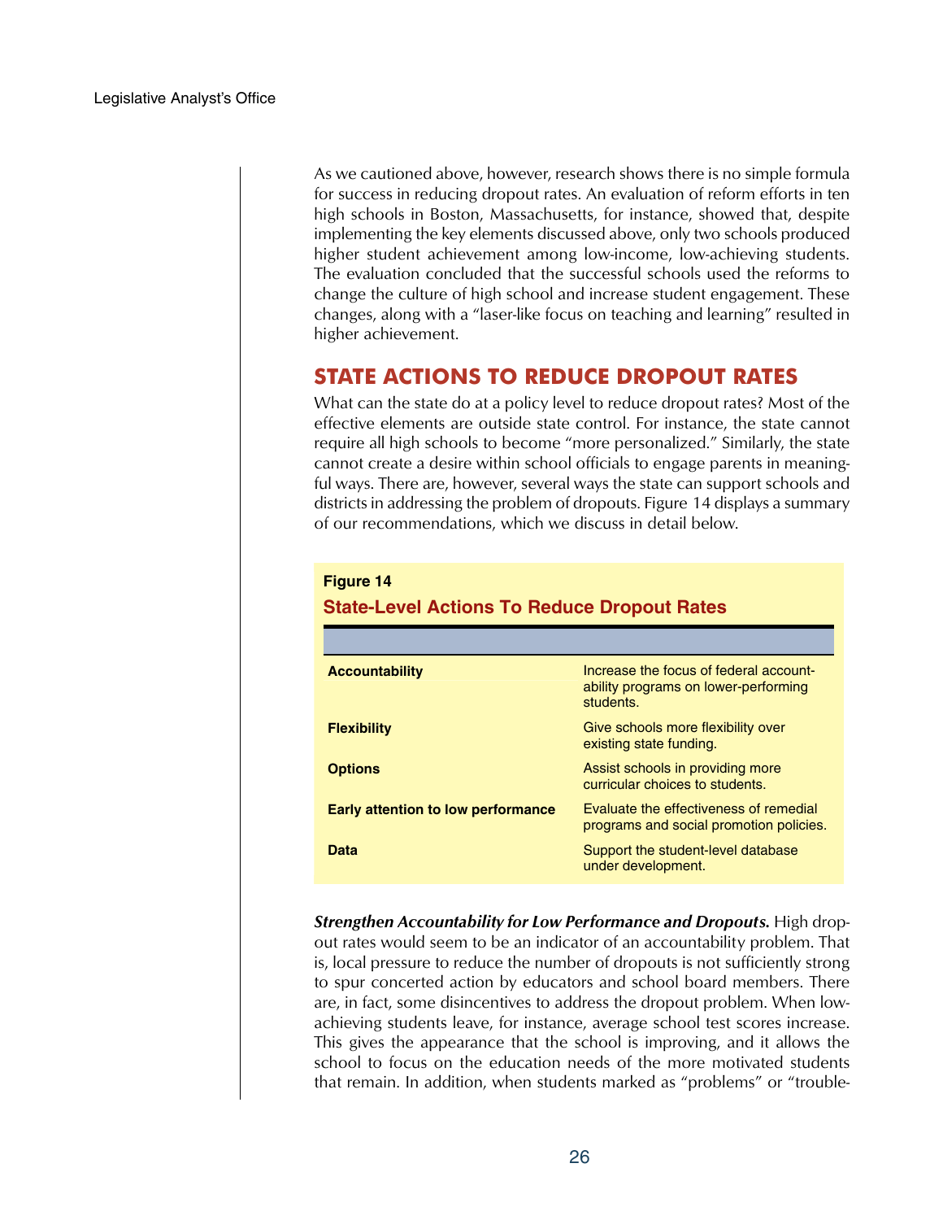As we cautioned above, however, research shows there is no simple formula for success in reducing dropout rates. An evaluation of reform efforts in ten high schools in Boston, Massachusetts, for instance, showed that, despite implementing the key elements discussed above, only two schools produced higher student achievement among low-income, low-achieving students. The evaluation concluded that the successful schools used the reforms to change the culture of high school and increase student engagement. These changes, along with a "laser-like focus on teaching and learning" resulted in higher achievement.

## STATE ACTIONS TO REDUCE DROPOUT RATES

What can the state do at a policy level to reduce dropout rates? Most of the effective elements are outside state control. For instance, the state cannot require all high schools to become "more personalized." Similarly, the state cannot create a desire within school officials to engage parents in meaningful ways. There are, however, several ways the state can support schools and districts in addressing the problem of dropouts. Figure 14 displays a summary of our recommendations, which we discuss in detail below.

**Figure 14**

**State-Level Actions To Reduce Dropout Rates**

| | |
|---|---|
| **Accountability** | Increase the focus of federal accountability programs on lower-performing students. |
| **Flexibility** | Give schools more flexibility over existing state funding. |
| **Options** | Assist schools in providing more curricular choices to students. |
| **Early attention to low performance** | Evaluate the effectiveness of remedial programs and social promotion policies. |
| **Data** | Support the student-level database under development. |

***Strengthen Accountability for Low Performance and Dropouts.*** High dropout rates would seem to be an indicator of an accountability problem. That is, local pressure to reduce the number of dropouts is not sufficiently strong to spur concerted action by educators and school board members. There are, in fact, some disincentives to address the dropout problem. When low-achieving students leave, for instance, average school test scores increase. This gives the appearance that the school is improving, and it allows the school to focus on the education needs of the more motivated students that remain. In addition, when students marked as "problems" or "trouble-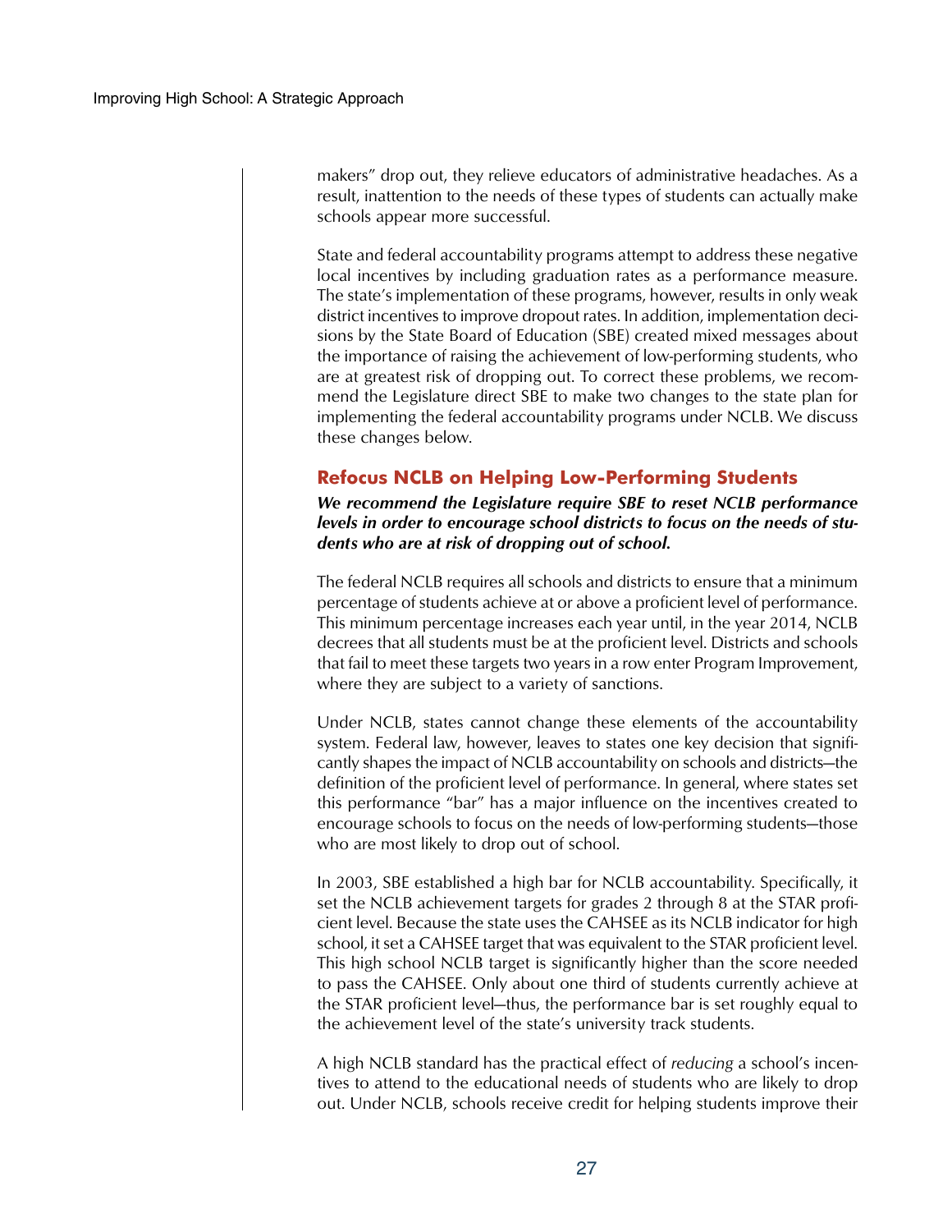makers" drop out, they relieve educators of administrative headaches. As a result, inattention to the needs of these types of students can actually make schools appear more successful.

State and federal accountability programs attempt to address these negative local incentives by including graduation rates as a performance measure. The state's implementation of these programs, however, results in only weak district incentives to improve dropout rates. In addition, implementation decisions by the State Board of Education (SBE) created mixed messages about the importance of raising the achievement of low-performing students, who are at greatest risk of dropping out. To correct these problems, we recommend the Legislature direct SBE to make two changes to the state plan for implementing the federal accountability programs under NCLB. We discuss these changes below.

## Refocus NCLB on Helping Low-Performing Students

***We recommend the Legislature require SBE to reset NCLB performance levels in order to encourage school districts to focus on the needs of students who are at risk of dropping out of school.***

The federal NCLB requires all schools and districts to ensure that a minimum percentage of students achieve at or above a proficient level of performance. This minimum percentage increases each year until, in the year 2014, NCLB decrees that all students must be at the proficient level. Districts and schools that fail to meet these targets two years in a row enter Program Improvement, where they are subject to a variety of sanctions.

Under NCLB, states cannot change these elements of the accountability system. Federal law, however, leaves to states one key decision that significantly shapes the impact of NCLB accountability on schools and districts—the definition of the proficient level of performance. In general, where states set this performance "bar" has a major influence on the incentives created to encourage schools to focus on the needs of low-performing students—those who are most likely to drop out of school.

In 2003, SBE established a high bar for NCLB accountability. Specifically, it set the NCLB achievement targets for grades 2 through 8 at the STAR proficient level. Because the state uses the CAHSEE as its NCLB indicator for high school, it set a CAHSEE target that was equivalent to the STAR proficient level. This high school NCLB target is significantly higher than the score needed to pass the CAHSEE. Only about one third of students currently achieve at the STAR proficient level—thus, the performance bar is set roughly equal to the achievement level of the state's university track students.

A high NCLB standard has the practical effect of *reducing* a school's incentives to attend to the educational needs of students who are likely to drop out. Under NCLB, schools receive credit for helping students improve their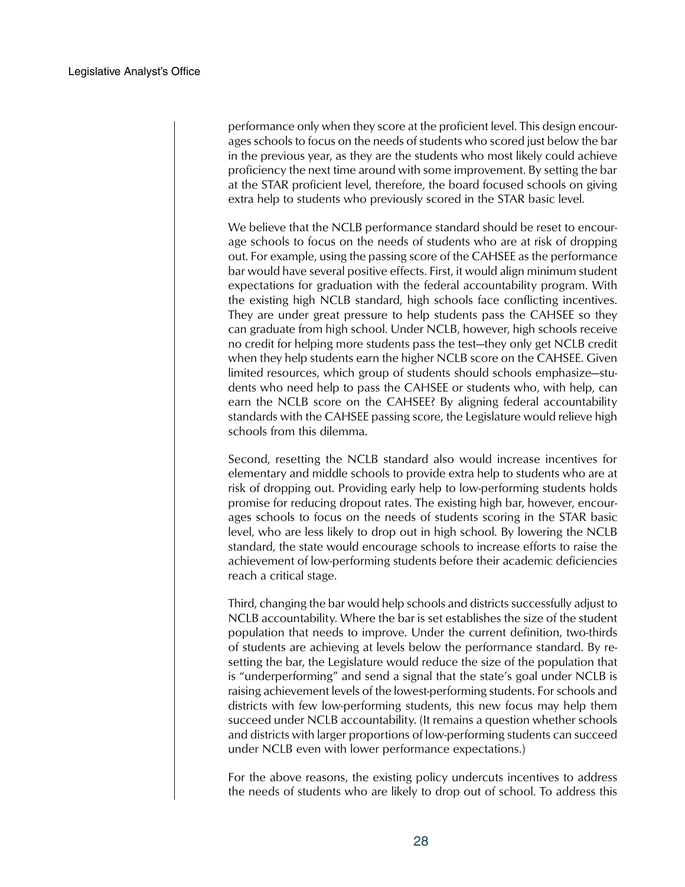performance only when they score at the proficient level. This design encourages schools to focus on the needs of students who scored just below the bar in the previous year, as they are the students who most likely could achieve proficiency the next time around with some improvement. By setting the bar at the STAR proficient level, therefore, the board focused schools on giving extra help to students who previously scored in the STAR basic level.

We believe that the NCLB performance standard should be reset to encourage schools to focus on the needs of students who are at risk of dropping out. For example, using the passing score of the CAHSEE as the performance bar would have several positive effects. First, it would align minimum student expectations for graduation with the federal accountability program. With the existing high NCLB standard, high schools face conflicting incentives. They are under great pressure to help students pass the CAHSEE so they can graduate from high school. Under NCLB, however, high schools receive no credit for helping more students pass the test—they only get NCLB credit when they help students earn the higher NCLB score on the CAHSEE. Given limited resources, which group of students should schools emphasize—students who need help to pass the CAHSEE or students who, with help, can earn the NCLB score on the CAHSEE? By aligning federal accountability standards with the CAHSEE passing score, the Legislature would relieve high schools from this dilemma.

Second, resetting the NCLB standard also would increase incentives for elementary and middle schools to provide extra help to students who are at risk of dropping out. Providing early help to low-performing students holds promise for reducing dropout rates. The existing high bar, however, encourages schools to focus on the needs of students scoring in the STAR basic level, who are less likely to drop out in high school. By lowering the NCLB standard, the state would encourage schools to increase efforts to raise the achievement of low-performing students before their academic deficiencies reach a critical stage.

Third, changing the bar would help schools and districts successfully adjust to NCLB accountability. Where the bar is set establishes the size of the student population that needs to improve. Under the current definition, two-thirds of students are achieving at levels below the performance standard. By resetting the bar, the Legislature would reduce the size of the population that is "underperforming" and send a signal that the state's goal under NCLB is raising achievement levels of the lowest-performing students. For schools and districts with few low-performing students, this new focus may help them succeed under NCLB accountability. (It remains a question whether schools and districts with larger proportions of low-performing students can succeed under NCLB even with lower performance expectations.)

For the above reasons, the existing policy undercuts incentives to address the needs of students who are likely to drop out of school. To address this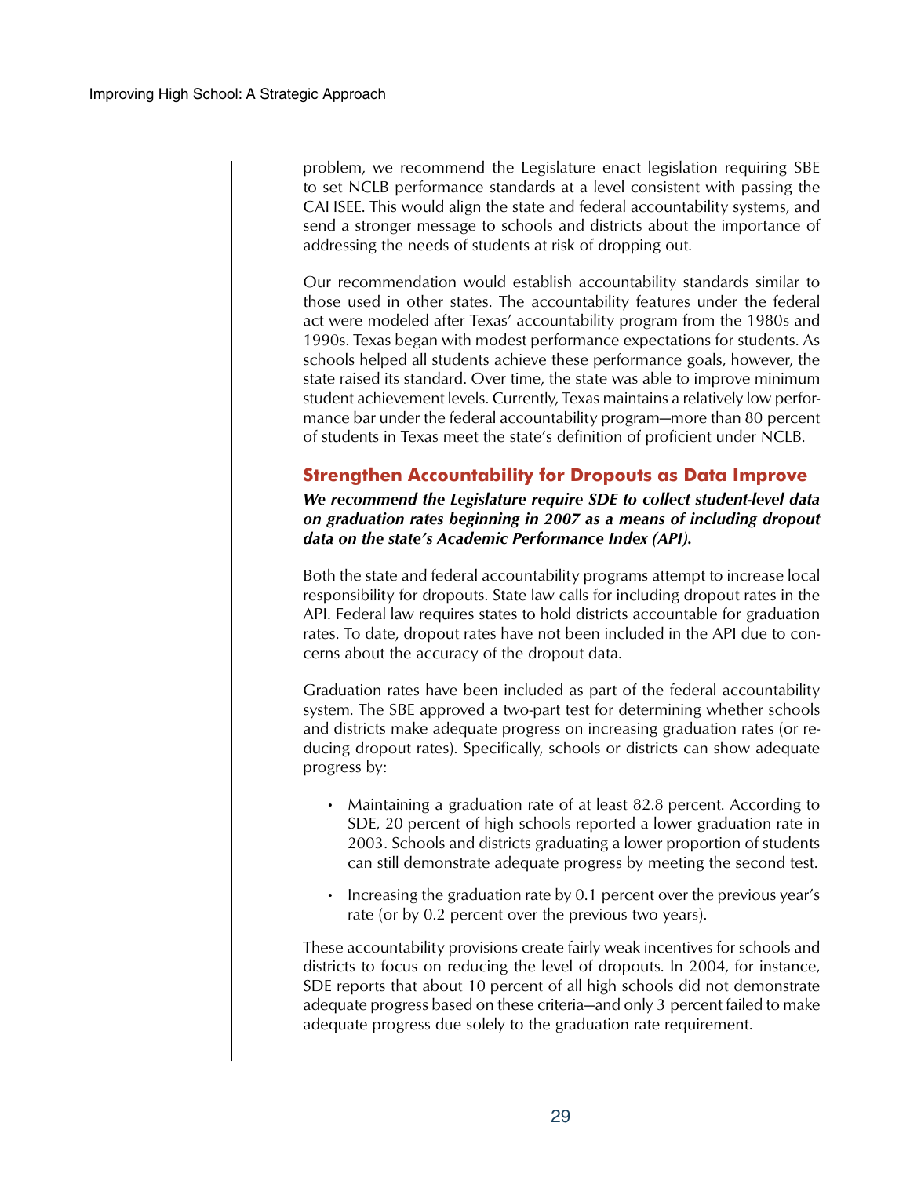problem, we recommend the Legislature enact legislation requiring SBE to set NCLB performance standards at a level consistent with passing the CAHSEE. This would align the state and federal accountability systems, and send a stronger message to schools and districts about the importance of addressing the needs of students at risk of dropping out.

Our recommendation would establish accountability standards similar to those used in other states. The accountability features under the federal act were modeled after Texas' accountability program from the 1980s and 1990s. Texas began with modest performance expectations for students. As schools helped all students achieve these performance goals, however, the state raised its standard. Over time, the state was able to improve minimum student achievement levels. Currently, Texas maintains a relatively low performance bar under the federal accountability program—more than 80 percent of students in Texas meet the state's definition of proficient under NCLB.

## Strengthen Accountability for Dropouts as Data Improve

***We recommend the Legislature require SDE to collect student-level data on graduation rates beginning in 2007 as a means of including dropout data on the state's Academic Performance Index (API).***

Both the state and federal accountability programs attempt to increase local responsibility for dropouts. State law calls for including dropout rates in the API. Federal law requires states to hold districts accountable for graduation rates. To date, dropout rates have not been included in the API due to concerns about the accuracy of the dropout data.

Graduation rates have been included as part of the federal accountability system. The SBE approved a two-part test for determining whether schools and districts make adequate progress on increasing graduation rates (or reducing dropout rates). Specifically, schools or districts can show adequate progress by:

- Maintaining a graduation rate of at least 82.8 percent. According to SDE, 20 percent of high schools reported a lower graduation rate in 2003. Schools and districts graduating a lower proportion of students can still demonstrate adequate progress by meeting the second test.
- Increasing the graduation rate by 0.1 percent over the previous year's rate (or by 0.2 percent over the previous two years).

These accountability provisions create fairly weak incentives for schools and districts to focus on reducing the level of dropouts. In 2004, for instance, SDE reports that about 10 percent of all high schools did not demonstrate adequate progress based on these criteria—and only 3 percent failed to make adequate progress due solely to the graduation rate requirement.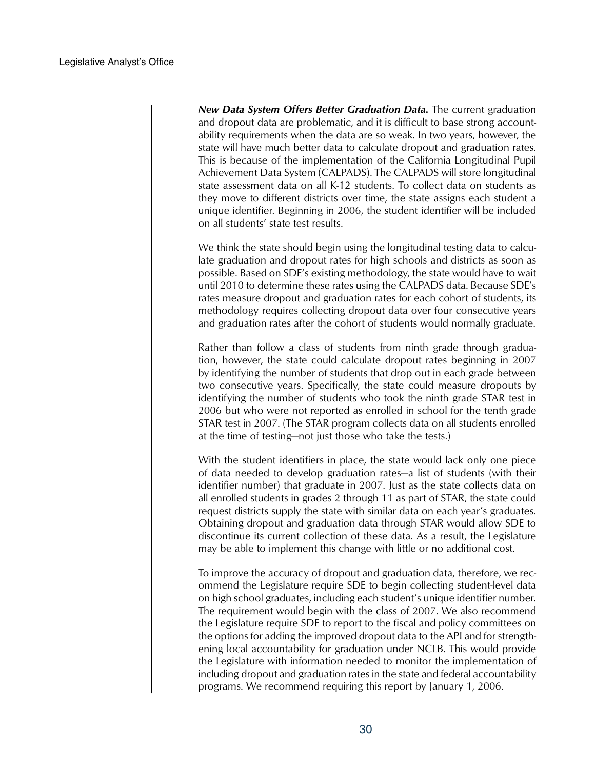***New Data System Offers Better Graduation Data.*** The current graduation and dropout data are problematic, and it is difficult to base strong accountability requirements when the data are so weak. In two years, however, the state will have much better data to calculate dropout and graduation rates. This is because of the implementation of the California Longitudinal Pupil Achievement Data System (CALPADS). The CALPADS will store longitudinal state assessment data on all K-12 students. To collect data on students as they move to different districts over time, the state assigns each student a unique identifier. Beginning in 2006, the student identifier will be included on all students' state test results.

We think the state should begin using the longitudinal testing data to calculate graduation and dropout rates for high schools and districts as soon as possible. Based on SDE's existing methodology, the state would have to wait until 2010 to determine these rates using the CALPADS data. Because SDE's rates measure dropout and graduation rates for each cohort of students, its methodology requires collecting dropout data over four consecutive years and graduation rates after the cohort of students would normally graduate.

Rather than follow a class of students from ninth grade through graduation, however, the state could calculate dropout rates beginning in 2007 by identifying the number of students that drop out in each grade between two consecutive years. Specifically, the state could measure dropouts by identifying the number of students who took the ninth grade STAR test in 2006 but who were not reported as enrolled in school for the tenth grade STAR test in 2007. (The STAR program collects data on all students enrolled at the time of testing—not just those who take the tests.)

With the student identifiers in place, the state would lack only one piece of data needed to develop graduation rates—a list of students (with their identifier number) that graduate in 2007. Just as the state collects data on all enrolled students in grades 2 through 11 as part of STAR, the state could request districts supply the state with similar data on each year's graduates. Obtaining dropout and graduation data through STAR would allow SDE to discontinue its current collection of these data. As a result, the Legislature may be able to implement this change with little or no additional cost.

To improve the accuracy of dropout and graduation data, therefore, we recommend the Legislature require SDE to begin collecting student-level data on high school graduates, including each student's unique identifier number. The requirement would begin with the class of 2007. We also recommend the Legislature require SDE to report to the fiscal and policy committees on the options for adding the improved dropout data to the API and for strengthening local accountability for graduation under NCLB. This would provide the Legislature with information needed to monitor the implementation of including dropout and graduation rates in the state and federal accountability programs. We recommend requiring this report by January 1, 2006.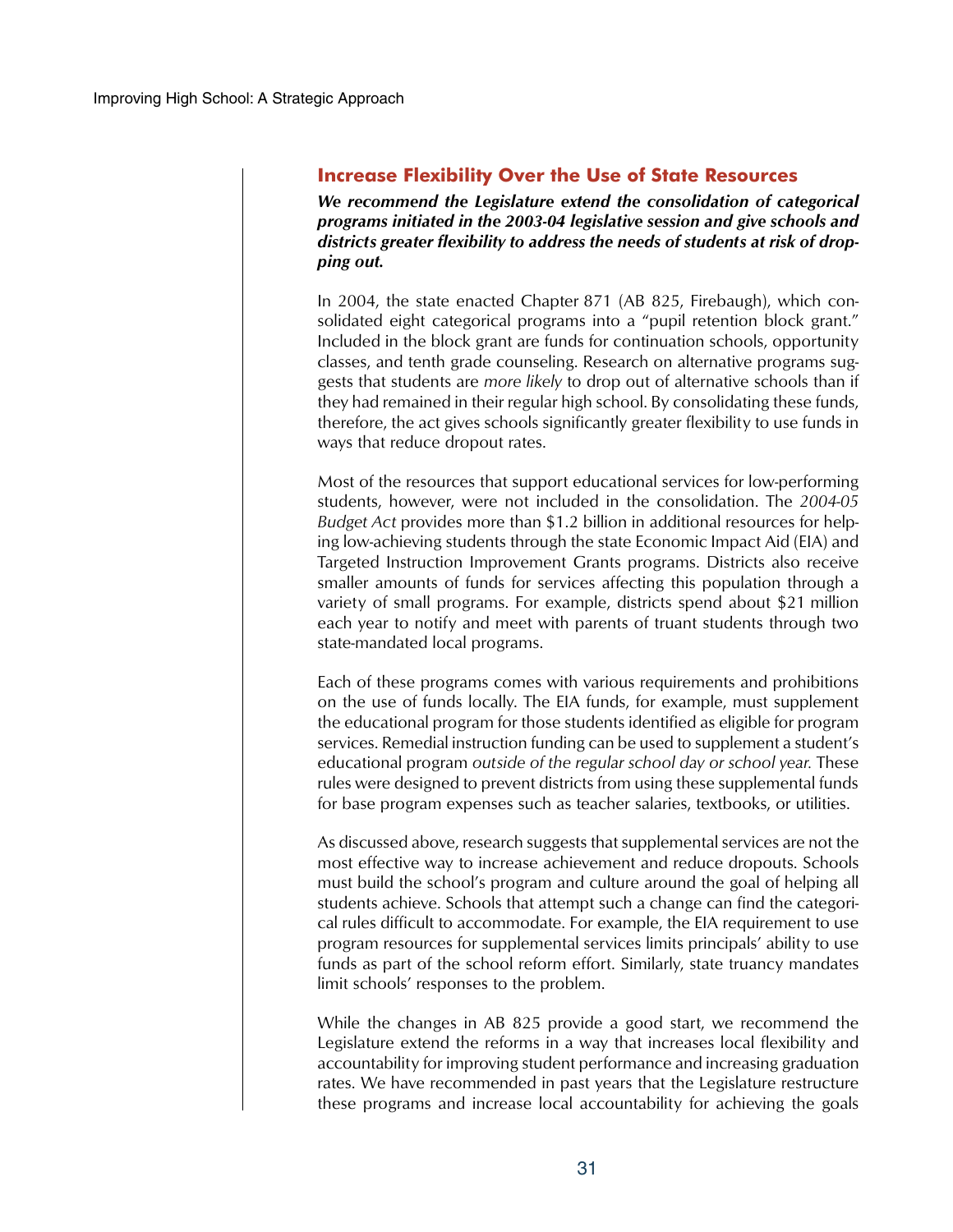## Increase Flexibility Over the Use of State Resources

***We recommend the Legislature extend the consolidation of categorical programs initiated in the 2003-04 legislative session and give schools and districts greater flexibility to address the needs of students at risk of dropping out.***

In 2004, the state enacted Chapter 871 (AB 825, Firebaugh), which consolidated eight categorical programs into a "pupil retention block grant." Included in the block grant are funds for continuation schools, opportunity classes, and tenth grade counseling. Research on alternative programs suggests that students are *more likely* to drop out of alternative schools than if they had remained in their regular high school. By consolidating these funds, therefore, the act gives schools significantly greater flexibility to use funds in ways that reduce dropout rates.

Most of the resources that support educational services for low-performing students, however, were not included in the consolidation. The *2004-05 Budget Act* provides more than $1.2 billion in additional resources for helping low-achieving students through the state Economic Impact Aid (EIA) and Targeted Instruction Improvement Grants programs. Districts also receive smaller amounts of funds for services affecting this population through a variety of small programs. For example, districts spend about $21 million each year to notify and meet with parents of truant students through two state-mandated local programs.

Each of these programs comes with various requirements and prohibitions on the use of funds locally. The EIA funds, for example, must supplement the educational program for those students identified as eligible for program services. Remedial instruction funding can be used to supplement a student's educational program *outside of the regular school day or school year.* These rules were designed to prevent districts from using these supplemental funds for base program expenses such as teacher salaries, textbooks, or utilities.

As discussed above, research suggests that supplemental services are not the most effective way to increase achievement and reduce dropouts. Schools must build the school's program and culture around the goal of helping all students achieve. Schools that attempt such a change can find the categorical rules difficult to accommodate. For example, the EIA requirement to use program resources for supplemental services limits principals' ability to use funds as part of the school reform effort. Similarly, state truancy mandates limit schools' responses to the problem.

While the changes in AB 825 provide a good start, we recommend the Legislature extend the reforms in a way that increases local flexibility and accountability for improving student performance and increasing graduation rates. We have recommended in past years that the Legislature restructure these programs and increase local accountability for achieving the goals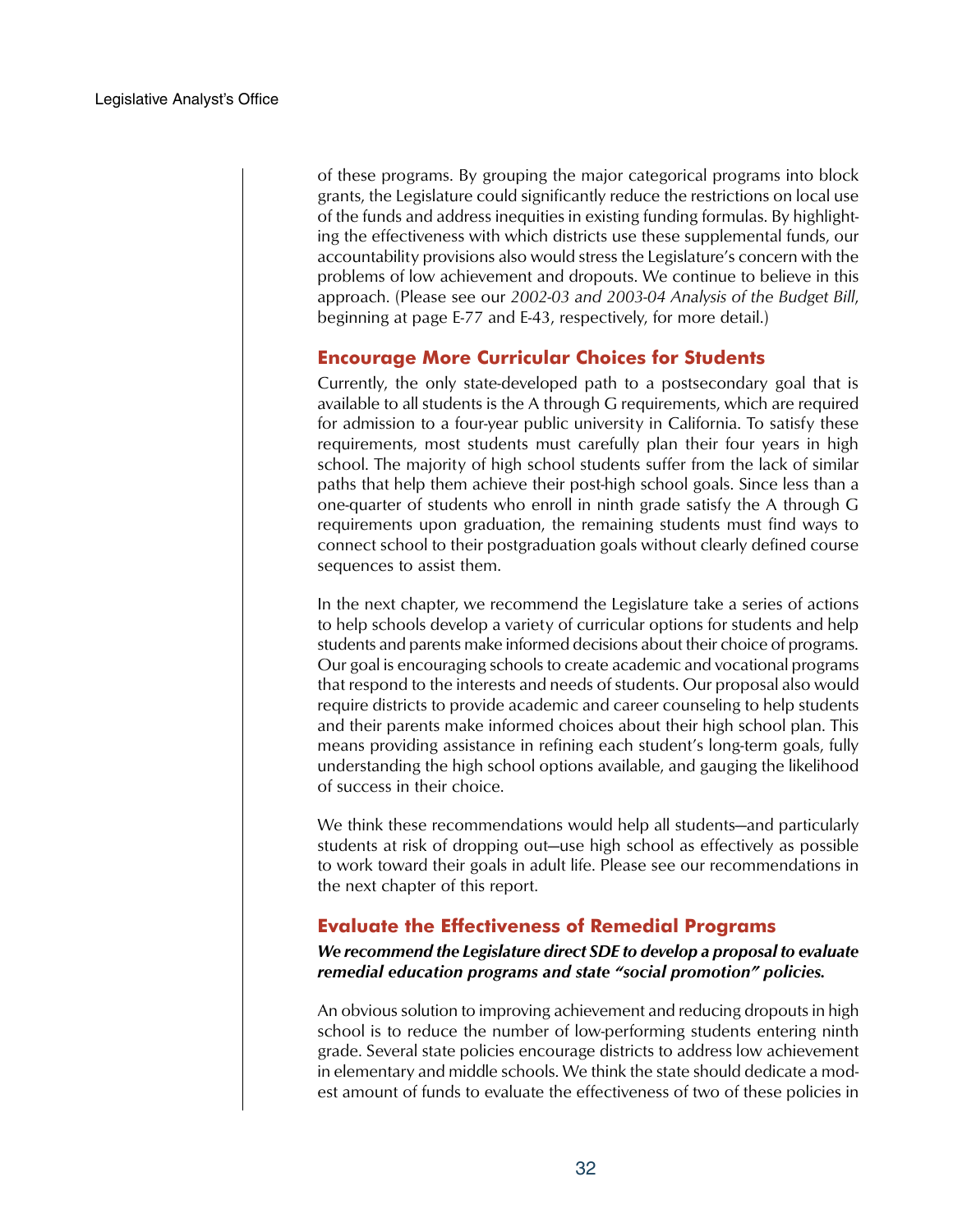of these programs. By grouping the major categorical programs into block grants, the Legislature could significantly reduce the restrictions on local use of the funds and address inequities in existing funding formulas. By highlighting the effectiveness with which districts use these supplemental funds, our accountability provisions also would stress the Legislature's concern with the problems of low achievement and dropouts. We continue to believe in this approach. (Please see our *2002-03 and 2003-04 Analysis of the Budget Bill*, beginning at page E-77 and E-43, respectively, for more detail.)

## Encourage More Curricular Choices for Students

Currently, the only state-developed path to a postsecondary goal that is available to all students is the A through G requirements, which are required for admission to a four-year public university in California. To satisfy these requirements, most students must carefully plan their four years in high school. The majority of high school students suffer from the lack of similar paths that help them achieve their post-high school goals. Since less than a one-quarter of students who enroll in ninth grade satisfy the A through G requirements upon graduation, the remaining students must find ways to connect school to their postgraduation goals without clearly defined course sequences to assist them.

In the next chapter, we recommend the Legislature take a series of actions to help schools develop a variety of curricular options for students and help students and parents make informed decisions about their choice of programs. Our goal is encouraging schools to create academic and vocational programs that respond to the interests and needs of students. Our proposal also would require districts to provide academic and career counseling to help students and their parents make informed choices about their high school plan. This means providing assistance in refining each student's long-term goals, fully understanding the high school options available, and gauging the likelihood of success in their choice.

We think these recommendations would help all students—and particularly students at risk of dropping out—use high school as effectively as possible to work toward their goals in adult life. Please see our recommendations in the next chapter of this report.

## Evaluate the Effectiveness of Remedial Programs

***We recommend the Legislature direct SDE to develop a proposal to evaluate remedial education programs and state "social promotion" policies.***

An obvious solution to improving achievement and reducing dropouts in high school is to reduce the number of low-performing students entering ninth grade. Several state policies encourage districts to address low achievement in elementary and middle schools. We think the state should dedicate a modest amount of funds to evaluate the effectiveness of two of these policies in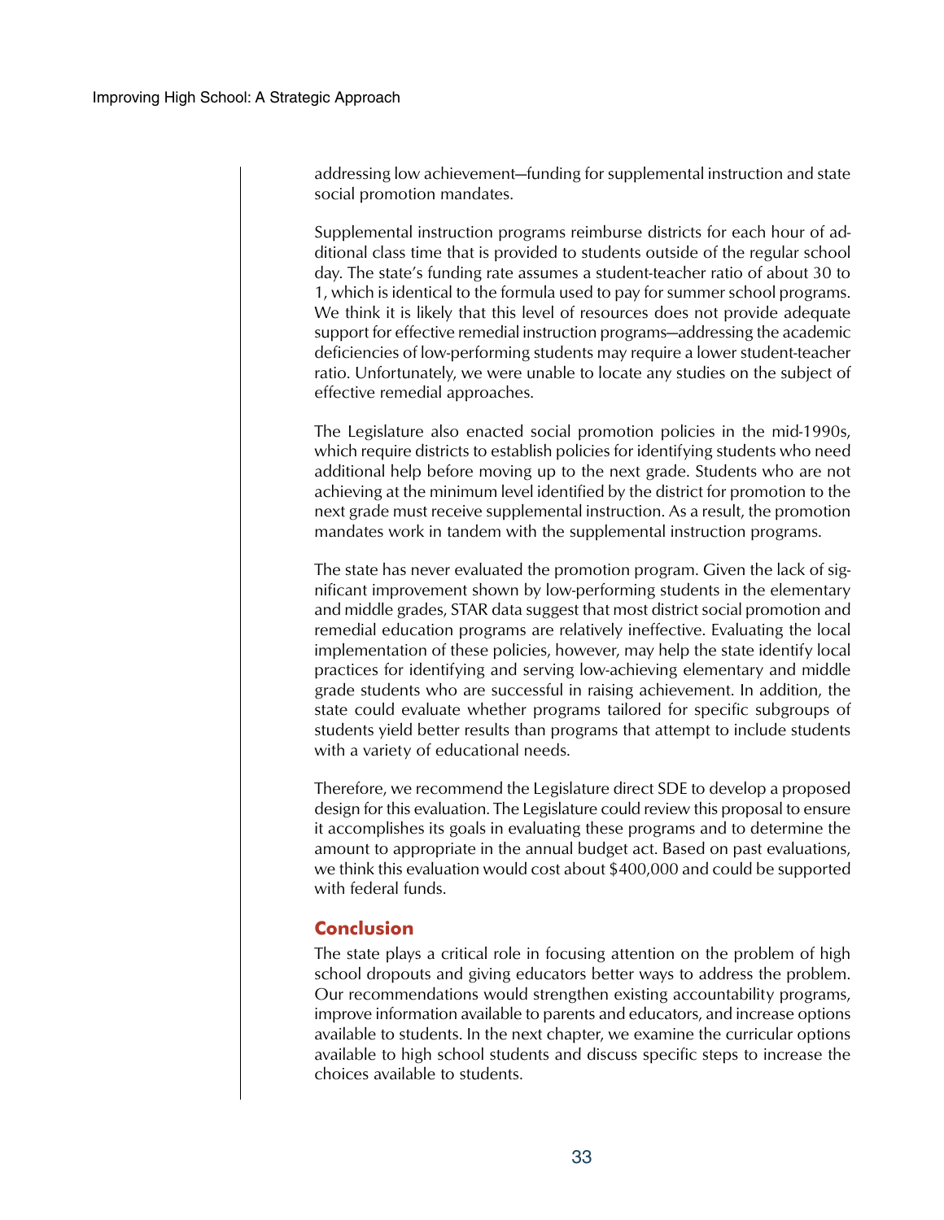addressing low achievement—funding for supplemental instruction and state social promotion mandates.

Supplemental instruction programs reimburse districts for each hour of additional class time that is provided to students outside of the regular school day. The state's funding rate assumes a student-teacher ratio of about 30 to 1, which is identical to the formula used to pay for summer school programs. We think it is likely that this level of resources does not provide adequate support for effective remedial instruction programs—addressing the academic deficiencies of low-performing students may require a lower student-teacher ratio. Unfortunately, we were unable to locate any studies on the subject of effective remedial approaches.

The Legislature also enacted social promotion policies in the mid-1990s, which require districts to establish policies for identifying students who need additional help before moving up to the next grade. Students who are not achieving at the minimum level identified by the district for promotion to the next grade must receive supplemental instruction. As a result, the promotion mandates work in tandem with the supplemental instruction programs.

The state has never evaluated the promotion program. Given the lack of significant improvement shown by low-performing students in the elementary and middle grades, STAR data suggest that most district social promotion and remedial education programs are relatively ineffective. Evaluating the local implementation of these policies, however, may help the state identify local practices for identifying and serving low-achieving elementary and middle grade students who are successful in raising achievement. In addition, the state could evaluate whether programs tailored for specific subgroups of students yield better results than programs that attempt to include students with a variety of educational needs.

Therefore, we recommend the Legislature direct SDE to develop a proposed design for this evaluation. The Legislature could review this proposal to ensure it accomplishes its goals in evaluating these programs and to determine the amount to appropriate in the annual budget act. Based on past evaluations, we think this evaluation would cost about $400,000 and could be supported with federal funds.

## Conclusion

The state plays a critical role in focusing attention on the problem of high school dropouts and giving educators better ways to address the problem. Our recommendations would strengthen existing accountability programs, improve information available to parents and educators, and increase options available to students. In the next chapter, we examine the curricular options available to high school students and discuss specific steps to increase the choices available to students.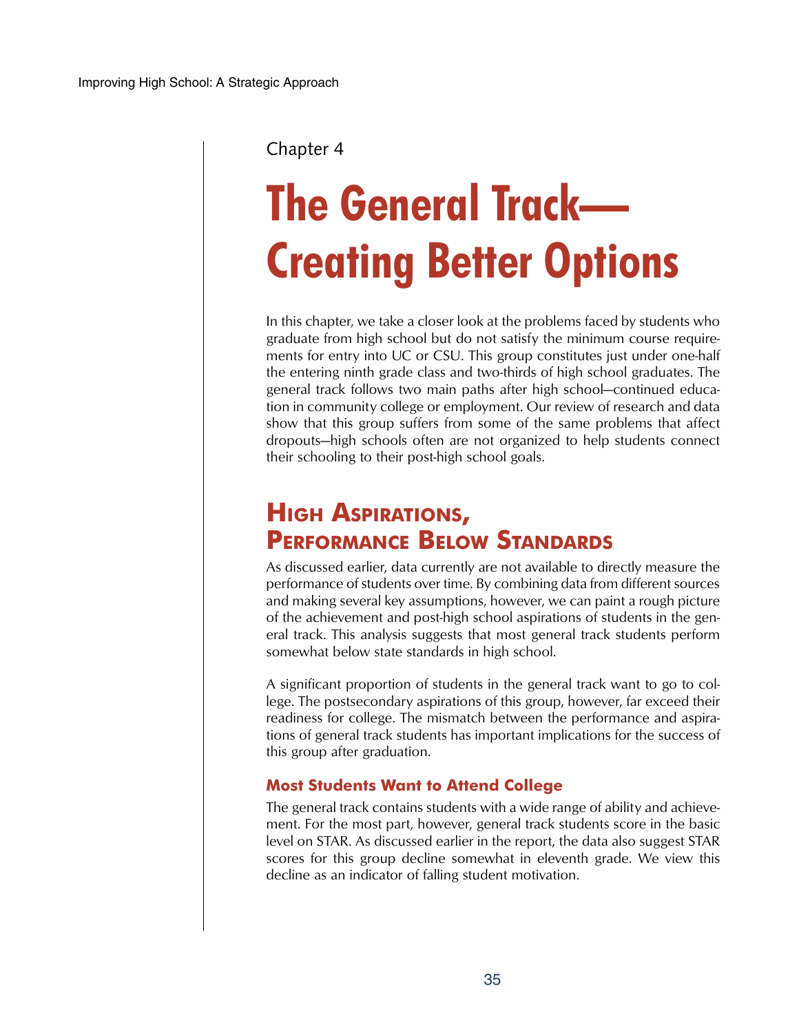Chapter 4

# The General Track—Creating Better Options

In this chapter, we take a closer look at the problems faced by students who graduate from high school but do not satisfy the minimum course requirements for entry into UC or CSU. This group constitutes just under one-half the entering ninth grade class and two-thirds of high school graduates. The general track follows two main paths after high school—continued education in community college or employment. Our review of research and data show that this group suffers from some of the same problems that affect dropouts—high schools often are not organized to help students connect their schooling to their post-high school goals.

## High Aspirations, Performance Below Standards

As discussed earlier, data currently are not available to directly measure the performance of students over time. By combining data from different sources and making several key assumptions, however, we can paint a rough picture of the achievement and post-high school aspirations of students in the general track. This analysis suggests that most general track students perform somewhat below state standards in high school.

A significant proportion of students in the general track want to go to college. The postsecondary aspirations of this group, however, far exceed their readiness for college. The mismatch between the performance and aspirations of general track students has important implications for the success of this group after graduation.

### Most Students Want to Attend College

The general track contains students with a wide range of ability and achievement. For the most part, however, general track students score in the basic level on STAR. As discussed earlier in the report, the data also suggest STAR scores for this group decline somewhat in eleventh grade. We view this decline as an indicator of falling student motivation.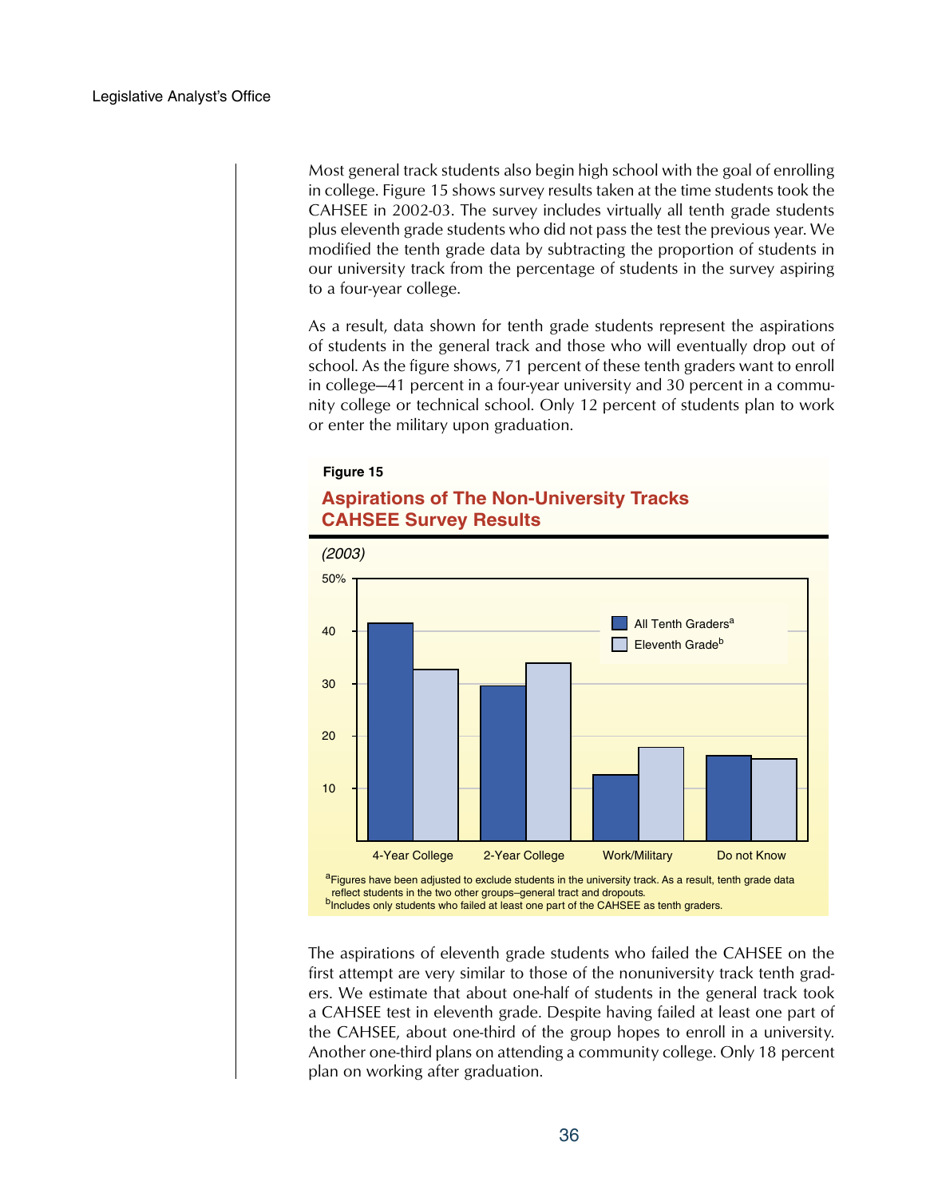Most general track students also begin high school with the goal of enrolling in college. Figure 15 shows survey results taken at the time students took the CAHSEE in 2002-03. The survey includes virtually all tenth grade students plus eleventh grade students who did not pass the test the previous year. We modified the tenth grade data by subtracting the proportion of students in our university track from the percentage of students in the survey aspiring to a four-year college.

As a result, data shown for tenth grade students represent the aspirations of students in the general track and those who will eventually drop out of school. As the figure shows, 71 percent of these tenth graders want to enroll in college—41 percent in a four-year university and 30 percent in a community college or technical school. Only 12 percent of students plan to work or enter the military upon graduation.

**Figure 15**

## Aspirations of The Non-University Tracks CAHSEE Survey Results

*(2003)*

| | All Tenth Graders[a] | Eleventh Grade[b] |
|---|---|---|
| 4-Year College | 41% | 33% |
| 2-Year College | 30% | 34% |
| Work/Military | 12% | 18% |
| Do not Know | 16% | 16% |

[a]Figures have been adjusted to exclude students in the university track. As a result, tenth grade data reflect students in the two other groups–general tract and dropouts.

[b]Includes only students who failed at least one part of the CAHSEE as tenth graders.

The aspirations of eleventh grade students who failed the CAHSEE on the first attempt are very similar to those of the nonuniversity track tenth graders. We estimate that about one-half of students in the general track took a CAHSEE test in eleventh grade. Despite having failed at least one part of the CAHSEE, about one-third of the group hopes to enroll in a university. Another one-third plans on attending a community college. Only 18 percent plan on working after graduation.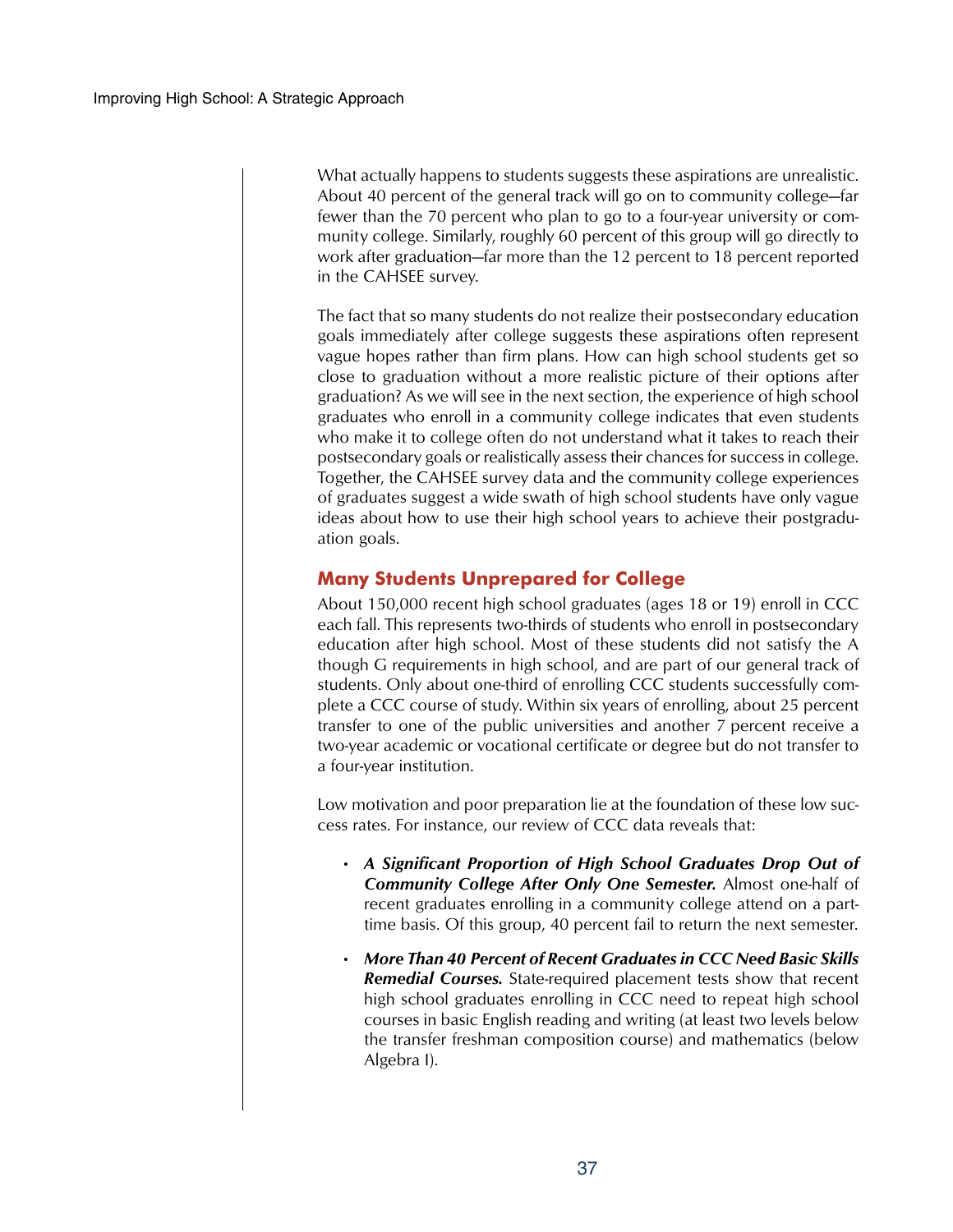What actually happens to students suggests these aspirations are unrealistic. About 40 percent of the general track will go on to community college—far fewer than the 70 percent who plan to go to a four-year university or community college. Similarly, roughly 60 percent of this group will go directly to work after graduation—far more than the 12 percent to 18 percent reported in the CAHSEE survey.

The fact that so many students do not realize their postsecondary education goals immediately after college suggests these aspirations often represent vague hopes rather than firm plans. How can high school students get so close to graduation without a more realistic picture of their options after graduation? As we will see in the next section, the experience of high school graduates who enroll in a community college indicates that even students who make it to college often do not understand what it takes to reach their postsecondary goals or realistically assess their chances for success in college. Together, the CAHSEE survey data and the community college experiences of graduates suggest a wide swath of high school students have only vague ideas about how to use their high school years to achieve their postgraduation goals.

## Many Students Unprepared for College

About 150,000 recent high school graduates (ages 18 or 19) enroll in CCC each fall. This represents two-thirds of students who enroll in postsecondary education after high school. Most of these students did not satisfy the A though G requirements in high school, and are part of our general track of students. Only about one-third of enrolling CCC students successfully complete a CCC course of study. Within six years of enrolling, about 25 percent transfer to one of the public universities and another 7 percent receive a two-year academic or vocational certificate or degree but do not transfer to a four-year institution.

Low motivation and poor preparation lie at the foundation of these low success rates. For instance, our review of CCC data reveals that:

- ***A Significant Proportion of High School Graduates Drop Out of Community College After Only One Semester.*** Almost one-half of recent graduates enrolling in a community college attend on a part-time basis. Of this group, 40 percent fail to return the next semester.
- ***More Than 40 Percent of Recent Graduates in CCC Need Basic Skills Remedial Courses.*** State-required placement tests show that recent high school graduates enrolling in CCC need to repeat high school courses in basic English reading and writing (at least two levels below the transfer freshman composition course) and mathematics (below Algebra I).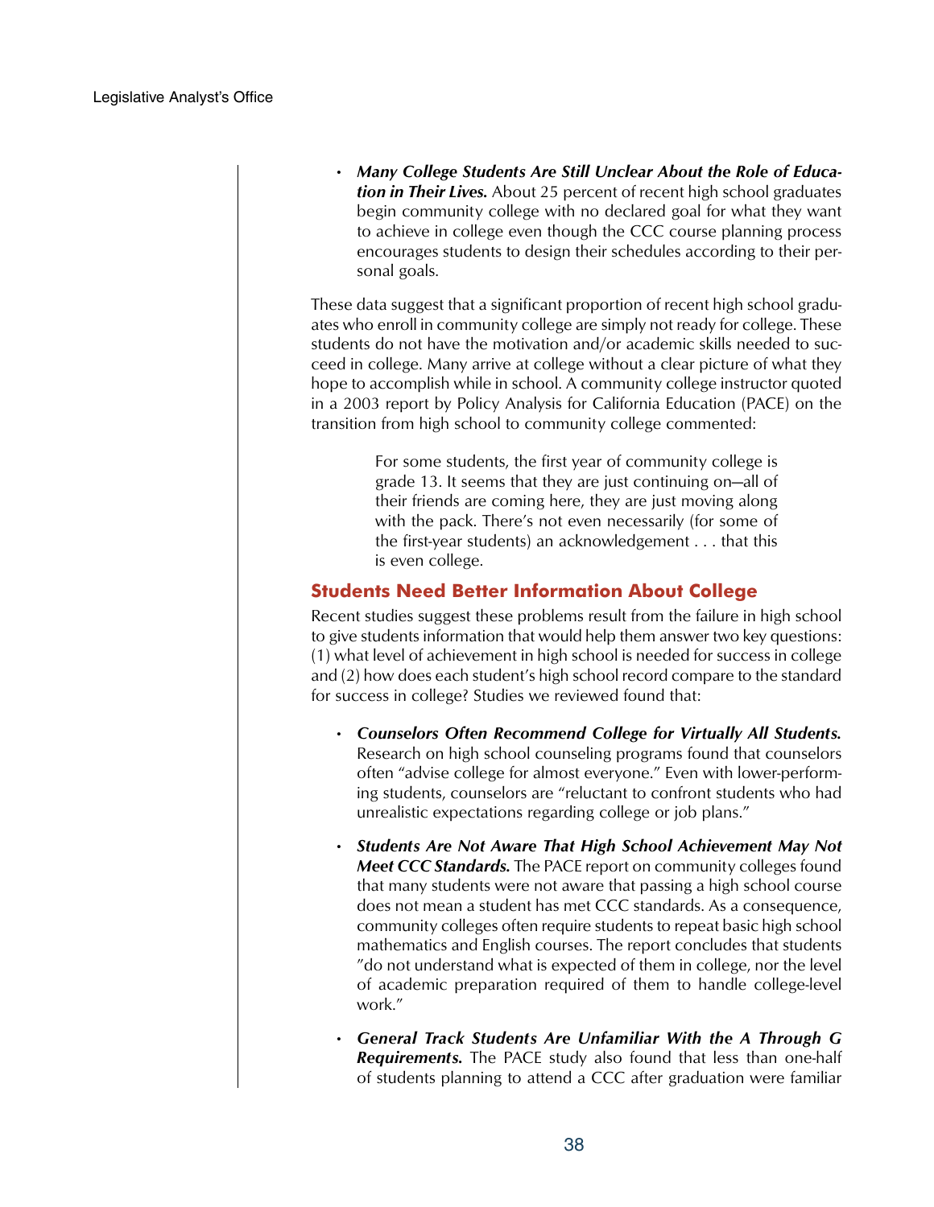- ***Many College Students Are Still Unclear About the Role of Education in Their Lives.*** About 25 percent of recent high school graduates begin community college with no declared goal for what they want to achieve in college even though the CCC course planning process encourages students to design their schedules according to their personal goals.

These data suggest that a significant proportion of recent high school graduates who enroll in community college are simply not ready for college. These students do not have the motivation and/or academic skills needed to succeed in college. Many arrive at college without a clear picture of what they hope to accomplish while in school. A community college instructor quoted in a 2003 report by Policy Analysis for California Education (PACE) on the transition from high school to community college commented:

> For some students, the first year of community college is grade 13. It seems that they are just continuing on—all of their friends are coming here, they are just moving along with the pack. There's not even necessarily (for some of the first-year students) an acknowledgement . . . that this is even college.

## Students Need Better Information About College

Recent studies suggest these problems result from the failure in high school to give students information that would help them answer two key questions: (1) what level of achievement in high school is needed for success in college and (2) how does each student's high school record compare to the standard for success in college? Studies we reviewed found that:

- ***Counselors Often Recommend College for Virtually All Students.*** Research on high school counseling programs found that counselors often "advise college for almost everyone." Even with lower-performing students, counselors are "reluctant to confront students who had unrealistic expectations regarding college or job plans."

- ***Students Are Not Aware That High School Achievement May Not Meet CCC Standards.*** The PACE report on community colleges found that many students were not aware that passing a high school course does not mean a student has met CCC standards. As a consequence, community colleges often require students to repeat basic high school mathematics and English courses. The report concludes that students "do not understand what is expected of them in college, nor the level of academic preparation required of them to handle college-level work."

- ***General Track Students Are Unfamiliar With the A Through G Requirements.*** The PACE study also found that less than one-half of students planning to attend a CCC after graduation were familiar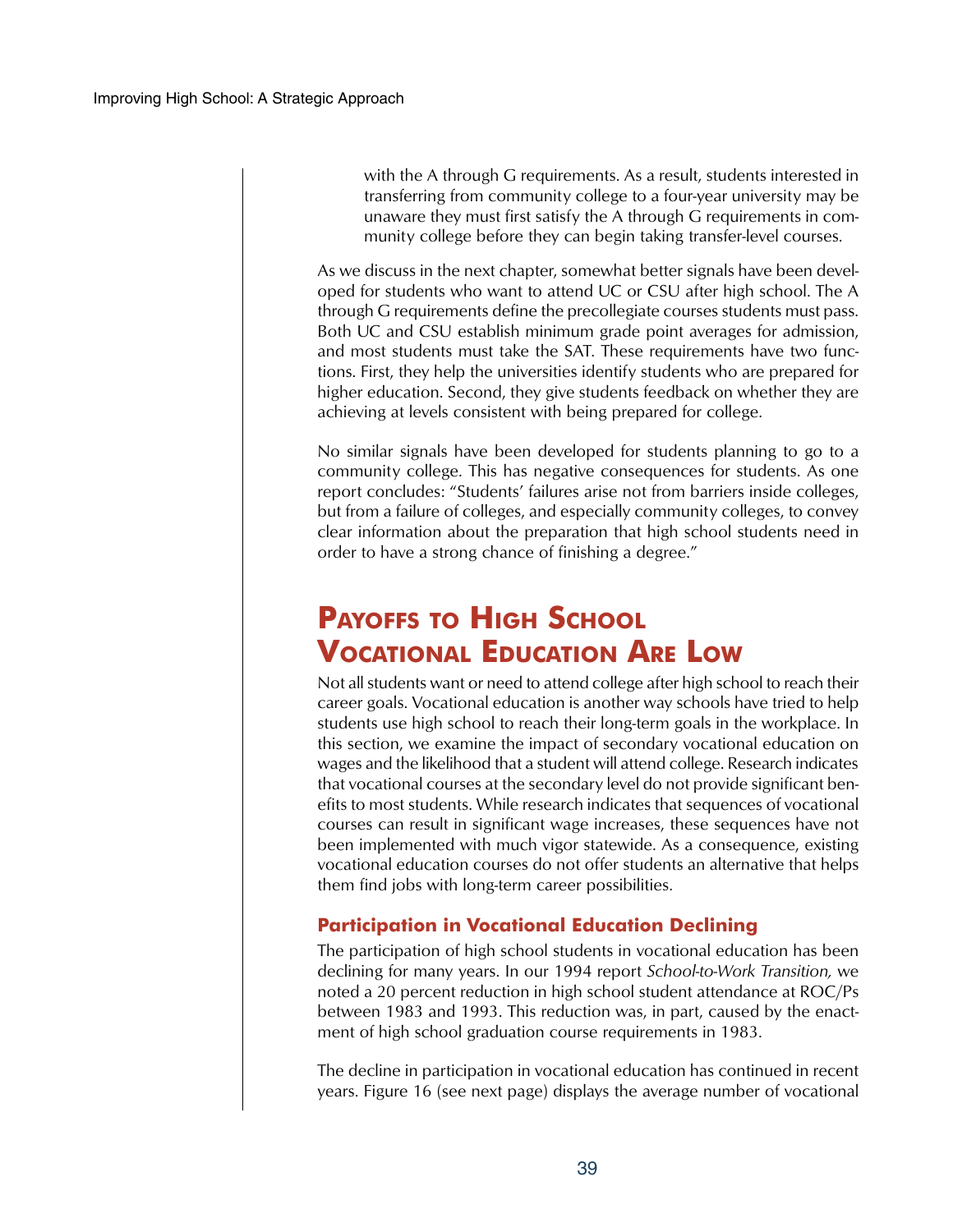> with the A through G requirements. As a result, students interested in transferring from community college to a four-year university may be unaware they must first satisfy the A through G requirements in community college before they can begin taking transfer-level courses.

As we discuss in the next chapter, somewhat better signals have been developed for students who want to attend UC or CSU after high school. The A through G requirements define the precollegiate courses students must pass. Both UC and CSU establish minimum grade point averages for admission, and most students must take the SAT. These requirements have two functions. First, they help the universities identify students who are prepared for higher education. Second, they give students feedback on whether they are achieving at levels consistent with being prepared for college.

No similar signals have been developed for students planning to go to a community college. This has negative consequences for students. As one report concludes: "Students' failures arise not from barriers inside colleges, but from a failure of colleges, and especially community colleges, to convey clear information about the preparation that high school students need in order to have a strong chance of finishing a degree."

## Payoffs to High School Vocational Education Are Low

Not all students want or need to attend college after high school to reach their career goals. Vocational education is another way schools have tried to help students use high school to reach their long-term goals in the workplace. In this section, we examine the impact of secondary vocational education on wages and the likelihood that a student will attend college. Research indicates that vocational courses at the secondary level do not provide significant benefits to most students. While research indicates that sequences of vocational courses can result in significant wage increases, these sequences have not been implemented with much vigor statewide. As a consequence, existing vocational education courses do not offer students an alternative that helps them find jobs with long-term career possibilities.

### Participation in Vocational Education Declining

The participation of high school students in vocational education has been declining for many years. In our 1994 report *School-to-Work Transition,* we noted a 20 percent reduction in high school student attendance at ROC/Ps between 1983 and 1993. This reduction was, in part, caused by the enactment of high school graduation course requirements in 1983.

The decline in participation in vocational education has continued in recent years. Figure 16 (see next page) displays the average number of vocational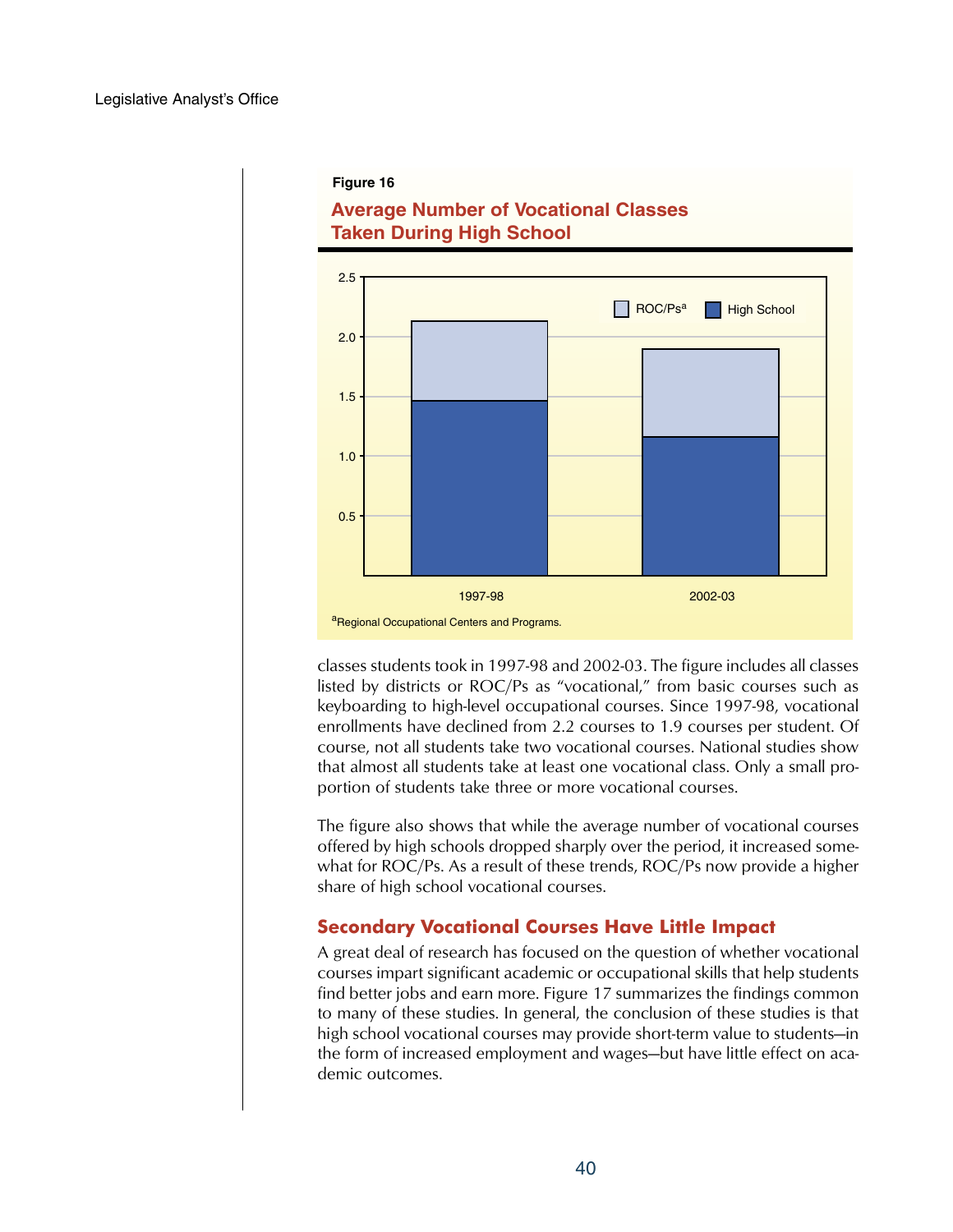**Figure 16**

**Average Number of Vocational Classes Taken During High School**

[a]Regional Occupational Centers and Programs.

classes students took in 1997-98 and 2002-03. The figure includes all classes listed by districts or ROC/Ps as "vocational," from basic courses such as keyboarding to high-level occupational courses. Since 1997-98, vocational enrollments have declined from 2.2 courses to 1.9 courses per student. Of course, not all students take two vocational courses. National studies show that almost all students take at least one vocational class. Only a small proportion of students take three or more vocational courses.

The figure also shows that while the average number of vocational courses offered by high schools dropped sharply over the period, it increased somewhat for ROC/Ps. As a result of these trends, ROC/Ps now provide a higher share of high school vocational courses.

## Secondary Vocational Courses Have Little Impact

A great deal of research has focused on the question of whether vocational courses impart significant academic or occupational skills that help students find better jobs and earn more. Figure 17 summarizes the findings common to many of these studies. In general, the conclusion of these studies is that high school vocational courses may provide short-term value to students—in the form of increased employment and wages—but have little effect on academic outcomes.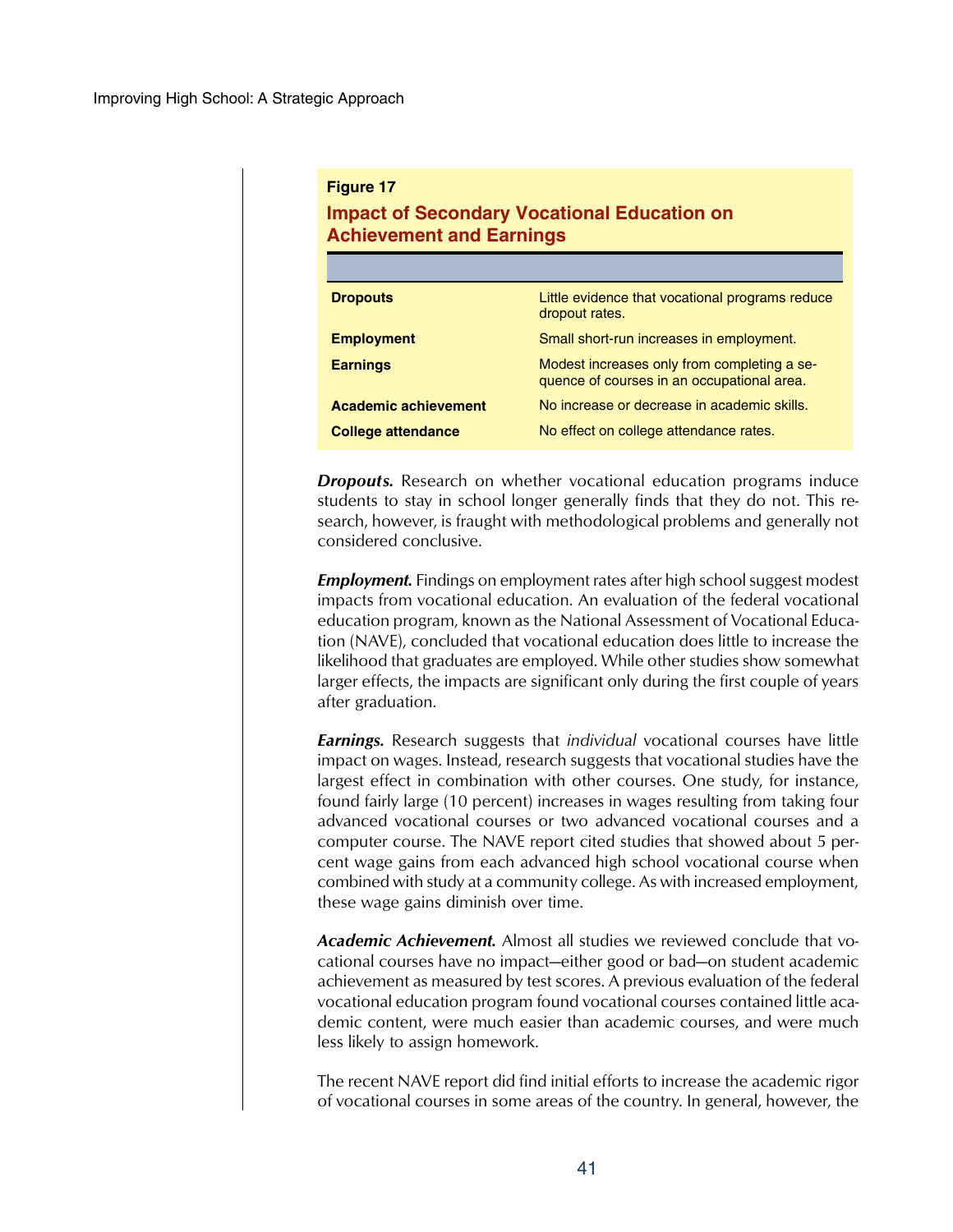**Figure 17**

**Impact of Secondary Vocational Education on Achievement and Earnings**

| | |
|---|---|
| **Dropouts** | Little evidence that vocational programs reduce dropout rates. |
| **Employment** | Small short-run increases in employment. |
| **Earnings** | Modest increases only from completing a sequence of courses in an occupational area. |
| **Academic achievement** | No increase or decrease in academic skills. |
| **College attendance** | No effect on college attendance rates. |

***Dropouts.*** Research on whether vocational education programs induce students to stay in school longer generally finds that they do not. This research, however, is fraught with methodological problems and generally not considered conclusive.

***Employment.*** Findings on employment rates after high school suggest modest impacts from vocational education. An evaluation of the federal vocational education program, known as the National Assessment of Vocational Education (NAVE), concluded that vocational education does little to increase the likelihood that graduates are employed. While other studies show somewhat larger effects, the impacts are significant only during the first couple of years after graduation.

***Earnings.*** Research suggests that *individual* vocational courses have little impact on wages. Instead, research suggests that vocational studies have the largest effect in combination with other courses. One study, for instance, found fairly large (10 percent) increases in wages resulting from taking four advanced vocational courses or two advanced vocational courses and a computer course. The NAVE report cited studies that showed about 5 percent wage gains from each advanced high school vocational course when combined with study at a community college. As with increased employment, these wage gains diminish over time.

***Academic Achievement.*** Almost all studies we reviewed conclude that vocational courses have no impact—either good or bad—on student academic achievement as measured by test scores. A previous evaluation of the federal vocational education program found vocational courses contained little academic content, were much easier than academic courses, and were much less likely to assign homework.

The recent NAVE report did find initial efforts to increase the academic rigor of vocational courses in some areas of the country. In general, however, the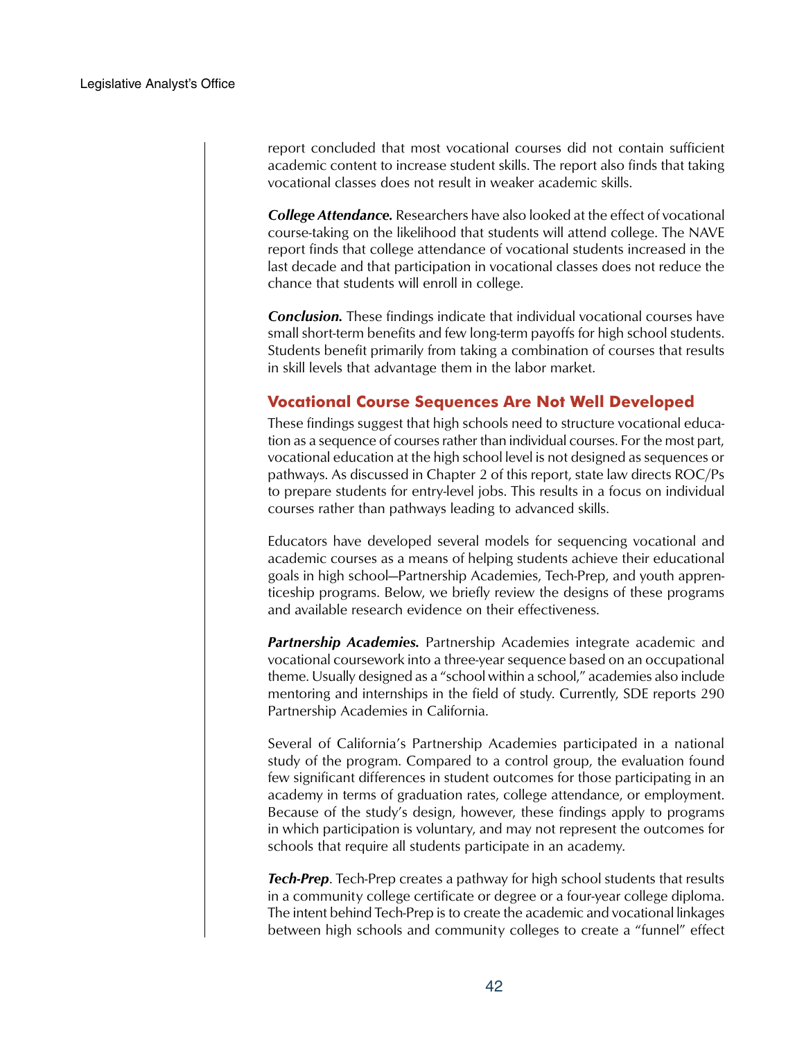report concluded that most vocational courses did not contain sufficient academic content to increase student skills. The report also finds that taking vocational classes does not result in weaker academic skills.

***College Attendance.*** Researchers have also looked at the effect of vocational course-taking on the likelihood that students will attend college. The NAVE report finds that college attendance of vocational students increased in the last decade and that participation in vocational classes does not reduce the chance that students will enroll in college.

***Conclusion.*** These findings indicate that individual vocational courses have small short-term benefits and few long-term payoffs for high school students. Students benefit primarily from taking a combination of courses that results in skill levels that advantage them in the labor market.

## Vocational Course Sequences Are Not Well Developed

These findings suggest that high schools need to structure vocational education as a sequence of courses rather than individual courses. For the most part, vocational education at the high school level is not designed as sequences or pathways. As discussed in Chapter 2 of this report, state law directs ROC/Ps to prepare students for entry-level jobs. This results in a focus on individual courses rather than pathways leading to advanced skills.

Educators have developed several models for sequencing vocational and academic courses as a means of helping students achieve their educational goals in high school—Partnership Academies, Tech-Prep, and youth apprenticeship programs. Below, we briefly review the designs of these programs and available research evidence on their effectiveness.

***Partnership Academies.*** Partnership Academies integrate academic and vocational coursework into a three-year sequence based on an occupational theme. Usually designed as a "school within a school," academies also include mentoring and internships in the field of study. Currently, SDE reports 290 Partnership Academies in California.

Several of California's Partnership Academies participated in a national study of the program. Compared to a control group, the evaluation found few significant differences in student outcomes for those participating in an academy in terms of graduation rates, college attendance, or employment. Because of the study's design, however, these findings apply to programs in which participation is voluntary, and may not represent the outcomes for schools that require all students participate in an academy.

***Tech-Prep***. Tech-Prep creates a pathway for high school students that results in a community college certificate or degree or a four-year college diploma. The intent behind Tech-Prep is to create the academic and vocational linkages between high schools and community colleges to create a "funnel" effect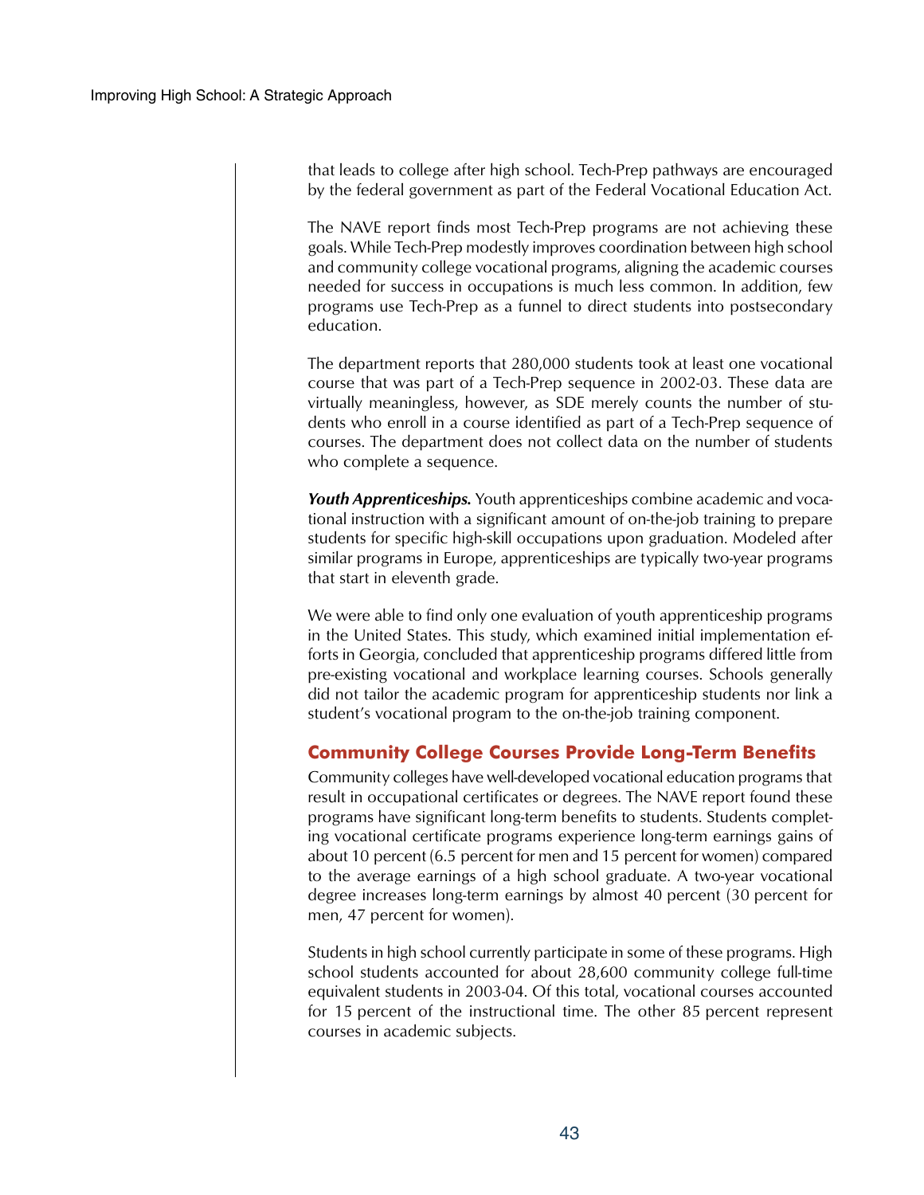that leads to college after high school. Tech-Prep pathways are encouraged by the federal government as part of the Federal Vocational Education Act.

The NAVE report finds most Tech-Prep programs are not achieving these goals. While Tech-Prep modestly improves coordination between high school and community college vocational programs, aligning the academic courses needed for success in occupations is much less common. In addition, few programs use Tech-Prep as a funnel to direct students into postsecondary education.

The department reports that 280,000 students took at least one vocational course that was part of a Tech-Prep sequence in 2002-03. These data are virtually meaningless, however, as SDE merely counts the number of students who enroll in a course identified as part of a Tech-Prep sequence of courses. The department does not collect data on the number of students who complete a sequence.

***Youth Apprenticeships.*** Youth apprenticeships combine academic and vocational instruction with a significant amount of on-the-job training to prepare students for specific high-skill occupations upon graduation. Modeled after similar programs in Europe, apprenticeships are typically two-year programs that start in eleventh grade.

We were able to find only one evaluation of youth apprenticeship programs in the United States. This study, which examined initial implementation efforts in Georgia, concluded that apprenticeship programs differed little from pre-existing vocational and workplace learning courses. Schools generally did not tailor the academic program for apprenticeship students nor link a student's vocational program to the on-the-job training component.

## Community College Courses Provide Long-Term Benefits

Community colleges have well-developed vocational education programs that result in occupational certificates or degrees. The NAVE report found these programs have significant long-term benefits to students. Students completing vocational certificate programs experience long-term earnings gains of about 10 percent (6.5 percent for men and 15 percent for women) compared to the average earnings of a high school graduate. A two-year vocational degree increases long-term earnings by almost 40 percent (30 percent for men, 47 percent for women).

Students in high school currently participate in some of these programs. High school students accounted for about 28,600 community college full-time equivalent students in 2003-04. Of this total, vocational courses accounted for 15 percent of the instructional time. The other 85 percent represent courses in academic subjects.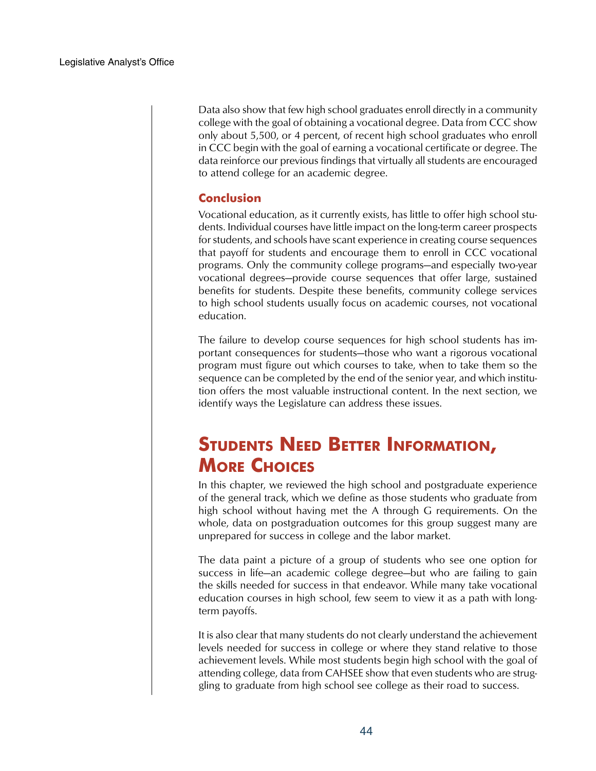Data also show that few high school graduates enroll directly in a community college with the goal of obtaining a vocational degree. Data from CCC show only about 5,500, or 4 percent, of recent high school graduates who enroll in CCC begin with the goal of earning a vocational certificate or degree. The data reinforce our previous findings that virtually all students are encouraged to attend college for an academic degree.

### Conclusion

Vocational education, as it currently exists, has little to offer high school students. Individual courses have little impact on the long-term career prospects for students, and schools have scant experience in creating course sequences that payoff for students and encourage them to enroll in CCC vocational programs. Only the community college programs—and especially two-year vocational degrees—provide course sequences that offer large, sustained benefits for students. Despite these benefits, community college services to high school students usually focus on academic courses, not vocational education.

The failure to develop course sequences for high school students has important consequences for students—those who want a rigorous vocational program must figure out which courses to take, when to take them so the sequence can be completed by the end of the senior year, and which institution offers the most valuable instructional content. In the next section, we identify ways the Legislature can address these issues.

## Students Need Better Information, More Choices

In this chapter, we reviewed the high school and postgraduate experience of the general track, which we define as those students who graduate from high school without having met the A through G requirements. On the whole, data on postgraduation outcomes for this group suggest many are unprepared for success in college and the labor market.

The data paint a picture of a group of students who see one option for success in life—an academic college degree—but who are failing to gain the skills needed for success in that endeavor. While many take vocational education courses in high school, few seem to view it as a path with long-term payoffs.

It is also clear that many students do not clearly understand the achievement levels needed for success in college or where they stand relative to those achievement levels. While most students begin high school with the goal of attending college, data from CAHSEE show that even students who are struggling to graduate from high school see college as their road to success.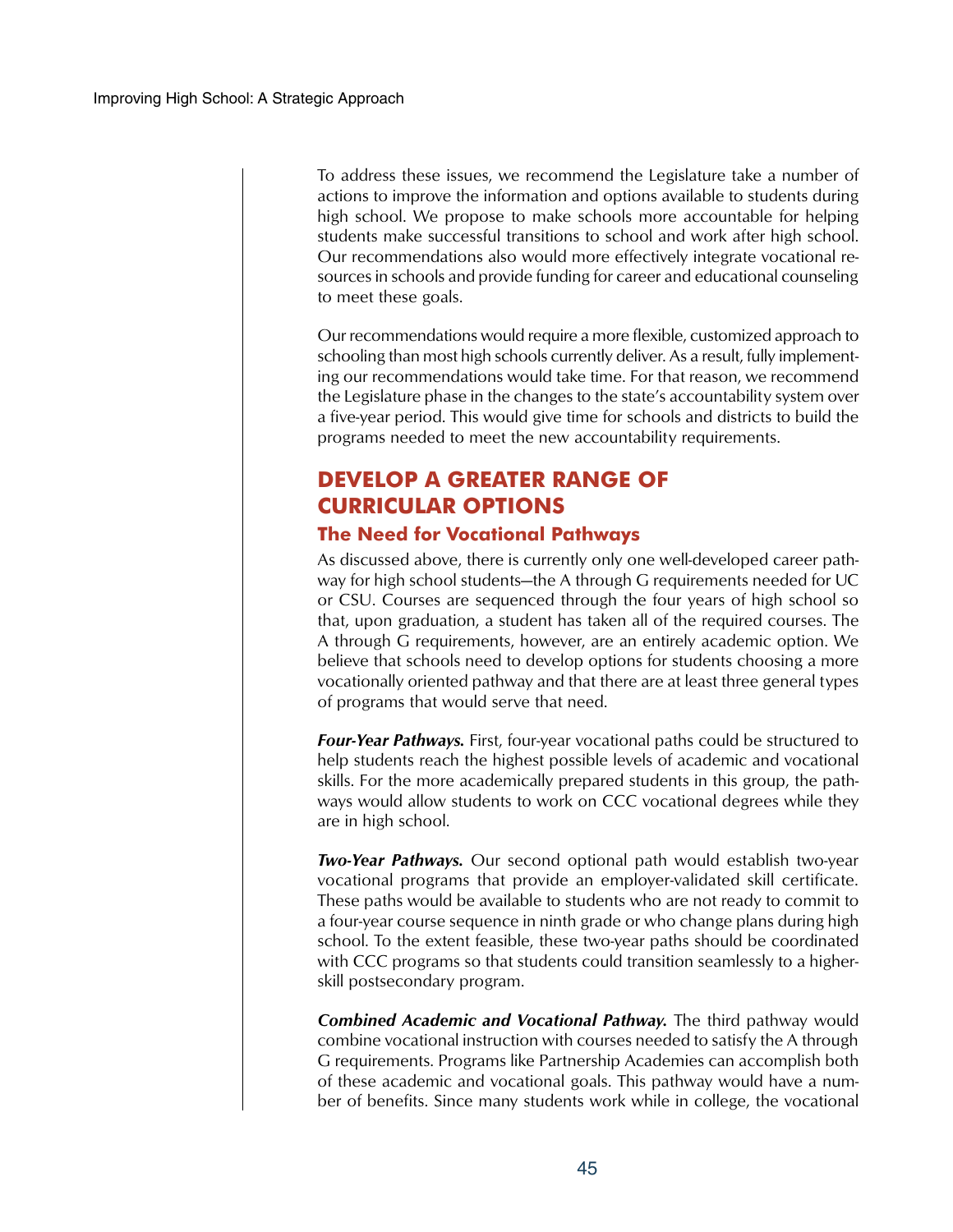To address these issues, we recommend the Legislature take a number of actions to improve the information and options available to students during high school. We propose to make schools more accountable for helping students make successful transitions to school and work after high school. Our recommendations also would more effectively integrate vocational resources in schools and provide funding for career and educational counseling to meet these goals.

Our recommendations would require a more flexible, customized approach to schooling than most high schools currently deliver. As a result, fully implementing our recommendations would take time. For that reason, we recommend the Legislature phase in the changes to the state's accountability system over a five-year period. This would give time for schools and districts to build the programs needed to meet the new accountability requirements.

## DEVELOP A GREATER RANGE OF CURRICULAR OPTIONS

### The Need for Vocational Pathways

As discussed above, there is currently only one well-developed career pathway for high school students—the A through G requirements needed for UC or CSU. Courses are sequenced through the four years of high school so that, upon graduation, a student has taken all of the required courses. The A through G requirements, however, are an entirely academic option. We believe that schools need to develop options for students choosing a more vocationally oriented pathway and that there are at least three general types of programs that would serve that need.

***Four-Year Pathways.*** First, four-year vocational paths could be structured to help students reach the highest possible levels of academic and vocational skills. For the more academically prepared students in this group, the pathways would allow students to work on CCC vocational degrees while they are in high school.

***Two-Year Pathways.*** Our second optional path would establish two-year vocational programs that provide an employer-validated skill certificate. These paths would be available to students who are not ready to commit to a four-year course sequence in ninth grade or who change plans during high school. To the extent feasible, these two-year paths should be coordinated with CCC programs so that students could transition seamlessly to a higher-skill postsecondary program.

***Combined Academic and Vocational Pathway.*** The third pathway would combine vocational instruction with courses needed to satisfy the A through G requirements. Programs like Partnership Academies can accomplish both of these academic and vocational goals. This pathway would have a number of benefits. Since many students work while in college, the vocational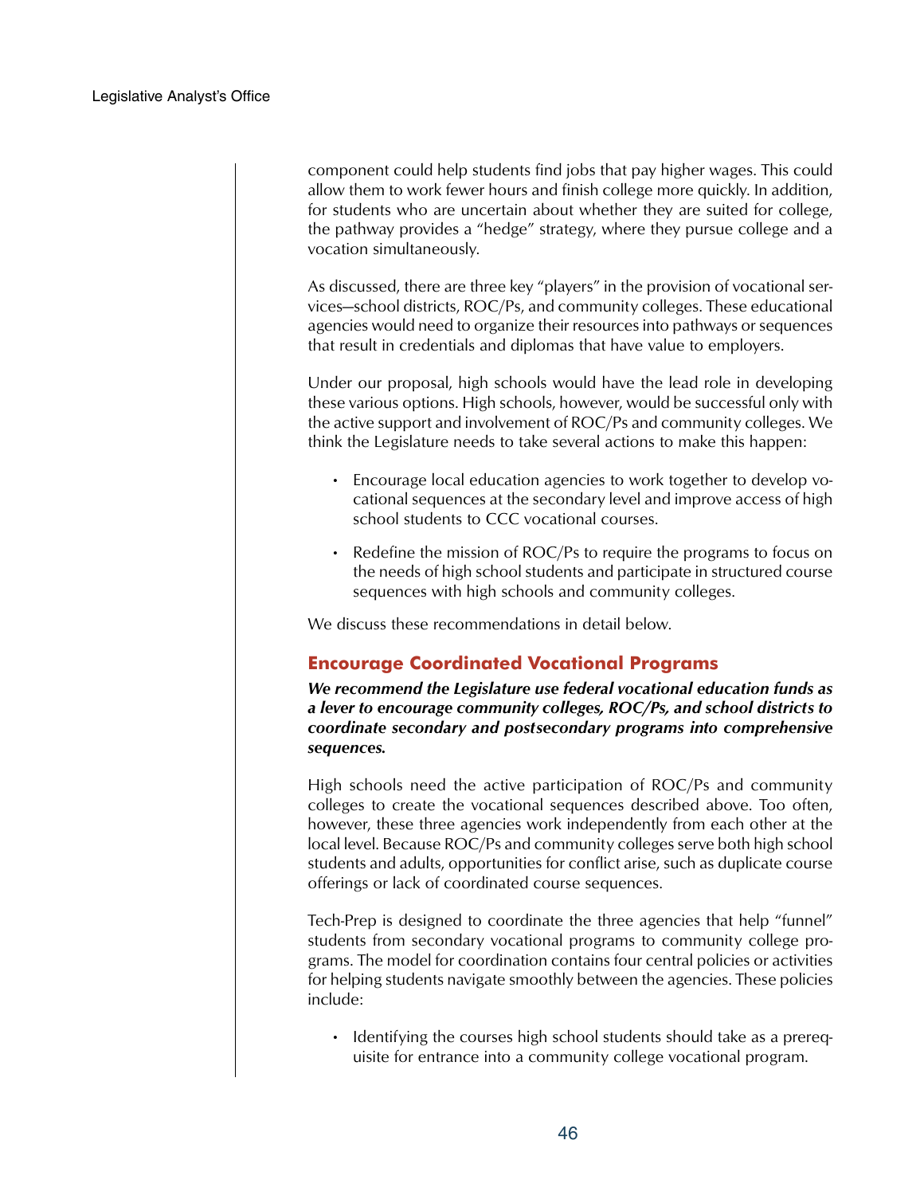component could help students find jobs that pay higher wages. This could allow them to work fewer hours and finish college more quickly. In addition, for students who are uncertain about whether they are suited for college, the pathway provides a "hedge" strategy, where they pursue college and a vocation simultaneously.

As discussed, there are three key "players" in the provision of vocational services—school districts, ROC/Ps, and community colleges. These educational agencies would need to organize their resources into pathways or sequences that result in credentials and diplomas that have value to employers.

Under our proposal, high schools would have the lead role in developing these various options. High schools, however, would be successful only with the active support and involvement of ROC/Ps and community colleges. We think the Legislature needs to take several actions to make this happen:

- Encourage local education agencies to work together to develop vocational sequences at the secondary level and improve access of high school students to CCC vocational courses.
- Redefine the mission of ROC/Ps to require the programs to focus on the needs of high school students and participate in structured course sequences with high schools and community colleges.

We discuss these recommendations in detail below.

## Encourage Coordinated Vocational Programs

***We recommend the Legislature use federal vocational education funds as a lever to encourage community colleges, ROC/Ps, and school districts to coordinate secondary and postsecondary programs into comprehensive sequences.***

High schools need the active participation of ROC/Ps and community colleges to create the vocational sequences described above. Too often, however, these three agencies work independently from each other at the local level. Because ROC/Ps and community colleges serve both high school students and adults, opportunities for conflict arise, such as duplicate course offerings or lack of coordinated course sequences.

Tech-Prep is designed to coordinate the three agencies that help "funnel" students from secondary vocational programs to community college programs. The model for coordination contains four central policies or activities for helping students navigate smoothly between the agencies. These policies include:

- Identifying the courses high school students should take as a prerequisite for entrance into a community college vocational program.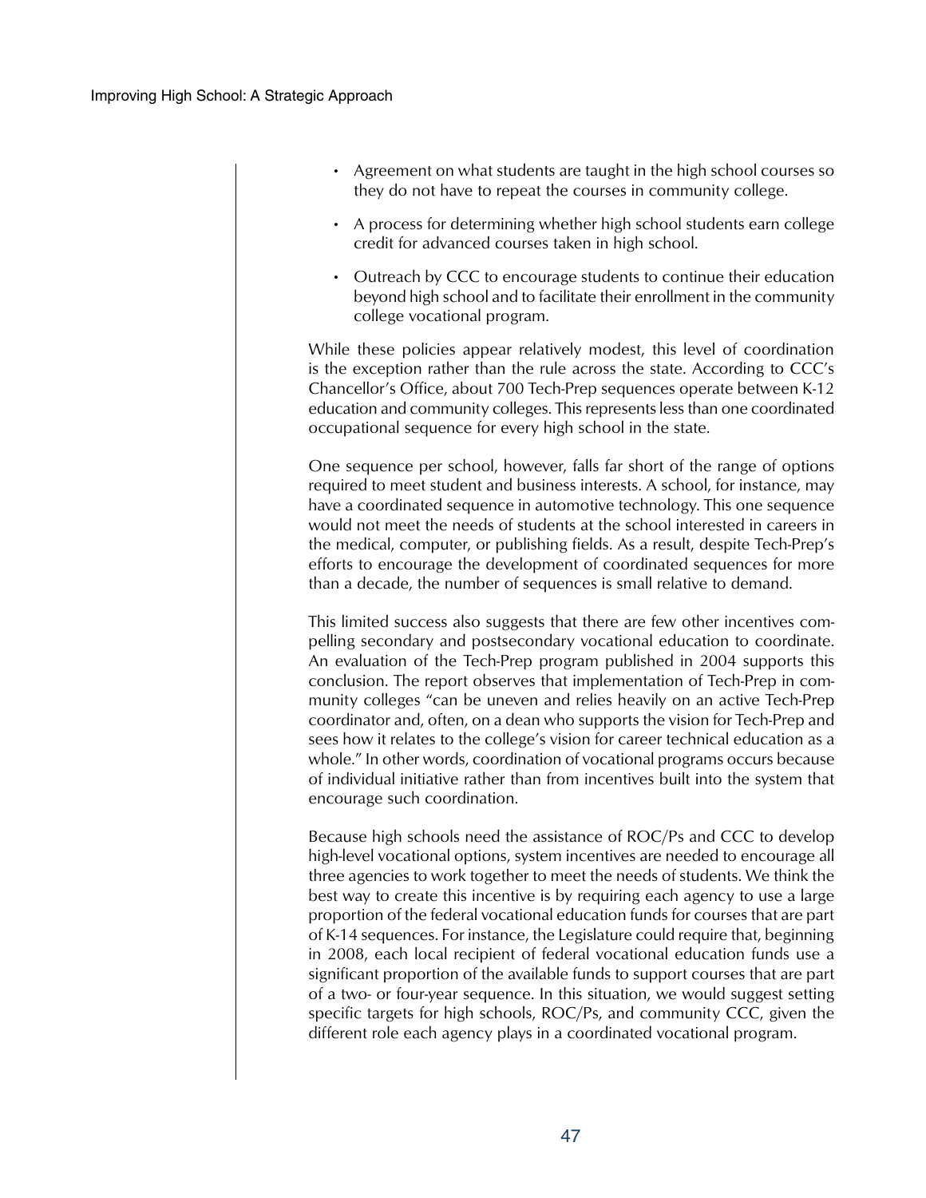- Agreement on what students are taught in the high school courses so they do not have to repeat the courses in community college.
- A process for determining whether high school students earn college credit for advanced courses taken in high school.
- Outreach by CCC to encourage students to continue their education beyond high school and to facilitate their enrollment in the community college vocational program.

While these policies appear relatively modest, this level of coordination is the exception rather than the rule across the state. According to CCC's Chancellor's Office, about 700 Tech-Prep sequences operate between K-12 education and community colleges. This represents less than one coordinated occupational sequence for every high school in the state.

One sequence per school, however, falls far short of the range of options required to meet student and business interests. A school, for instance, may have a coordinated sequence in automotive technology. This one sequence would not meet the needs of students at the school interested in careers in the medical, computer, or publishing fields. As a result, despite Tech-Prep's efforts to encourage the development of coordinated sequences for more than a decade, the number of sequences is small relative to demand.

This limited success also suggests that there are few other incentives compelling secondary and postsecondary vocational education to coordinate. An evaluation of the Tech-Prep program published in 2004 supports this conclusion. The report observes that implementation of Tech-Prep in community colleges "can be uneven and relies heavily on an active Tech-Prep coordinator and, often, on a dean who supports the vision for Tech-Prep and sees how it relates to the college's vision for career technical education as a whole." In other words, coordination of vocational programs occurs because of individual initiative rather than from incentives built into the system that encourage such coordination.

Because high schools need the assistance of ROC/Ps and CCC to develop high-level vocational options, system incentives are needed to encourage all three agencies to work together to meet the needs of students. We think the best way to create this incentive is by requiring each agency to use a large proportion of the federal vocational education funds for courses that are part of K-14 sequences. For instance, the Legislature could require that, beginning in 2008, each local recipient of federal vocational education funds use a significant proportion of the available funds to support courses that are part of a two- or four-year sequence. In this situation, we would suggest setting specific targets for high schools, ROC/Ps, and community CCC, given the different role each agency plays in a coordinated vocational program.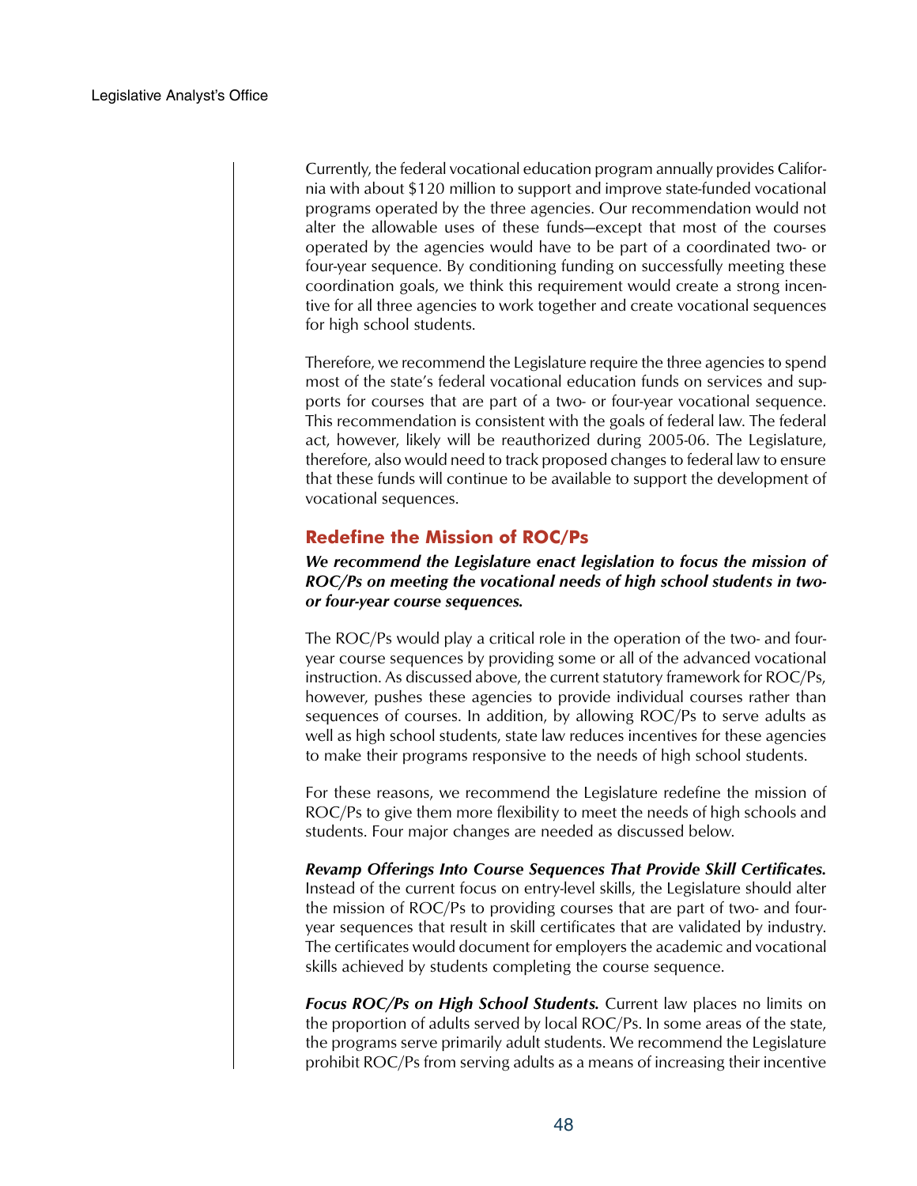Currently, the federal vocational education program annually provides California with about $120 million to support and improve state-funded vocational programs operated by the three agencies. Our recommendation would not alter the allowable uses of these funds—except that most of the courses operated by the agencies would have to be part of a coordinated two- or four-year sequence. By conditioning funding on successfully meeting these coordination goals, we think this requirement would create a strong incentive for all three agencies to work together and create vocational sequences for high school students.

Therefore, we recommend the Legislature require the three agencies to spend most of the state's federal vocational education funds on services and supports for courses that are part of a two- or four-year vocational sequence. This recommendation is consistent with the goals of federal law. The federal act, however, likely will be reauthorized during 2005-06. The Legislature, therefore, also would need to track proposed changes to federal law to ensure that these funds will continue to be available to support the development of vocational sequences.

## Redefine the Mission of ROC/Ps

***We recommend the Legislature enact legislation to focus the mission of ROC/Ps on meeting the vocational needs of high school students in two- or four-year course sequences.***

The ROC/Ps would play a critical role in the operation of the two- and four-year course sequences by providing some or all of the advanced vocational instruction. As discussed above, the current statutory framework for ROC/Ps, however, pushes these agencies to provide individual courses rather than sequences of courses. In addition, by allowing ROC/Ps to serve adults as well as high school students, state law reduces incentives for these agencies to make their programs responsive to the needs of high school students.

For these reasons, we recommend the Legislature redefine the mission of ROC/Ps to give them more flexibility to meet the needs of high schools and students. Four major changes are needed as discussed below.

***Revamp Offerings Into Course Sequences That Provide Skill Certificates.*** Instead of the current focus on entry-level skills, the Legislature should alter the mission of ROC/Ps to providing courses that are part of two- and four-year sequences that result in skill certificates that are validated by industry. The certificates would document for employers the academic and vocational skills achieved by students completing the course sequence.

***Focus ROC/Ps on High School Students.*** Current law places no limits on the proportion of adults served by local ROC/Ps. In some areas of the state, the programs serve primarily adult students. We recommend the Legislature prohibit ROC/Ps from serving adults as a means of increasing their incentive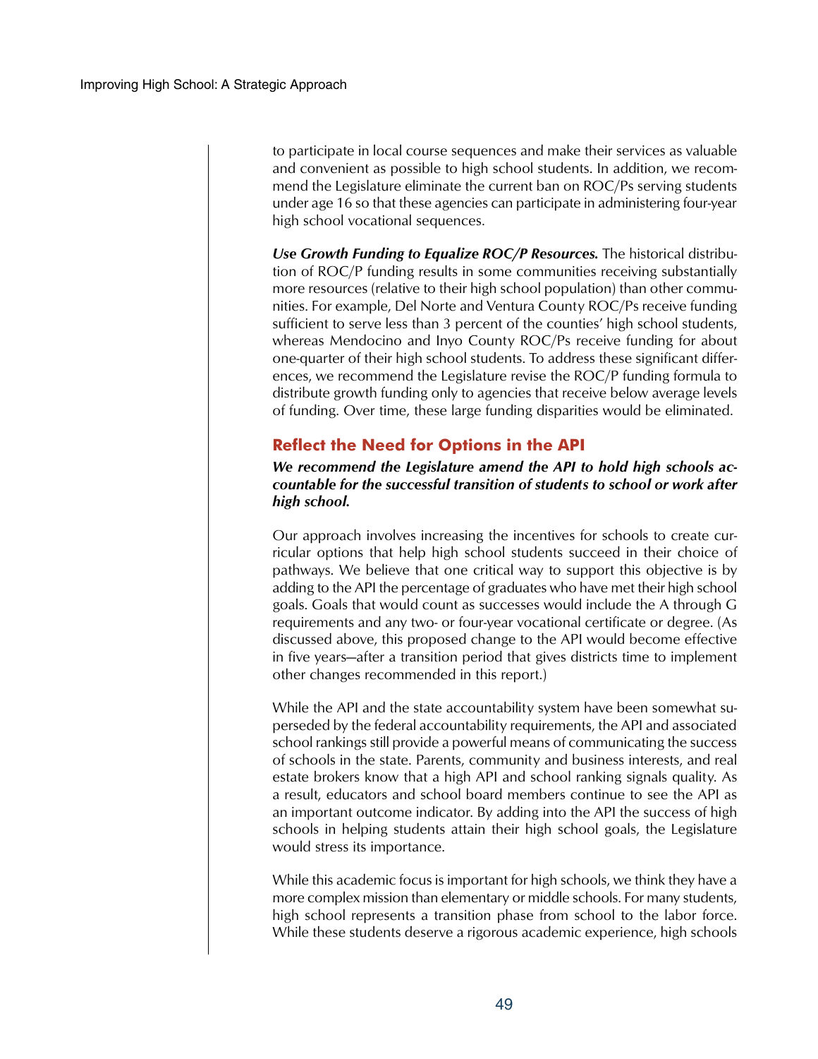to participate in local course sequences and make their services as valuable and convenient as possible to high school students. In addition, we recommend the Legislature eliminate the current ban on ROC/Ps serving students under age 16 so that these agencies can participate in administering four-year high school vocational sequences.

***Use Growth Funding to Equalize ROC/P Resources.*** The historical distribution of ROC/P funding results in some communities receiving substantially more resources (relative to their high school population) than other communities. For example, Del Norte and Ventura County ROC/Ps receive funding sufficient to serve less than 3 percent of the counties' high school students, whereas Mendocino and Inyo County ROC/Ps receive funding for about one-quarter of their high school students. To address these significant differences, we recommend the Legislature revise the ROC/P funding formula to distribute growth funding only to agencies that receive below average levels of funding. Over time, these large funding disparities would be eliminated.

## Reflect the Need for Options in the API

***We recommend the Legislature amend the API to hold high schools accountable for the successful transition of students to school or work after high school.***

Our approach involves increasing the incentives for schools to create curricular options that help high school students succeed in their choice of pathways. We believe that one critical way to support this objective is by adding to the API the percentage of graduates who have met their high school goals. Goals that would count as successes would include the A through G requirements and any two- or four-year vocational certificate or degree. (As discussed above, this proposed change to the API would become effective in five years—after a transition period that gives districts time to implement other changes recommended in this report.)

While the API and the state accountability system have been somewhat superseded by the federal accountability requirements, the API and associated school rankings still provide a powerful means of communicating the success of schools in the state. Parents, community and business interests, and real estate brokers know that a high API and school ranking signals quality. As a result, educators and school board members continue to see the API as an important outcome indicator. By adding into the API the success of high schools in helping students attain their high school goals, the Legislature would stress its importance.

While this academic focus is important for high schools, we think they have a more complex mission than elementary or middle schools. For many students, high school represents a transition phase from school to the labor force. While these students deserve a rigorous academic experience, high schools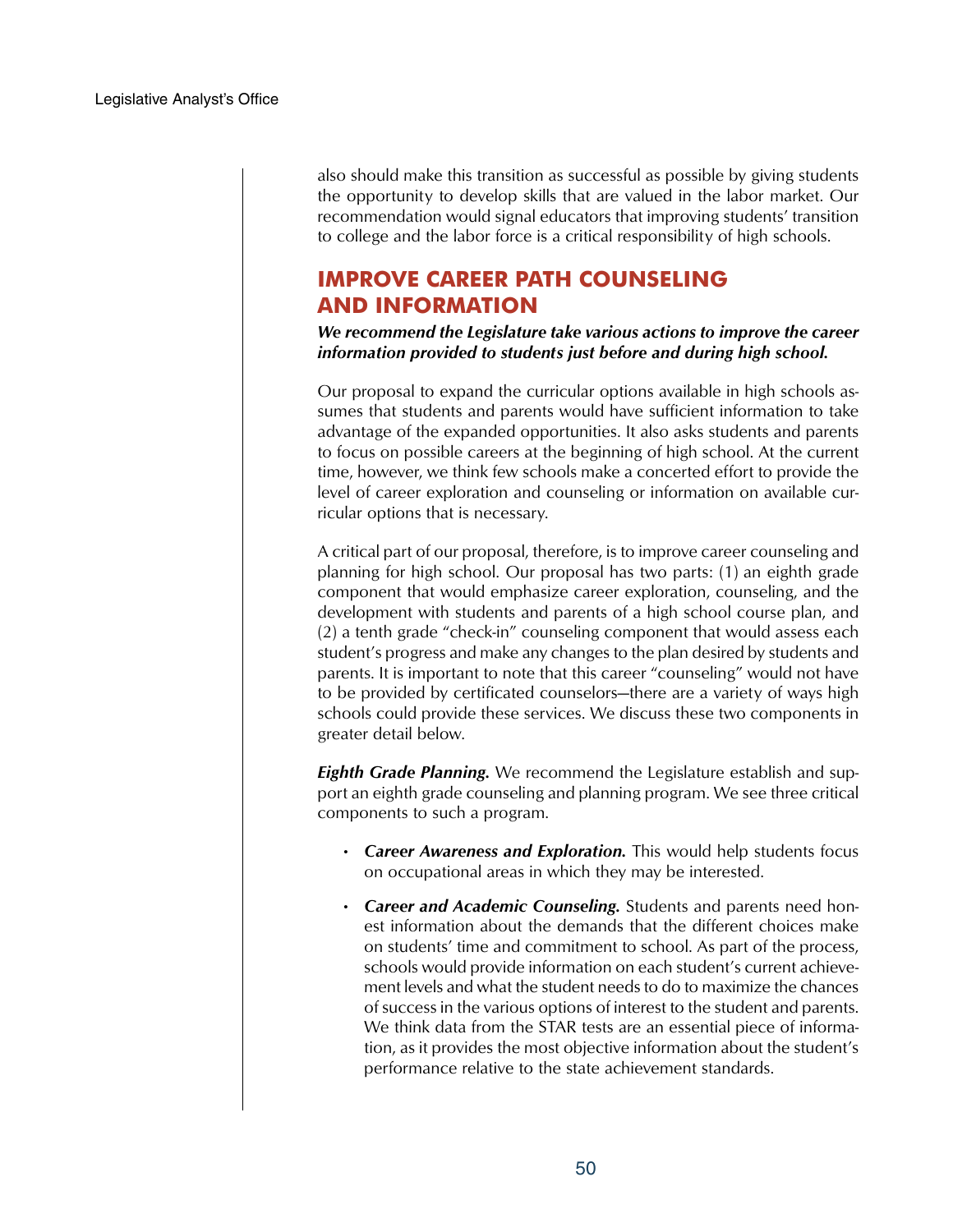also should make this transition as successful as possible by giving students the opportunity to develop skills that are valued in the labor market. Our recommendation would signal educators that improving students' transition to college and the labor force is a critical responsibility of high schools.

## IMPROVE CAREER PATH COUNSELING AND INFORMATION

***We recommend the Legislature take various actions to improve the career information provided to students just before and during high school.***

Our proposal to expand the curricular options available in high schools assumes that students and parents would have sufficient information to take advantage of the expanded opportunities. It also asks students and parents to focus on possible careers at the beginning of high school. At the current time, however, we think few schools make a concerted effort to provide the level of career exploration and counseling or information on available curricular options that is necessary.

A critical part of our proposal, therefore, is to improve career counseling and planning for high school. Our proposal has two parts: (1) an eighth grade component that would emphasize career exploration, counseling, and the development with students and parents of a high school course plan, and (2) a tenth grade "check-in" counseling component that would assess each student's progress and make any changes to the plan desired by students and parents. It is important to note that this career "counseling" would not have to be provided by certificated counselors—there are a variety of ways high schools could provide these services. We discuss these two components in greater detail below.

***Eighth Grade Planning.*** We recommend the Legislature establish and support an eighth grade counseling and planning program. We see three critical components to such a program.

- ***Career Awareness and Exploration.*** This would help students focus on occupational areas in which they may be interested.
- ***Career and Academic Counseling.*** Students and parents need honest information about the demands that the different choices make on students' time and commitment to school. As part of the process, schools would provide information on each student's current achievement levels and what the student needs to do to maximize the chances of success in the various options of interest to the student and parents. We think data from the STAR tests are an essential piece of information, as it provides the most objective information about the student's performance relative to the state achievement standards.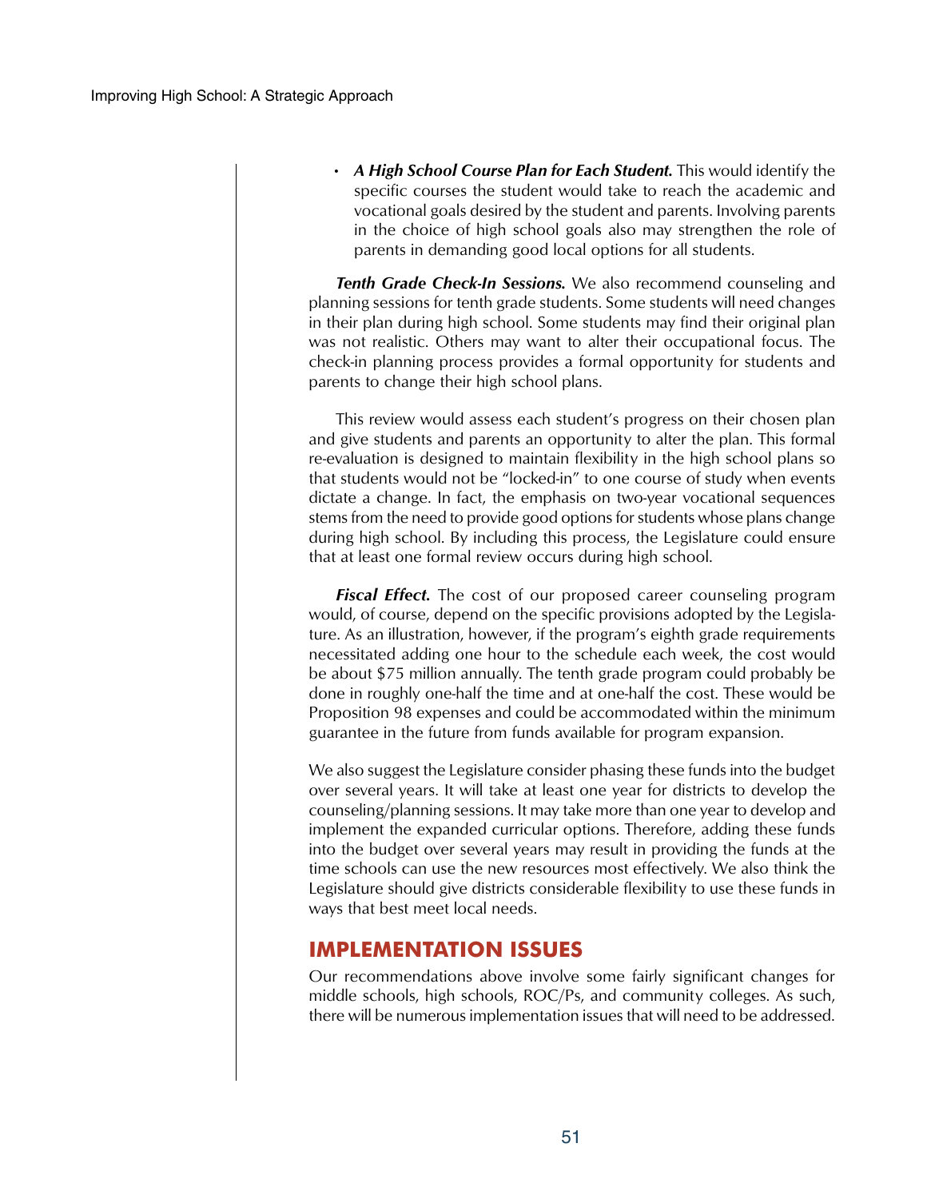- ***A High School Course Plan for Each Student.*** This would identify the specific courses the student would take to reach the academic and vocational goals desired by the student and parents. Involving parents in the choice of high school goals also may strengthen the role of parents in demanding good local options for all students.

***Tenth Grade Check-In Sessions.*** We also recommend counseling and planning sessions for tenth grade students. Some students will need changes in their plan during high school. Some students may find their original plan was not realistic. Others may want to alter their occupational focus. The check-in planning process provides a formal opportunity for students and parents to change their high school plans.

This review would assess each student's progress on their chosen plan and give students and parents an opportunity to alter the plan. This formal re-evaluation is designed to maintain flexibility in the high school plans so that students would not be "locked-in" to one course of study when events dictate a change. In fact, the emphasis on two-year vocational sequences stems from the need to provide good options for students whose plans change during high school. By including this process, the Legislature could ensure that at least one formal review occurs during high school.

***Fiscal Effect.*** The cost of our proposed career counseling program would, of course, depend on the specific provisions adopted by the Legislature. As an illustration, however, if the program's eighth grade requirements necessitated adding one hour to the schedule each week, the cost would be about $75 million annually. The tenth grade program could probably be done in roughly one-half the time and at one-half the cost. These would be Proposition 98 expenses and could be accommodated within the minimum guarantee in the future from funds available for program expansion.

We also suggest the Legislature consider phasing these funds into the budget over several years. It will take at least one year for districts to develop the counseling/planning sessions. It may take more than one year to develop and implement the expanded curricular options. Therefore, adding these funds into the budget over several years may result in providing the funds at the time schools can use the new resources most effectively. We also think the Legislature should give districts considerable flexibility to use these funds in ways that best meet local needs.

## IMPLEMENTATION ISSUES

Our recommendations above involve some fairly significant changes for middle schools, high schools, ROC/Ps, and community colleges. As such, there will be numerous implementation issues that will need to be addressed.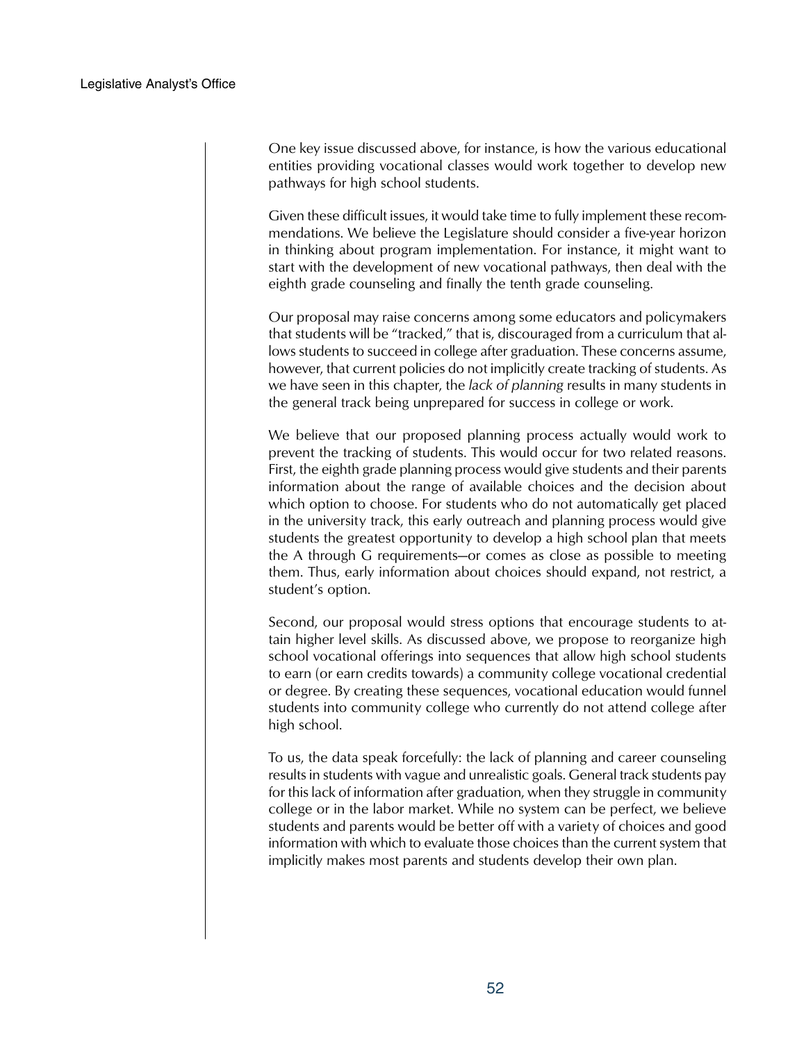One key issue discussed above, for instance, is how the various educational entities providing vocational classes would work together to develop new pathways for high school students.

Given these difficult issues, it would take time to fully implement these recommendations. We believe the Legislature should consider a five-year horizon in thinking about program implementation. For instance, it might want to start with the development of new vocational pathways, then deal with the eighth grade counseling and finally the tenth grade counseling.

Our proposal may raise concerns among some educators and policymakers that students will be "tracked," that is, discouraged from a curriculum that allows students to succeed in college after graduation. These concerns assume, however, that current policies do not implicitly create tracking of students. As we have seen in this chapter, the *lack of planning* results in many students in the general track being unprepared for success in college or work.

We believe that our proposed planning process actually would work to prevent the tracking of students. This would occur for two related reasons. First, the eighth grade planning process would give students and their parents information about the range of available choices and the decision about which option to choose. For students who do not automatically get placed in the university track, this early outreach and planning process would give students the greatest opportunity to develop a high school plan that meets the A through G requirements—or comes as close as possible to meeting them. Thus, early information about choices should expand, not restrict, a student's option.

Second, our proposal would stress options that encourage students to attain higher level skills. As discussed above, we propose to reorganize high school vocational offerings into sequences that allow high school students to earn (or earn credits towards) a community college vocational credential or degree. By creating these sequences, vocational education would funnel students into community college who currently do not attend college after high school.

To us, the data speak forcefully: the lack of planning and career counseling results in students with vague and unrealistic goals. General track students pay for this lack of information after graduation, when they struggle in community college or in the labor market. While no system can be perfect, we believe students and parents would be better off with a variety of choices and good information with which to evaluate those choices than the current system that implicitly makes most parents and students develop their own plan.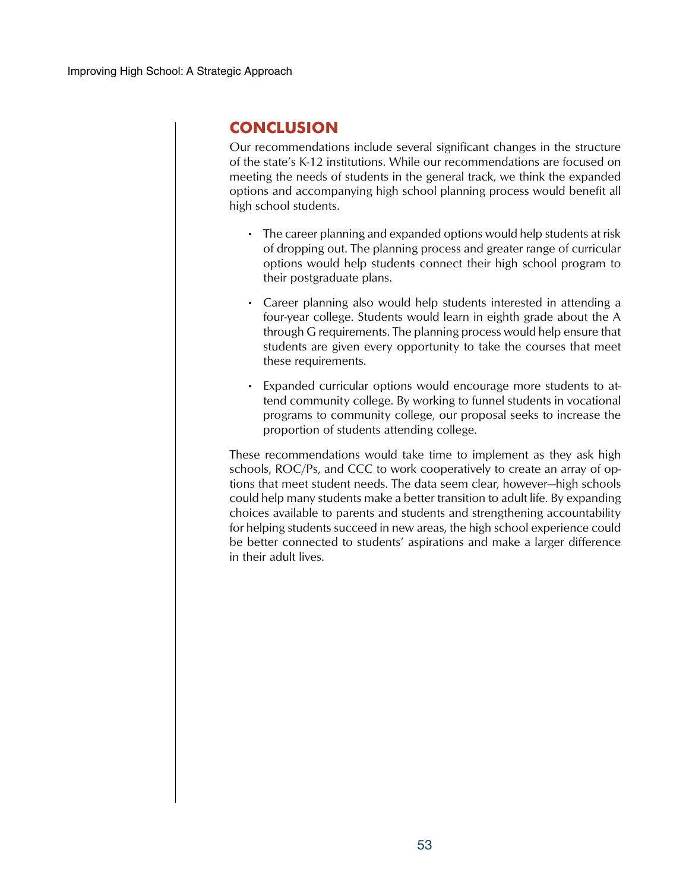## CONCLUSION

Our recommendations include several significant changes in the structure of the state's K-12 institutions. While our recommendations are focused on meeting the needs of students in the general track, we think the expanded options and accompanying high school planning process would benefit all high school students.

- The career planning and expanded options would help students at risk of dropping out. The planning process and greater range of curricular options would help students connect their high school program to their postgraduate plans.
- Career planning also would help students interested in attending a four-year college. Students would learn in eighth grade about the A through G requirements. The planning process would help ensure that students are given every opportunity to take the courses that meet these requirements.
- Expanded curricular options would encourage more students to attend community college. By working to funnel students in vocational programs to community college, our proposal seeks to increase the proportion of students attending college.

These recommendations would take time to implement as they ask high schools, ROC/Ps, and CCC to work cooperatively to create an array of options that meet student needs. The data seem clear, however—high schools could help many students make a better transition to adult life. By expanding choices available to parents and students and strengthening accountability for helping students succeed in new areas, the high school experience could be better connected to students' aspirations and make a larger difference in their adult lives.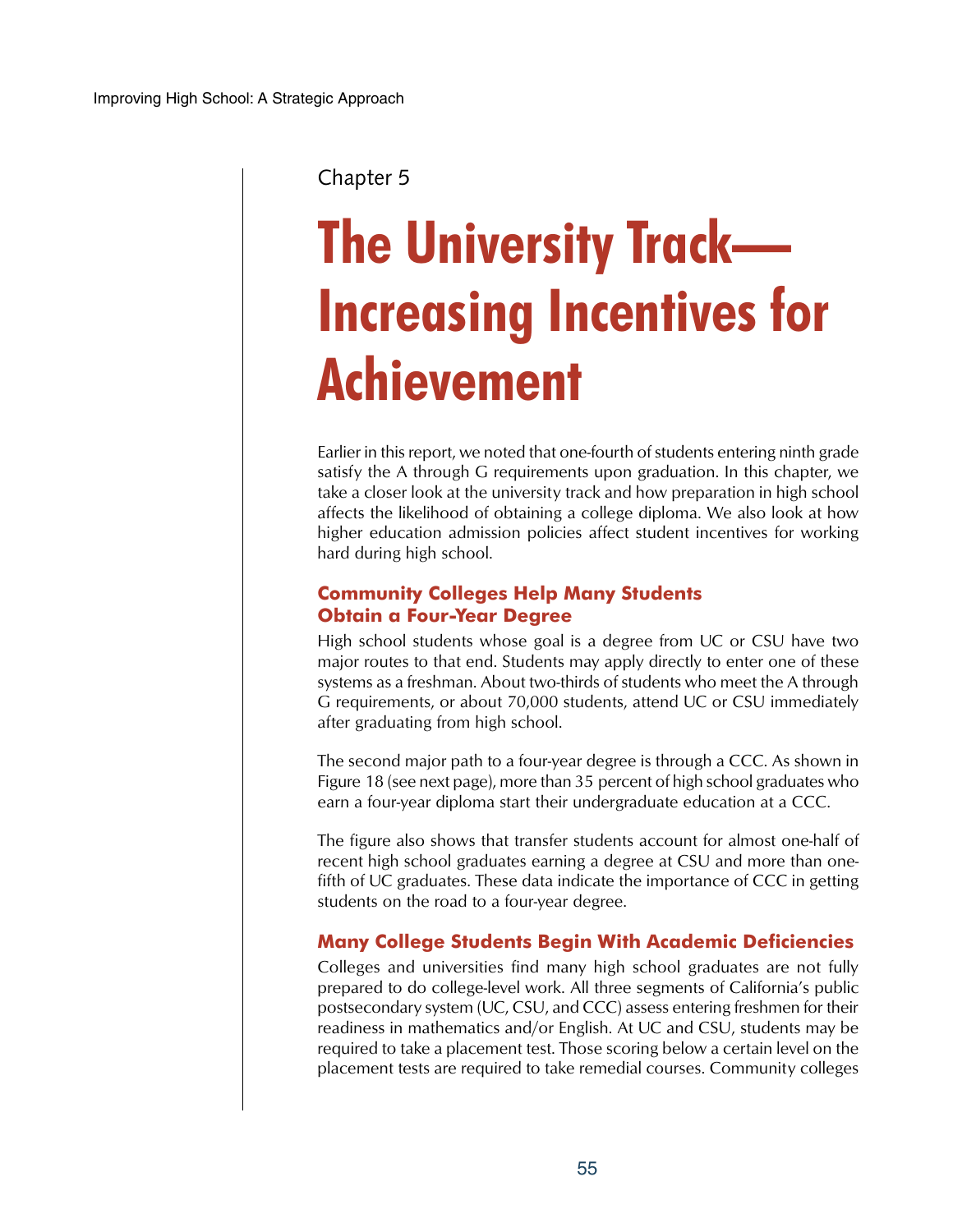Chapter 5

# The University Track—Increasing Incentives for Achievement

Earlier in this report, we noted that one-fourth of students entering ninth grade satisfy the A through G requirements upon graduation. In this chapter, we take a closer look at the university track and how preparation in high school affects the likelihood of obtaining a college diploma. We also look at how higher education admission policies affect student incentives for working hard during high school.

## Community Colleges Help Many Students Obtain a Four-Year Degree

High school students whose goal is a degree from UC or CSU have two major routes to that end. Students may apply directly to enter one of these systems as a freshman. About two-thirds of students who meet the A through G requirements, or about 70,000 students, attend UC or CSU immediately after graduating from high school.

The second major path to a four-year degree is through a CCC. As shown in Figure 18 (see next page), more than 35 percent of high school graduates who earn a four-year diploma start their undergraduate education at a CCC.

The figure also shows that transfer students account for almost one-half of recent high school graduates earning a degree at CSU and more than one-fifth of UC graduates. These data indicate the importance of CCC in getting students on the road to a four-year degree.

## Many College Students Begin With Academic Deficiencies

Colleges and universities find many high school graduates are not fully prepared to do college-level work. All three segments of California's public postsecondary system (UC, CSU, and CCC) assess entering freshmen for their readiness in mathematics and/or English. At UC and CSU, students may be required to take a placement test. Those scoring below a certain level on the placement tests are required to take remedial courses. Community colleges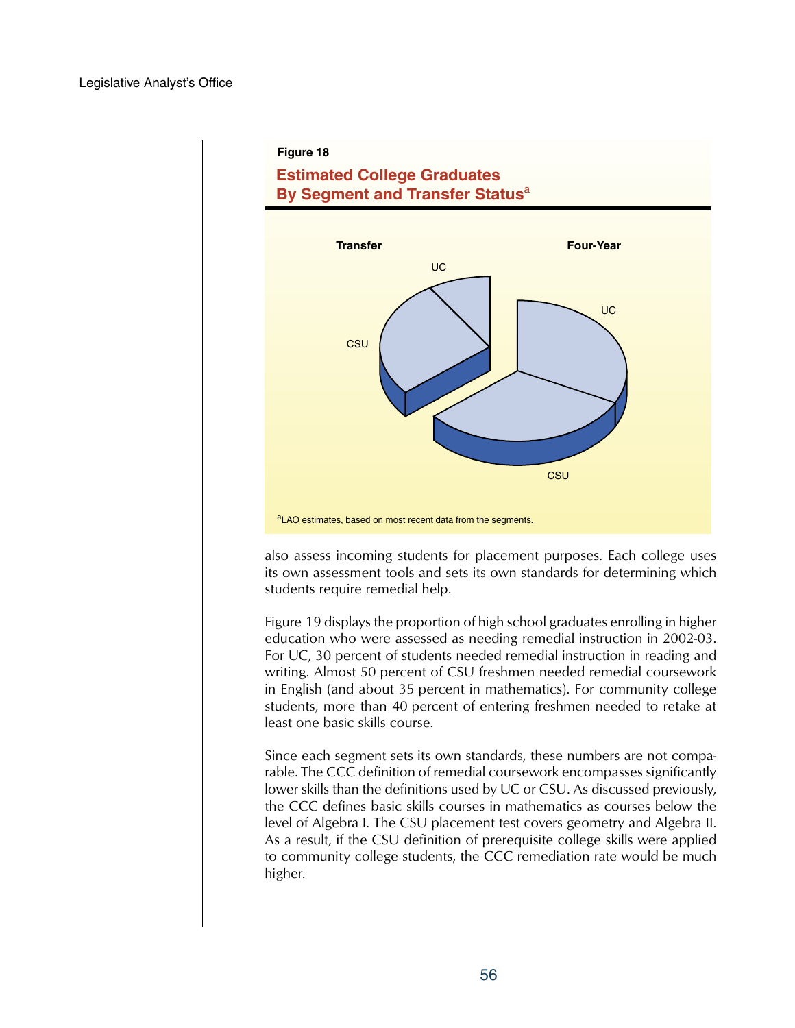**Figure 18**

**Estimated College Graduates By Segment and Transfer Status[a]**

Transfer | Four-Year

UC | CSU | UC | CSU

[a]LAO estimates, based on most recent data from the segments.

also assess incoming students for placement purposes. Each college uses its own assessment tools and sets its own standards for determining which students require remedial help.

Figure 19 displays the proportion of high school graduates enrolling in higher education who were assessed as needing remedial instruction in 2002-03. For UC, 30 percent of students needed remedial instruction in reading and writing. Almost 50 percent of CSU freshmen needed remedial coursework in English (and about 35 percent in mathematics). For community college students, more than 40 percent of entering freshmen needed to retake at least one basic skills course.

Since each segment sets its own standards, these numbers are not comparable. The CCC definition of remedial coursework encompasses significantly lower skills than the definitions used by UC or CSU. As discussed previously, the CCC defines basic skills courses in mathematics as courses below the level of Algebra I. The CSU placement test covers geometry and Algebra II. As a result, if the CSU definition of prerequisite college skills were applied to community college students, the CCC remediation rate would be much higher.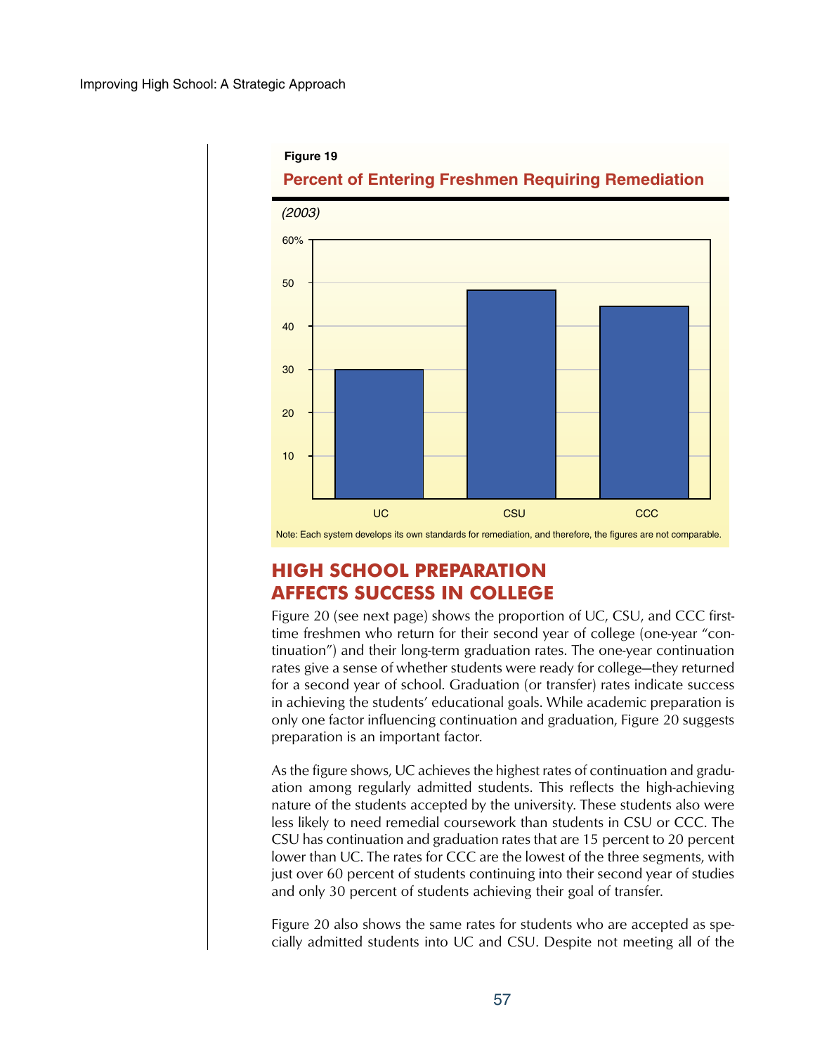**Figure 19**

**Percent of Entering Freshmen Requiring Remediation**

*(2003)*

| | UC | CSU | CCC |
|---|---|---|---|
| Percent | 30 | 48 | 45 |

Note: Each system develops its own standards for remediation, and therefore, the figures are not comparable.

## HIGH SCHOOL PREPARATION AFFECTS SUCCESS IN COLLEGE

Figure 20 (see next page) shows the proportion of UC, CSU, and CCC first-time freshmen who return for their second year of college (one-year "continuation") and their long-term graduation rates. The one-year continuation rates give a sense of whether students were ready for college—they returned for a second year of school. Graduation (or transfer) rates indicate success in achieving the students' educational goals. While academic preparation is only one factor influencing continuation and graduation, Figure 20 suggests preparation is an important factor.

As the figure shows, UC achieves the highest rates of continuation and graduation among regularly admitted students. This reflects the high-achieving nature of the students accepted by the university. These students also were less likely to need remedial coursework than students in CSU or CCC. The CSU has continuation and graduation rates that are 15 percent to 20 percent lower than UC. The rates for CCC are the lowest of the three segments, with just over 60 percent of students continuing into their second year of studies and only 30 percent of students achieving their goal of transfer.

Figure 20 also shows the same rates for students who are accepted as specially admitted students into UC and CSU. Despite not meeting all of the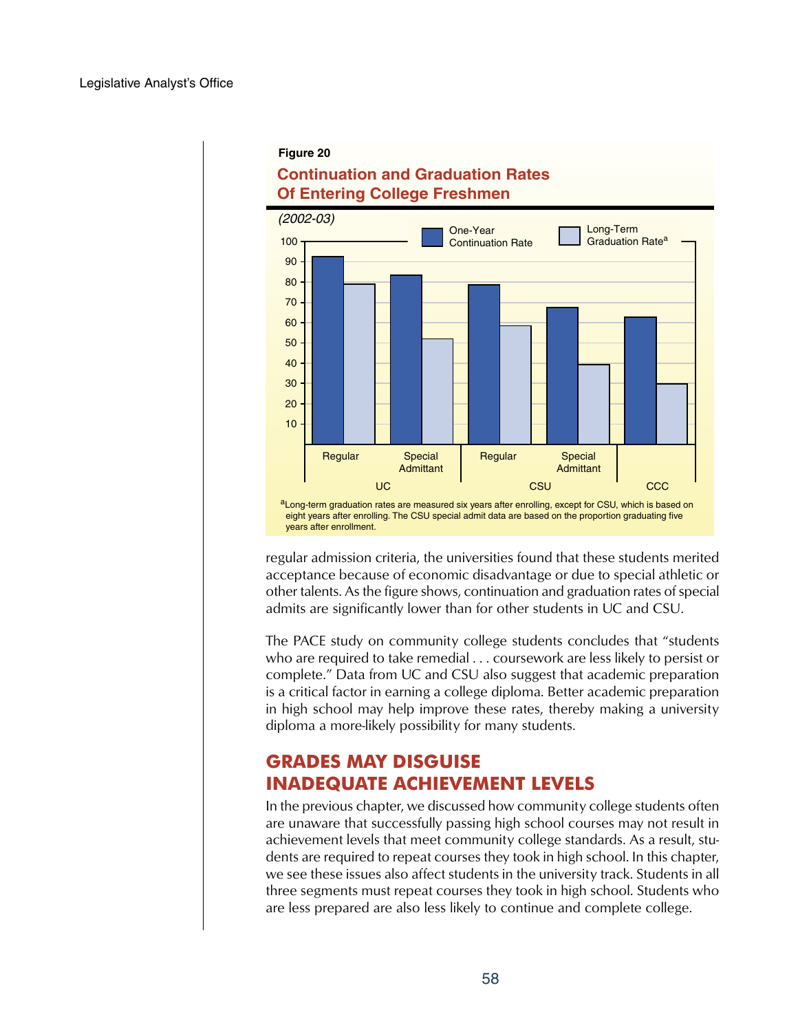**Figure 20**

**Continuation and Graduation Rates Of Entering College Freshmen**

*(2002-03)*

| | UC Regular | UC Special Admittant | CSU Regular | CSU Special Admittant | CCC |
|---|---|---|---|---|---|
| One-Year Continuation Rate | 92 | 83 | 78 | 67 | 62 |
| Long-Term Graduation Rate[a] | 78 | 52 | 58 | 39 | 30 |

[a]Long-term graduation rates are measured six years after enrolling, except for CSU, which is based on eight years after enrolling. The CSU special admit data are based on the proportion graduating five years after enrollment.

regular admission criteria, the universities found that these students merited acceptance because of economic disadvantage or due to special athletic or other talents. As the figure shows, continuation and graduation rates of special admits are significantly lower than for other students in UC and CSU.

The PACE study on community college students concludes that "students who are required to take remedial . . . coursework are less likely to persist or complete." Data from UC and CSU also suggest that academic preparation is a critical factor in earning a college diploma. Better academic preparation in high school may help improve these rates, thereby making a university diploma a more-likely possibility for many students.

## GRADES MAY DISGUISE INADEQUATE ACHIEVEMENT LEVELS

In the previous chapter, we discussed how community college students often are unaware that successfully passing high school courses may not result in achievement levels that meet community college standards. As a result, students are required to repeat courses they took in high school. In this chapter, we see these issues also affect students in the university track. Students in all three segments must repeat courses they took in high school. Students who are less prepared are also less likely to continue and complete college.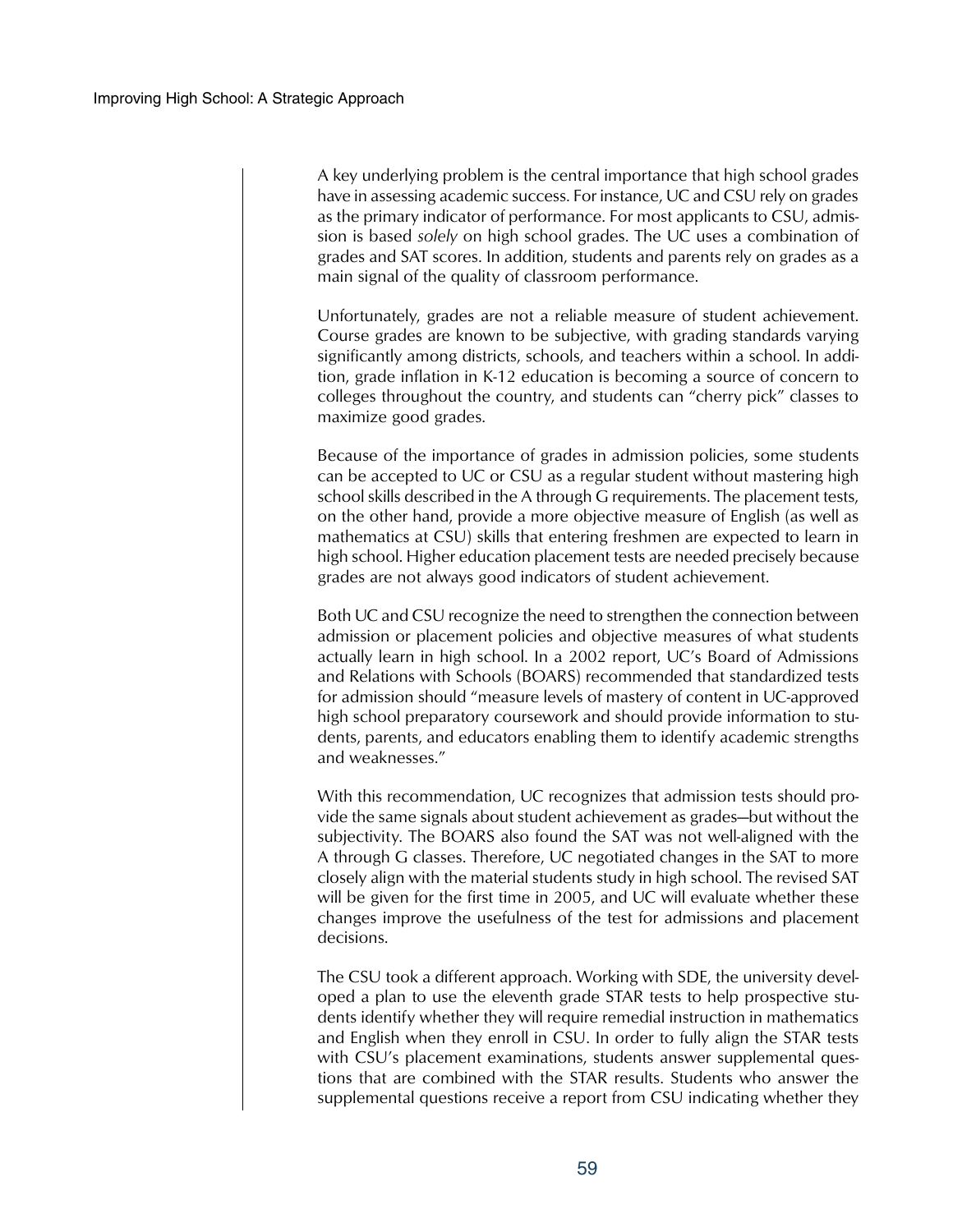A key underlying problem is the central importance that high school grades have in assessing academic success. For instance, UC and CSU rely on grades as the primary indicator of performance. For most applicants to CSU, admission is based *solely* on high school grades. The UC uses a combination of grades and SAT scores. In addition, students and parents rely on grades as a main signal of the quality of classroom performance.

Unfortunately, grades are not a reliable measure of student achievement. Course grades are known to be subjective, with grading standards varying significantly among districts, schools, and teachers within a school. In addition, grade inflation in K-12 education is becoming a source of concern to colleges throughout the country, and students can "cherry pick" classes to maximize good grades.

Because of the importance of grades in admission policies, some students can be accepted to UC or CSU as a regular student without mastering high school skills described in the A through G requirements. The placement tests, on the other hand, provide a more objective measure of English (as well as mathematics at CSU) skills that entering freshmen are expected to learn in high school. Higher education placement tests are needed precisely because grades are not always good indicators of student achievement.

Both UC and CSU recognize the need to strengthen the connection between admission or placement policies and objective measures of what students actually learn in high school. In a 2002 report, UC's Board of Admissions and Relations with Schools (BOARS) recommended that standardized tests for admission should "measure levels of mastery of content in UC-approved high school preparatory coursework and should provide information to students, parents, and educators enabling them to identify academic strengths and weaknesses."

With this recommendation, UC recognizes that admission tests should provide the same signals about student achievement as grades—but without the subjectivity. The BOARS also found the SAT was not well-aligned with the A through G classes. Therefore, UC negotiated changes in the SAT to more closely align with the material students study in high school. The revised SAT will be given for the first time in 2005, and UC will evaluate whether these changes improve the usefulness of the test for admissions and placement decisions.

The CSU took a different approach. Working with SDE, the university developed a plan to use the eleventh grade STAR tests to help prospective students identify whether they will require remedial instruction in mathematics and English when they enroll in CSU. In order to fully align the STAR tests with CSU's placement examinations, students answer supplemental questions that are combined with the STAR results. Students who answer the supplemental questions receive a report from CSU indicating whether they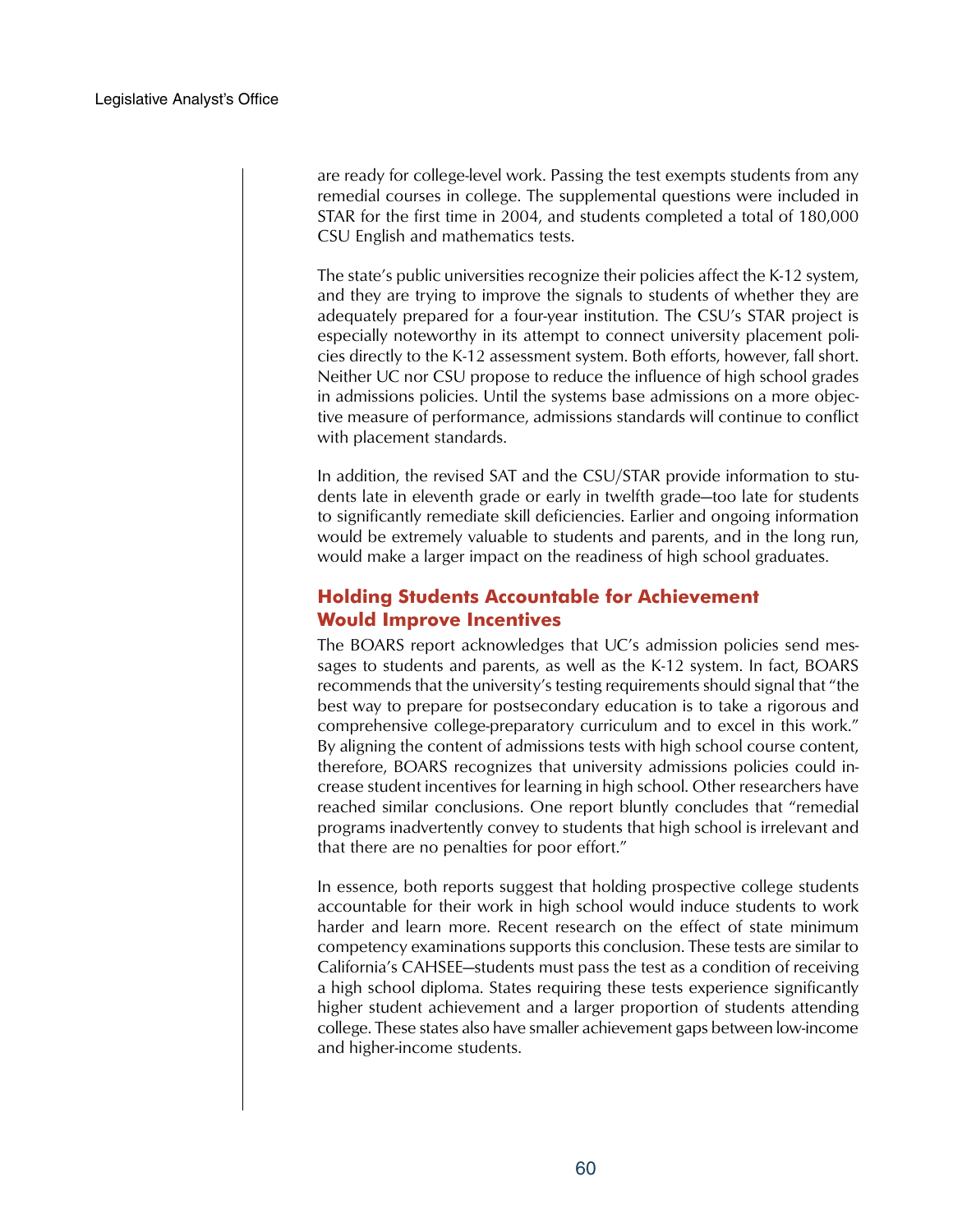are ready for college-level work. Passing the test exempts students from any remedial courses in college. The supplemental questions were included in STAR for the first time in 2004, and students completed a total of 180,000 CSU English and mathematics tests.

The state's public universities recognize their policies affect the K-12 system, and they are trying to improve the signals to students of whether they are adequately prepared for a four-year institution. The CSU's STAR project is especially noteworthy in its attempt to connect university placement policies directly to the K-12 assessment system. Both efforts, however, fall short. Neither UC nor CSU propose to reduce the influence of high school grades in admissions policies. Until the systems base admissions on a more objective measure of performance, admissions standards will continue to conflict with placement standards.

In addition, the revised SAT and the CSU/STAR provide information to students late in eleventh grade or early in twelfth grade—too late for students to significantly remediate skill deficiencies. Earlier and ongoing information would be extremely valuable to students and parents, and in the long run, would make a larger impact on the readiness of high school graduates.

## Holding Students Accountable for Achievement Would Improve Incentives

The BOARS report acknowledges that UC's admission policies send messages to students and parents, as well as the K-12 system. In fact, BOARS recommends that the university's testing requirements should signal that "the best way to prepare for postsecondary education is to take a rigorous and comprehensive college-preparatory curriculum and to excel in this work." By aligning the content of admissions tests with high school course content, therefore, BOARS recognizes that university admissions policies could increase student incentives for learning in high school. Other researchers have reached similar conclusions. One report bluntly concludes that "remedial programs inadvertently convey to students that high school is irrelevant and that there are no penalties for poor effort."

In essence, both reports suggest that holding prospective college students accountable for their work in high school would induce students to work harder and learn more. Recent research on the effect of state minimum competency examinations supports this conclusion. These tests are similar to California's CAHSEE—students must pass the test as a condition of receiving a high school diploma. States requiring these tests experience significantly higher student achievement and a larger proportion of students attending college. These states also have smaller achievement gaps between low-income and higher-income students.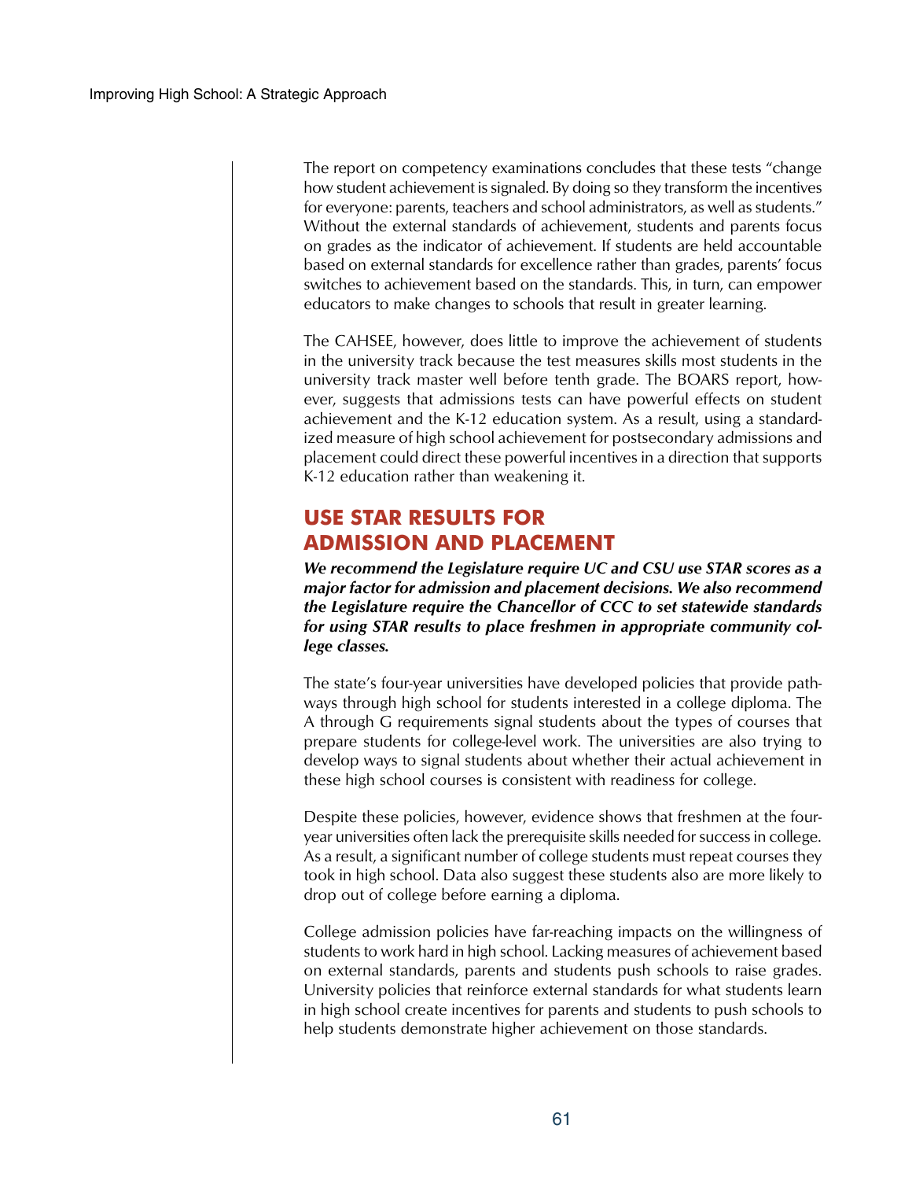The report on competency examinations concludes that these tests "change how student achievement is signaled. By doing so they transform the incentives for everyone: parents, teachers and school administrators, as well as students." Without the external standards of achievement, students and parents focus on grades as the indicator of achievement. If students are held accountable based on external standards for excellence rather than grades, parents' focus switches to achievement based on the standards. This, in turn, can empower educators to make changes to schools that result in greater learning.

The CAHSEE, however, does little to improve the achievement of students in the university track because the test measures skills most students in the university track master well before tenth grade. The BOARS report, however, suggests that admissions tests can have powerful effects on student achievement and the K-12 education system. As a result, using a standardized measure of high school achievement for postsecondary admissions and placement could direct these powerful incentives in a direction that supports K-12 education rather than weakening it.

## USE STAR RESULTS FOR ADMISSION AND PLACEMENT

***We recommend the Legislature require UC and CSU use STAR scores as a major factor for admission and placement decisions. We also recommend the Legislature require the Chancellor of CCC to set statewide standards for using STAR results to place freshmen in appropriate community college classes.***

The state's four-year universities have developed policies that provide pathways through high school for students interested in a college diploma. The A through G requirements signal students about the types of courses that prepare students for college-level work. The universities are also trying to develop ways to signal students about whether their actual achievement in these high school courses is consistent with readiness for college.

Despite these policies, however, evidence shows that freshmen at the four-year universities often lack the prerequisite skills needed for success in college. As a result, a significant number of college students must repeat courses they took in high school. Data also suggest these students also are more likely to drop out of college before earning a diploma.

College admission policies have far-reaching impacts on the willingness of students to work hard in high school. Lacking measures of achievement based on external standards, parents and students push schools to raise grades. University policies that reinforce external standards for what students learn in high school create incentives for parents and students to push schools to help students demonstrate higher achievement on those standards.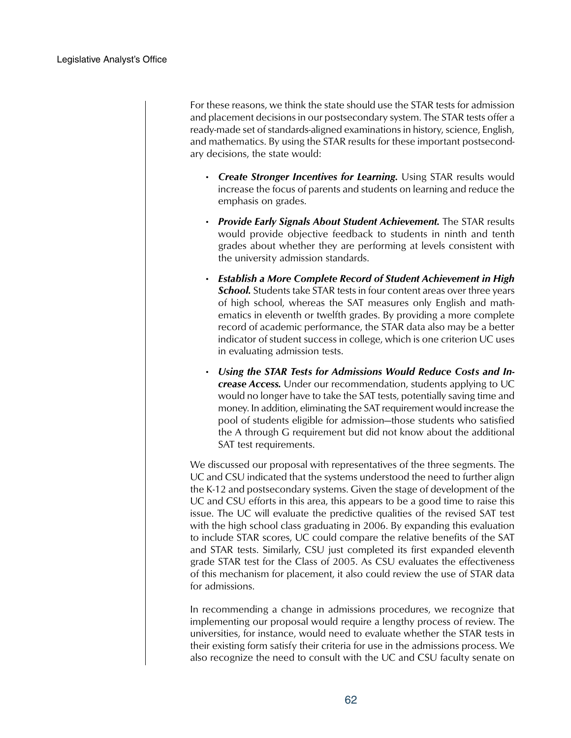For these reasons, we think the state should use the STAR tests for admission and placement decisions in our postsecondary system. The STAR tests offer a ready-made set of standards-aligned examinations in history, science, English, and mathematics. By using the STAR results for these important postsecondary decisions, the state would:

- ***Create Stronger Incentives for Learning.*** Using STAR results would increase the focus of parents and students on learning and reduce the emphasis on grades.
- ***Provide Early Signals About Student Achievement.*** The STAR results would provide objective feedback to students in ninth and tenth grades about whether they are performing at levels consistent with the university admission standards.
- ***Establish a More Complete Record of Student Achievement in High School.*** Students take STAR tests in four content areas over three years of high school, whereas the SAT measures only English and mathematics in eleventh or twelfth grades. By providing a more complete record of academic performance, the STAR data also may be a better indicator of student success in college, which is one criterion UC uses in evaluating admission tests.
- ***Using the STAR Tests for Admissions Would Reduce Costs and Increase Access.*** Under our recommendation, students applying to UC would no longer have to take the SAT tests, potentially saving time and money. In addition, eliminating the SAT requirement would increase the pool of students eligible for admission—those students who satisfied the A through G requirement but did not know about the additional SAT test requirements.

We discussed our proposal with representatives of the three segments. The UC and CSU indicated that the systems understood the need to further align the K-12 and postsecondary systems. Given the stage of development of the UC and CSU efforts in this area, this appears to be a good time to raise this issue. The UC will evaluate the predictive qualities of the revised SAT test with the high school class graduating in 2006. By expanding this evaluation to include STAR scores, UC could compare the relative benefits of the SAT and STAR tests. Similarly, CSU just completed its first expanded eleventh grade STAR test for the Class of 2005. As CSU evaluates the effectiveness of this mechanism for placement, it also could review the use of STAR data for admissions.

In recommending a change in admissions procedures, we recognize that implementing our proposal would require a lengthy process of review. The universities, for instance, would need to evaluate whether the STAR tests in their existing form satisfy their criteria for use in the admissions process. We also recognize the need to consult with the UC and CSU faculty senate on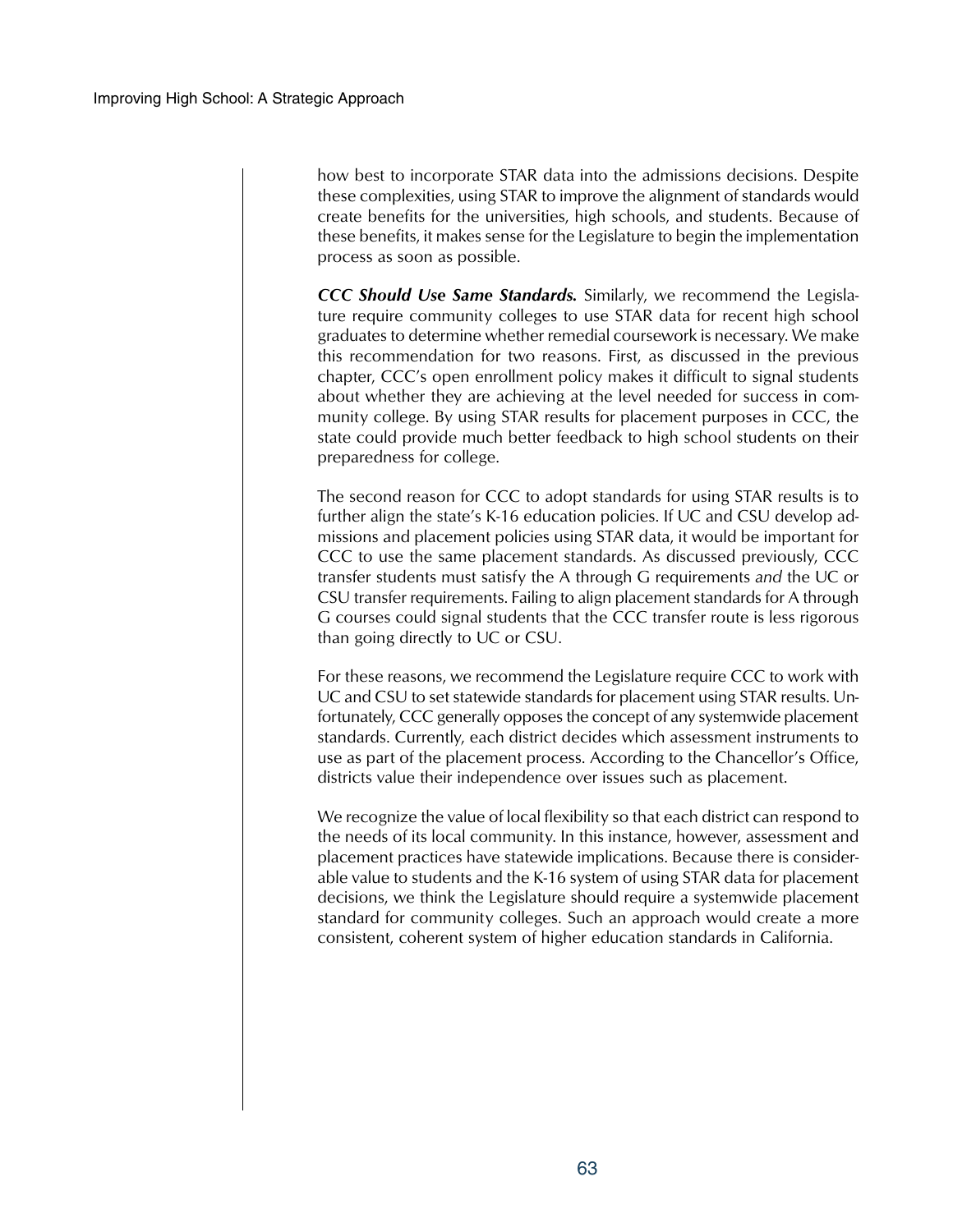how best to incorporate STAR data into the admissions decisions. Despite these complexities, using STAR to improve the alignment of standards would create benefits for the universities, high schools, and students. Because of these benefits, it makes sense for the Legislature to begin the implementation process as soon as possible.

***CCC Should Use Same Standards.*** Similarly, we recommend the Legislature require community colleges to use STAR data for recent high school graduates to determine whether remedial coursework is necessary. We make this recommendation for two reasons. First, as discussed in the previous chapter, CCC's open enrollment policy makes it difficult to signal students about whether they are achieving at the level needed for success in community college. By using STAR results for placement purposes in CCC, the state could provide much better feedback to high school students on their preparedness for college.

The second reason for CCC to adopt standards for using STAR results is to further align the state's K-16 education policies. If UC and CSU develop admissions and placement policies using STAR data, it would be important for CCC to use the same placement standards. As discussed previously, CCC transfer students must satisfy the A through G requirements *and* the UC or CSU transfer requirements. Failing to align placement standards for A through G courses could signal students that the CCC transfer route is less rigorous than going directly to UC or CSU.

For these reasons, we recommend the Legislature require CCC to work with UC and CSU to set statewide standards for placement using STAR results. Unfortunately, CCC generally opposes the concept of any systemwide placement standards. Currently, each district decides which assessment instruments to use as part of the placement process. According to the Chancellor's Office, districts value their independence over issues such as placement.

We recognize the value of local flexibility so that each district can respond to the needs of its local community. In this instance, however, assessment and placement practices have statewide implications. Because there is considerable value to students and the K-16 system of using STAR data for placement decisions, we think the Legislature should require a systemwide placement standard for community colleges. Such an approach would create a more consistent, coherent system of higher education standards in California.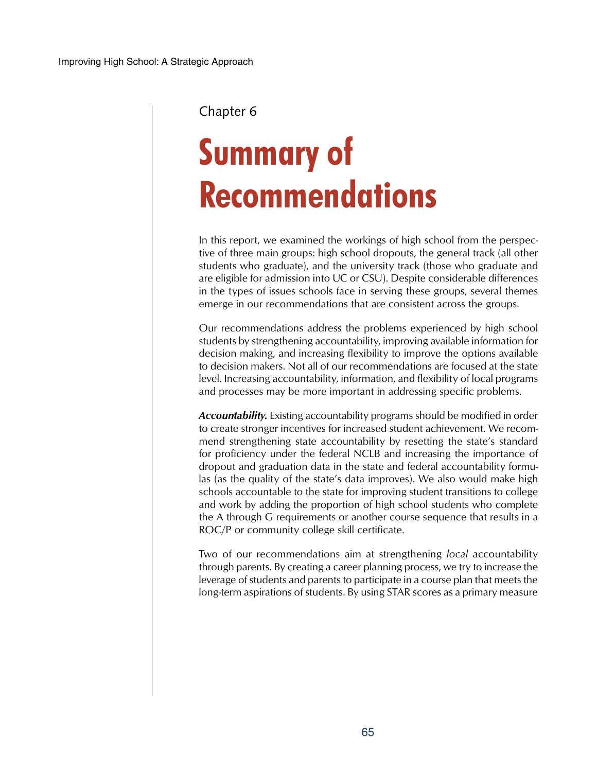Chapter 6

# Summary of Recommendations

In this report, we examined the workings of high school from the perspective of three main groups: high school dropouts, the general track (all other students who graduate), and the university track (those who graduate and are eligible for admission into UC or CSU). Despite considerable differences in the types of issues schools face in serving these groups, several themes emerge in our recommendations that are consistent across the groups.

Our recommendations address the problems experienced by high school students by strengthening accountability, improving available information for decision making, and increasing flexibility to improve the options available to decision makers. Not all of our recommendations are focused at the state level. Increasing accountability, information, and flexibility of local programs and processes may be more important in addressing specific problems.

***Accountability.*** Existing accountability programs should be modified in order to create stronger incentives for increased student achievement. We recommend strengthening state accountability by resetting the state's standard for proficiency under the federal NCLB and increasing the importance of dropout and graduation data in the state and federal accountability formulas (as the quality of the state's data improves). We also would make high schools accountable to the state for improving student transitions to college and work by adding the proportion of high school students who complete the A through G requirements or another course sequence that results in a ROC/P or community college skill certificate.

Two of our recommendations aim at strengthening *local* accountability through parents. By creating a career planning process, we try to increase the leverage of students and parents to participate in a course plan that meets the long-term aspirations of students. By using STAR scores as a primary measure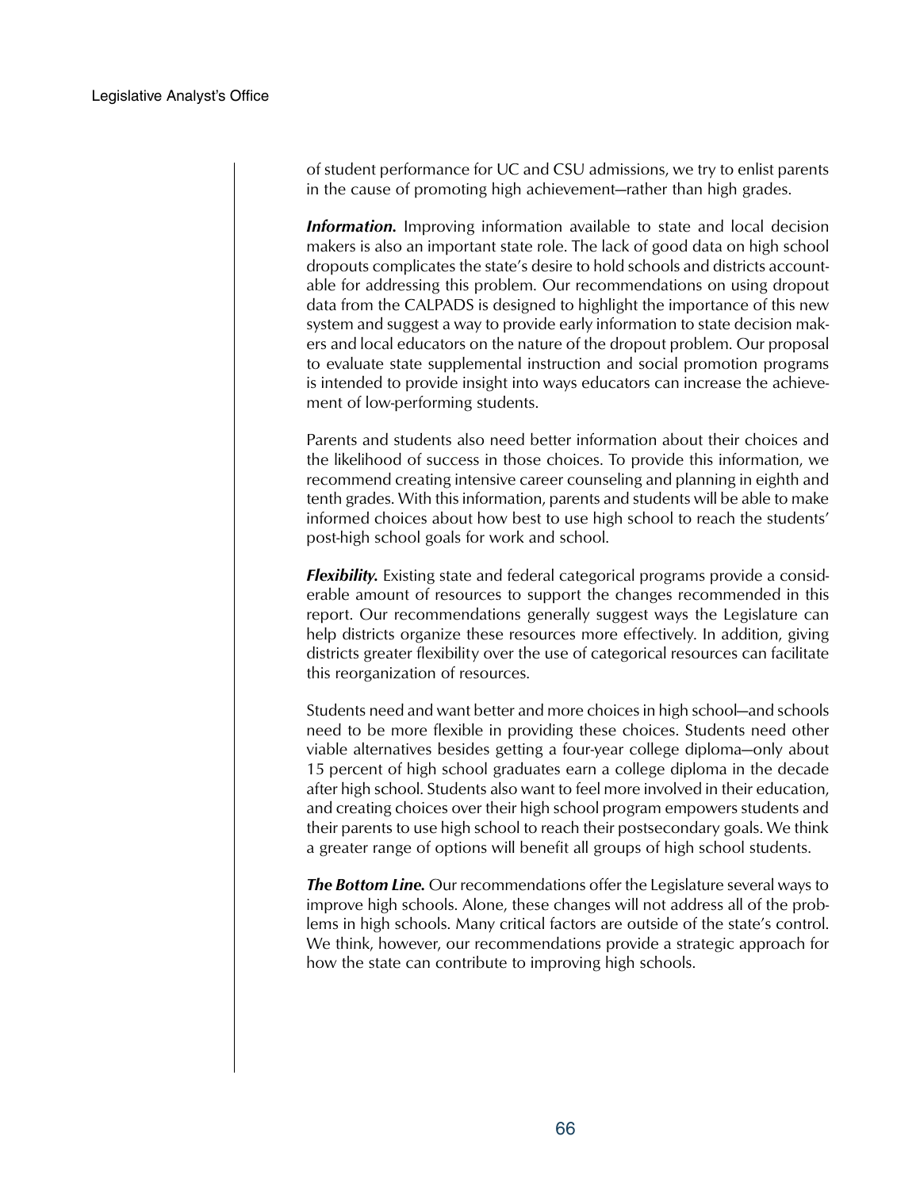of student performance for UC and CSU admissions, we try to enlist parents in the cause of promoting high achievement—rather than high grades.

***Information.*** Improving information available to state and local decision makers is also an important state role. The lack of good data on high school dropouts complicates the state's desire to hold schools and districts accountable for addressing this problem. Our recommendations on using dropout data from the CALPADS is designed to highlight the importance of this new system and suggest a way to provide early information to state decision makers and local educators on the nature of the dropout problem. Our proposal to evaluate state supplemental instruction and social promotion programs is intended to provide insight into ways educators can increase the achievement of low-performing students.

Parents and students also need better information about their choices and the likelihood of success in those choices. To provide this information, we recommend creating intensive career counseling and planning in eighth and tenth grades. With this information, parents and students will be able to make informed choices about how best to use high school to reach the students' post-high school goals for work and school.

***Flexibility.*** Existing state and federal categorical programs provide a considerable amount of resources to support the changes recommended in this report. Our recommendations generally suggest ways the Legislature can help districts organize these resources more effectively. In addition, giving districts greater flexibility over the use of categorical resources can facilitate this reorganization of resources.

Students need and want better and more choices in high school—and schools need to be more flexible in providing these choices. Students need other viable alternatives besides getting a four-year college diploma—only about 15 percent of high school graduates earn a college diploma in the decade after high school. Students also want to feel more involved in their education, and creating choices over their high school program empowers students and their parents to use high school to reach their postsecondary goals. We think a greater range of options will benefit all groups of high school students.

***The Bottom Line.*** Our recommendations offer the Legislature several ways to improve high schools. Alone, these changes will not address all of the problems in high schools. Many critical factors are outside of the state's control. We think, however, our recommendations provide a strategic approach for how the state can contribute to improving high schools.